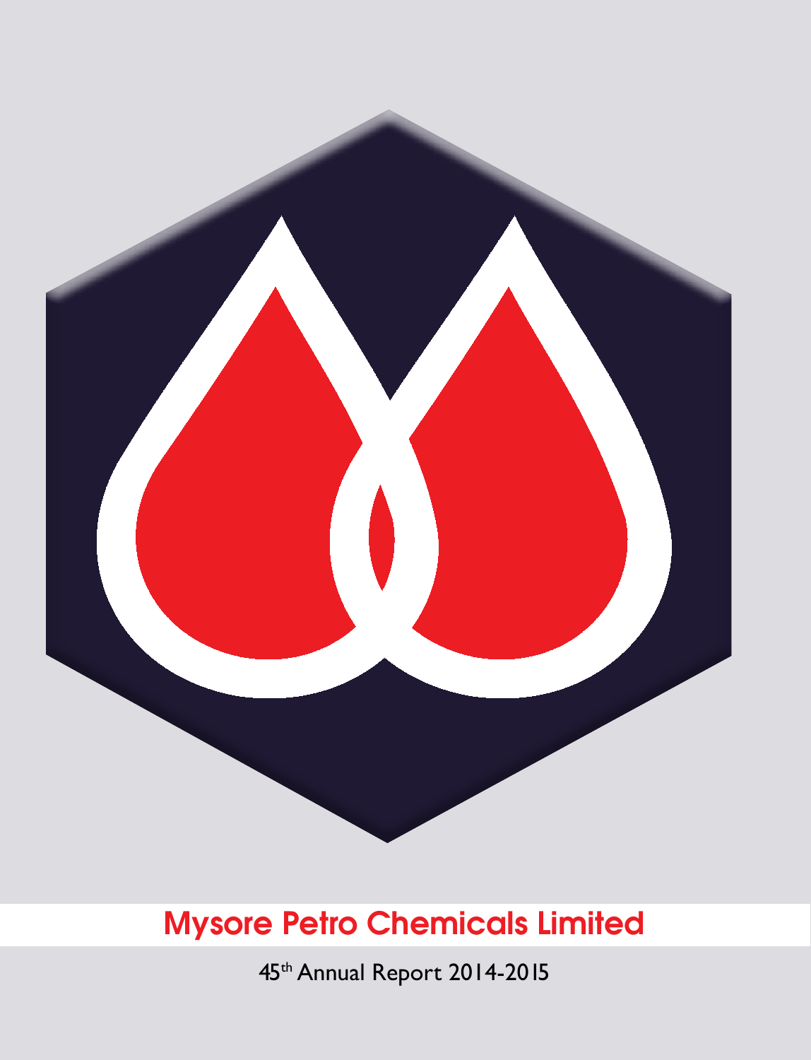# Mysore Petro Chemicals Limited

45th Annual Report 2014-2015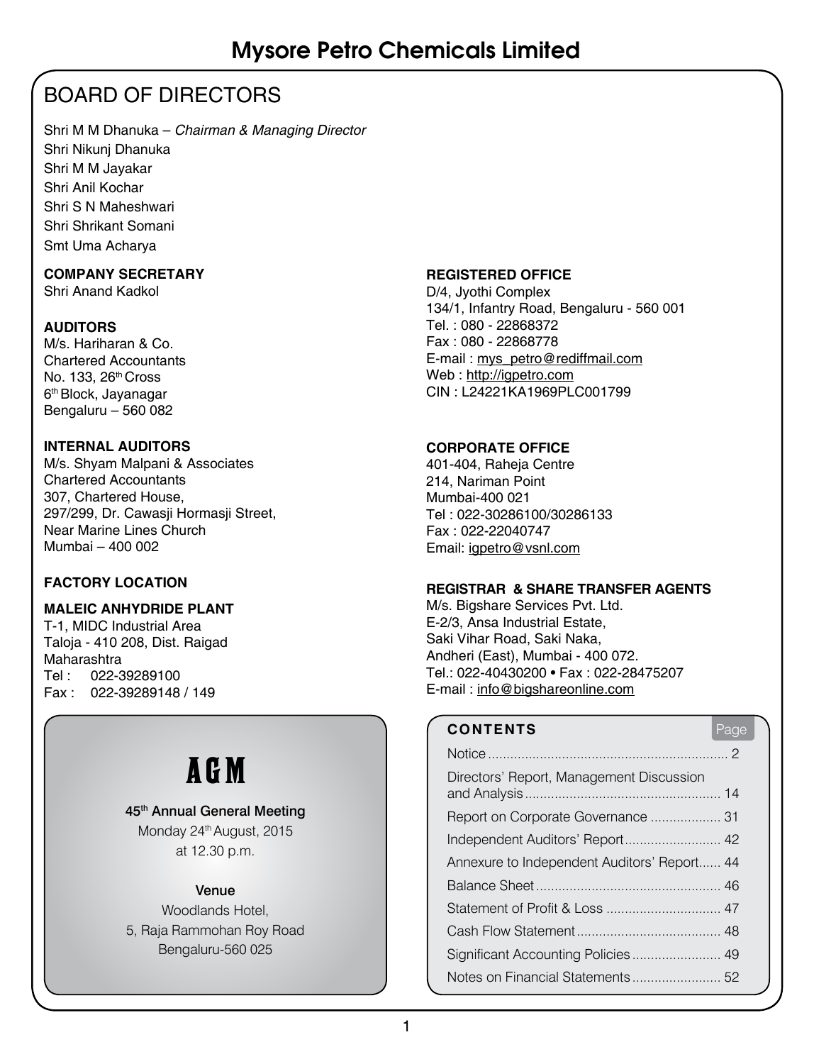# Mysore Petro Chemicals Limited

## BOARD OF DIRECTORS

Shri M M Dhanuka – *Chairman & Managing Director*
Shri Nikunj Dhanuka
Shri M M Jayakar
Shri Anil Kochar
Shri S N Maheshwari
Shri Shrikant Somani
Smt Uma Acharya

**COMPANY SECRETARY**
Shri Anand Kadkol

**AUDITORS**
M/s. Hariharan & Co.
Chartered Accountants
No. 133, 26th Cross
6th Block, Jayanagar
Bengaluru – 560 082

**INTERNAL AUDITORS**
M/s. Shyam Malpani & Associates
Chartered Accountants
307, Chartered House,
297/299, Dr. Cawasji Hormasji Street,
Near Marine Lines Church
Mumbai – 400 002

**FACTORY LOCATION**

**MALEIC ANHYDRIDE PLANT**
T-1, MIDC Industrial Area
Taloja - 410 208, Dist. Raigad
Maharashtra
Tel : 022-39289100
Fax : 022-39289148 / 149

**REGISTERED OFFICE**
D/4, Jyothi Complex
134/1, Infantry Road, Bengaluru - 560 001
Tel. : 080 - 22868372
Fax : 080 - 22868778
E-mail : mys_petro@rediffmail.com
Web : http://igpetro.com
CIN : L24221KA1969PLC001799

**CORPORATE OFFICE**
401-404, Raheja Centre
214, Nariman Point
Mumbai-400 021
Tel : 022-30286100/30286133
Fax : 022-22040747
Email: igpetro@vsnl.com

**REGISTRAR & SHARE TRANSFER AGENTS**
M/s. Bigshare Services Pvt. Ltd.
E-2/3, Ansa Industrial Estate,
Saki Vihar Road, Saki Naka,
Andheri (East), Mumbai - 400 072.
Tel.: 022-40430200 • Fax : 022-28475207
E-mail : info@bigshareonline.com

## AGM

**45th Annual General Meeting**
Monday 24th August, 2015
at 12.30 p.m.

**Venue**
Woodlands Hotel,
5, Raja Rammohan Roy Road
Bengaluru-560 025

| CONTENTS | Page |
|---|---|
| Notice | 2 |
| Directors' Report, Management Discussion and Analysis | 14 |
| Report on Corporate Governance | 31 |
| Independent Auditors' Report | 42 |
| Annexure to Independent Auditors' Report | 44 |
| Balance Sheet | 46 |
| Statement of Profit & Loss | 47 |
| Cash Flow Statement | 48 |
| Significant Accounting Policies | 49 |
| Notes on Financial Statements | 52 |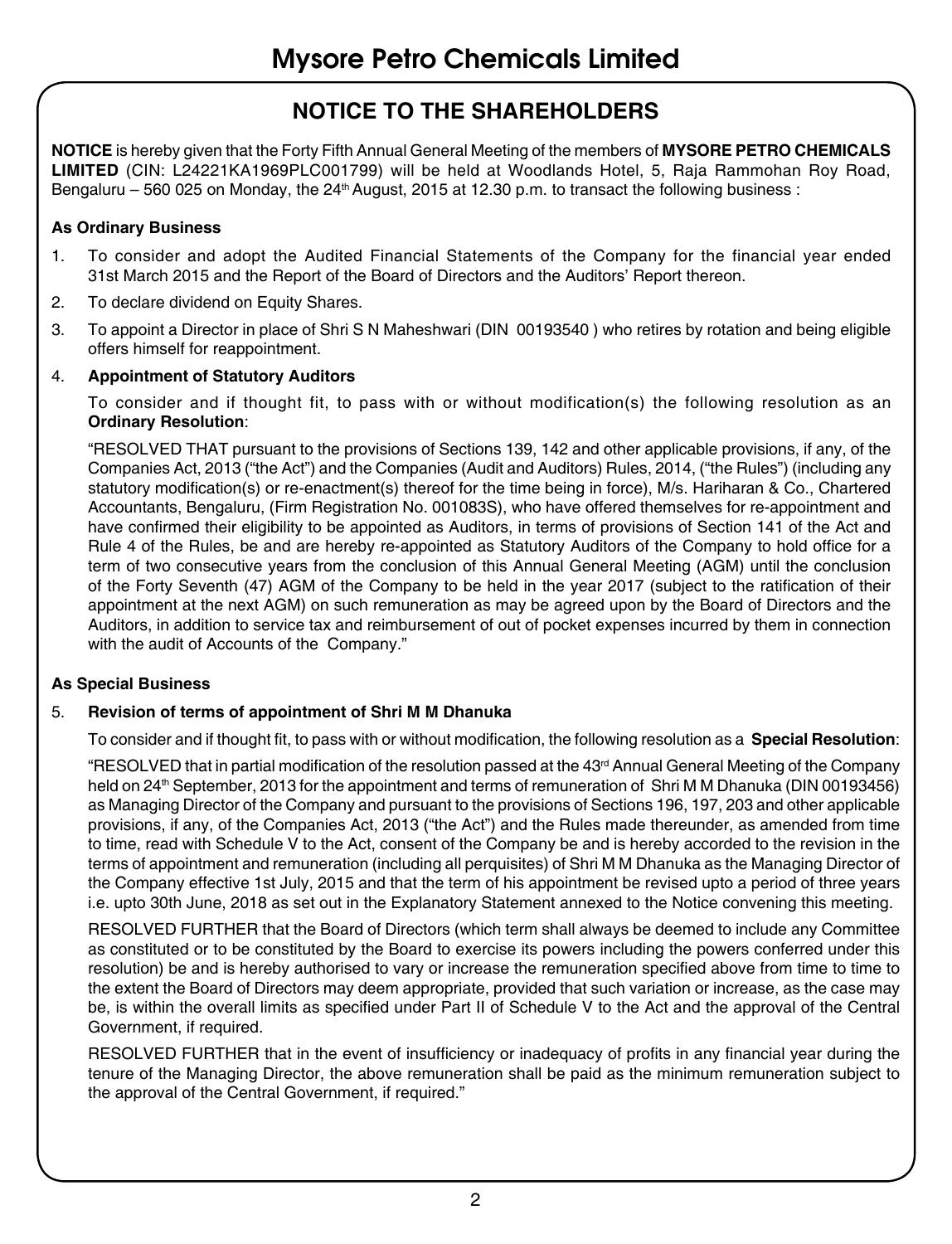# Mysore Petro Chemicals Limited

## NOTICE TO THE SHAREHOLDERS

**NOTICE** is hereby given that the Forty Fifth Annual General Meeting of the members of **MYSORE PETRO CHEMICALS LIMITED** (CIN: L24221KA1969PLC001799) will be held at Woodlands Hotel, 5, Raja Rammohan Roy Road, Bengaluru – 560 025 on Monday, the 24th August, 2015 at 12.30 p.m. to transact the following business :

### As Ordinary Business

1. To consider and adopt the Audited Financial Statements of the Company for the financial year ended 31st March 2015 and the Report of the Board of Directors and the Auditors' Report thereon.
2. To declare dividend on Equity Shares.
3. To appoint a Director in place of Shri S N Maheshwari (DIN 00193540 ) who retires by rotation and being eligible offers himself for reappointment.
4. **Appointment of Statutory Auditors**

   To consider and if thought fit, to pass with or without modification(s) the following resolution as an **Ordinary Resolution**:

   "RESOLVED THAT pursuant to the provisions of Sections 139, 142 and other applicable provisions, if any, of the Companies Act, 2013 ("the Act") and the Companies (Audit and Auditors) Rules, 2014, ("the Rules") (including any statutory modification(s) or re-enactment(s) thereof for the time being in force), M/s. Hariharan & Co., Chartered Accountants, Bengaluru, (Firm Registration No. 001083S), who have offered themselves for re-appointment and have confirmed their eligibility to be appointed as Auditors, in terms of provisions of Section 141 of the Act and Rule 4 of the Rules, be and are hereby re-appointed as Statutory Auditors of the Company to hold office for a term of two consecutive years from the conclusion of this Annual General Meeting (AGM) until the conclusion of the Forty Seventh (47) AGM of the Company to be held in the year 2017 (subject to the ratification of their appointment at the next AGM) on such remuneration as may be agreed upon by the Board of Directors and the Auditors, in addition to service tax and reimbursement of out of pocket expenses incurred by them in connection with the audit of Accounts of the Company."

### As Special Business

5. **Revision of terms of appointment of Shri M M Dhanuka**

   To consider and if thought fit, to pass with or without modification, the following resolution as a **Special Resolution**:

   "RESOLVED that in partial modification of the resolution passed at the 43rd Annual General Meeting of the Company held on 24th September, 2013 for the appointment and terms of remuneration of Shri M M Dhanuka (DIN 00193456) as Managing Director of the Company and pursuant to the provisions of Sections 196, 197, 203 and other applicable provisions, if any, of the Companies Act, 2013 ("the Act") and the Rules made thereunder, as amended from time to time, read with Schedule V to the Act, consent of the Company be and is hereby accorded to the revision in the terms of appointment and remuneration (including all perquisites) of Shri M M Dhanuka as the Managing Director of the Company effective 1st July, 2015 and that the term of his appointment be revised upto a period of three years i.e. upto 30th June, 2018 as set out in the Explanatory Statement annexed to the Notice convening this meeting.

   RESOLVED FURTHER that the Board of Directors (which term shall always be deemed to include any Committee as constituted or to be constituted by the Board to exercise its powers including the powers conferred under this resolution) be and is hereby authorised to vary or increase the remuneration specified above from time to time to the extent the Board of Directors may deem appropriate, provided that such variation or increase, as the case may be, is within the overall limits as specified under Part II of Schedule V to the Act and the approval of the Central Government, if required.

   RESOLVED FURTHER that in the event of insufficiency or inadequacy of profits in any financial year during the tenure of the Managing Director, the above remuneration shall be paid as the minimum remuneration subject to the approval of the Central Government, if required."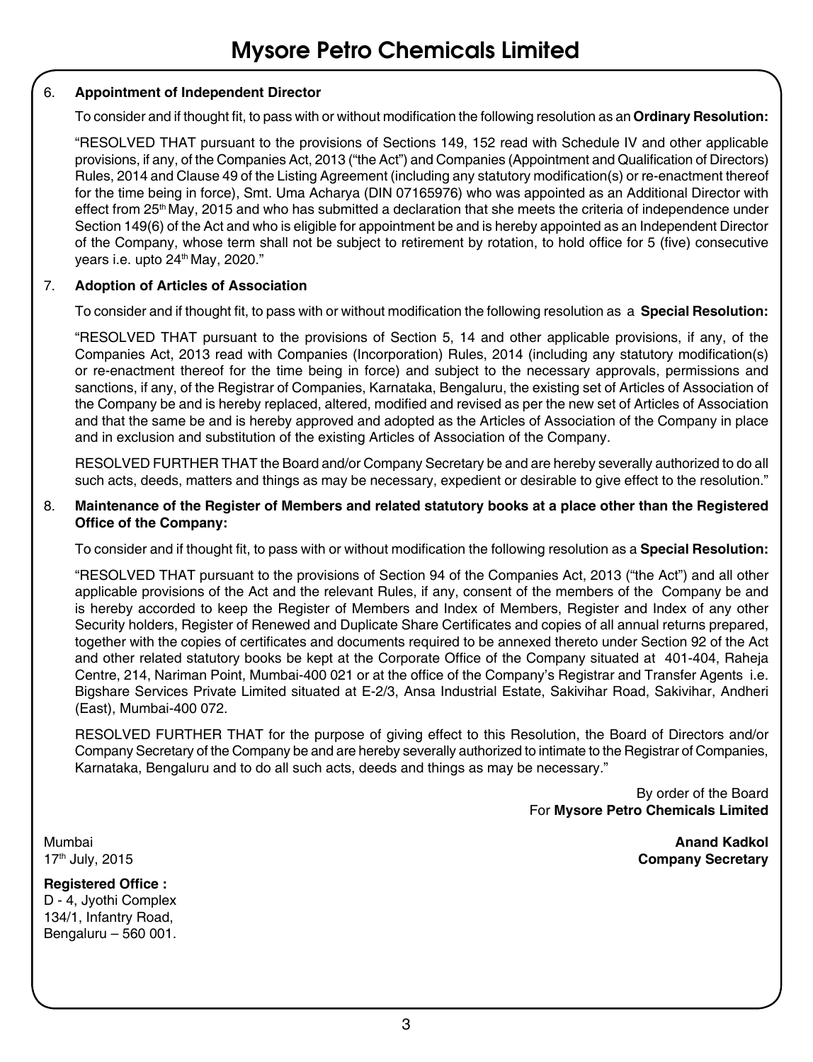6. **Appointment of Independent Director**

   To consider and if thought fit, to pass with or without modification the following resolution as an **Ordinary Resolution:**

   "RESOLVED THAT pursuant to the provisions of Sections 149, 152 read with Schedule IV and other applicable provisions, if any, of the Companies Act, 2013 ("the Act") and Companies (Appointment and Qualification of Directors) Rules, 2014 and Clause 49 of the Listing Agreement (including any statutory modification(s) or re-enactment thereof for the time being in force), Smt. Uma Acharya (DIN 07165976) who was appointed as an Additional Director with effect from 25th May, 2015 and who has submitted a declaration that she meets the criteria of independence under Section 149(6) of the Act and who is eligible for appointment be and is hereby appointed as an Independent Director of the Company, whose term shall not be subject to retirement by rotation, to hold office for 5 (five) consecutive years i.e. upto 24th May, 2020."

7. **Adoption of Articles of Association**

   To consider and if thought fit, to pass with or without modification the following resolution as a **Special Resolution:**

   "RESOLVED THAT pursuant to the provisions of Section 5, 14 and other applicable provisions, if any, of the Companies Act, 2013 read with Companies (Incorporation) Rules, 2014 (including any statutory modification(s) or re-enactment thereof for the time being in force) and subject to the necessary approvals, permissions and sanctions, if any, of the Registrar of Companies, Karnataka, Bengaluru, the existing set of Articles of Association of the Company be and is hereby replaced, altered, modified and revised as per the new set of Articles of Association and that the same be and is hereby approved and adopted as the Articles of Association of the Company in place and in exclusion and substitution of the existing Articles of Association of the Company.

   RESOLVED FURTHER THAT the Board and/or Company Secretary be and are hereby severally authorized to do all such acts, deeds, matters and things as may be necessary, expedient or desirable to give effect to the resolution."

8. **Maintenance of the Register of Members and related statutory books at a place other than the Registered Office of the Company:**

   To consider and if thought fit, to pass with or without modification the following resolution as a **Special Resolution:**

   "RESOLVED THAT pursuant to the provisions of Section 94 of the Companies Act, 2013 ("the Act") and all other applicable provisions of the Act and the relevant Rules, if any, consent of the members of the Company be and is hereby accorded to keep the Register of Members and Index of Members, Register and Index of any other Security holders, Register of Renewed and Duplicate Share Certificates and copies of all annual returns prepared, together with the copies of certificates and documents required to be annexed thereto under Section 92 of the Act and other related statutory books be kept at the Corporate Office of the Company situated at 401-404, Raheja Centre, 214, Nariman Point, Mumbai-400 021 or at the office of the Company's Registrar and Transfer Agents i.e. Bigshare Services Private Limited situated at E-2/3, Ansa Industrial Estate, Sakivihar Road, Sakivihar, Andheri (East), Mumbai-400 072.

   RESOLVED FURTHER THAT for the purpose of giving effect to this Resolution, the Board of Directors and/or Company Secretary of the Company be and are hereby severally authorized to intimate to the Registrar of Companies, Karnataka, Bengaluru and to do all such acts, deeds and things as may be necessary."

By order of the Board
For **Mysore Petro Chemicals Limited**

Mumbai
17th July, 2015

**Anand Kadkol**
**Company Secretary**

**Registered Office :**
D - 4, Jyothi Complex
134/1, Infantry Road,
Bengaluru – 560 001.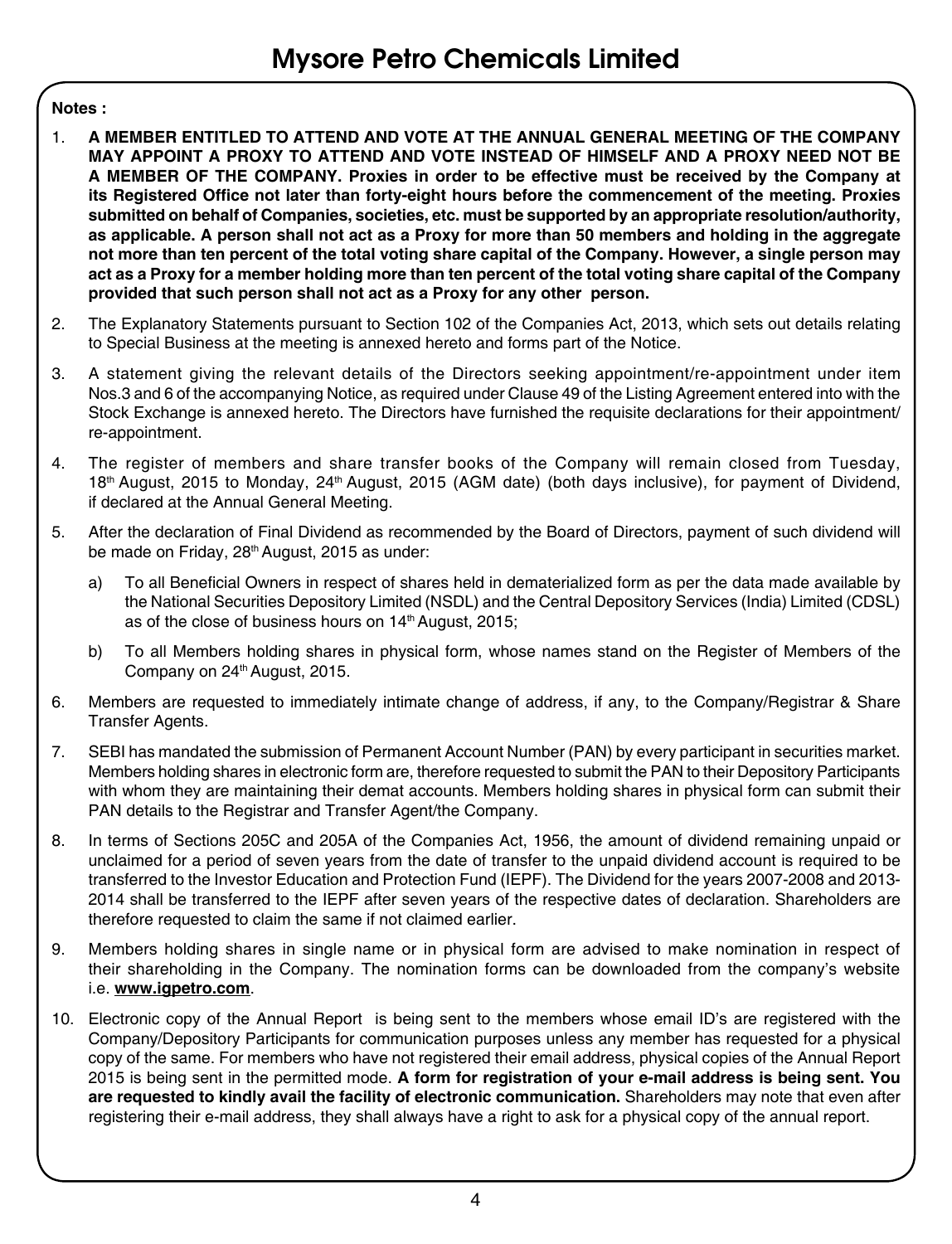**Notes :**

1. **A MEMBER ENTITLED TO ATTEND AND VOTE AT THE ANNUAL GENERAL MEETING OF THE COMPANY MAY APPOINT A PROXY TO ATTEND AND VOTE INSTEAD OF HIMSELF AND A PROXY NEED NOT BE A MEMBER OF THE COMPANY. Proxies in order to be effective must be received by the Company at its Registered Office not later than forty-eight hours before the commencement of the meeting. Proxies submitted on behalf of Companies, societies, etc. must be supported by an appropriate resolution/authority, as applicable. A person shall not act as a Proxy for more than 50 members and holding in the aggregate not more than ten percent of the total voting share capital of the Company. However, a single person may act as a Proxy for a member holding more than ten percent of the total voting share capital of the Company provided that such person shall not act as a Proxy for any other person.**

2. The Explanatory Statements pursuant to Section 102 of the Companies Act, 2013, which sets out details relating to Special Business at the meeting is annexed hereto and forms part of the Notice.

3. A statement giving the relevant details of the Directors seeking appointment/re-appointment under item Nos.3 and 6 of the accompanying Notice, as required under Clause 49 of the Listing Agreement entered into with the Stock Exchange is annexed hereto. The Directors have furnished the requisite declarations for their appointment/ re-appointment.

4. The register of members and share transfer books of the Company will remain closed from Tuesday, 18th August, 2015 to Monday, 24th August, 2015 (AGM date) (both days inclusive), for payment of Dividend, if declared at the Annual General Meeting.

5. After the declaration of Final Dividend as recommended by the Board of Directors, payment of such dividend will be made on Friday, 28th August, 2015 as under:

   a) To all Beneficial Owners in respect of shares held in dematerialized form as per the data made available by the National Securities Depository Limited (NSDL) and the Central Depository Services (India) Limited (CDSL) as of the close of business hours on 14th August, 2015;

   b) To all Members holding shares in physical form, whose names stand on the Register of Members of the Company on 24th August, 2015.

6. Members are requested to immediately intimate change of address, if any, to the Company/Registrar & Share Transfer Agents.

7. SEBI has mandated the submission of Permanent Account Number (PAN) by every participant in securities market. Members holding shares in electronic form are, therefore requested to submit the PAN to their Depository Participants with whom they are maintaining their demat accounts. Members holding shares in physical form can submit their PAN details to the Registrar and Transfer Agent/the Company.

8. In terms of Sections 205C and 205A of the Companies Act, 1956, the amount of dividend remaining unpaid or unclaimed for a period of seven years from the date of transfer to the unpaid dividend account is required to be transferred to the Investor Education and Protection Fund (IEPF). The Dividend for the years 2007-2008 and 2013-2014 shall be transferred to the IEPF after seven years of the respective dates of declaration. Shareholders are therefore requested to claim the same if not claimed earlier.

9. Members holding shares in single name or in physical form are advised to make nomination in respect of their shareholding in the Company. The nomination forms can be downloaded from the company's website i.e. **www.igpetro.com**.

10. Electronic copy of the Annual Report is being sent to the members whose email ID's are registered with the Company/Depository Participants for communication purposes unless any member has requested for a physical copy of the same. For members who have not registered their email address, physical copies of the Annual Report 2015 is being sent in the permitted mode. **A form for registration of your e-mail address is being sent. You are requested to kindly avail the facility of electronic communication.** Shareholders may note that even after registering their e-mail address, they shall always have a right to ask for a physical copy of the annual report.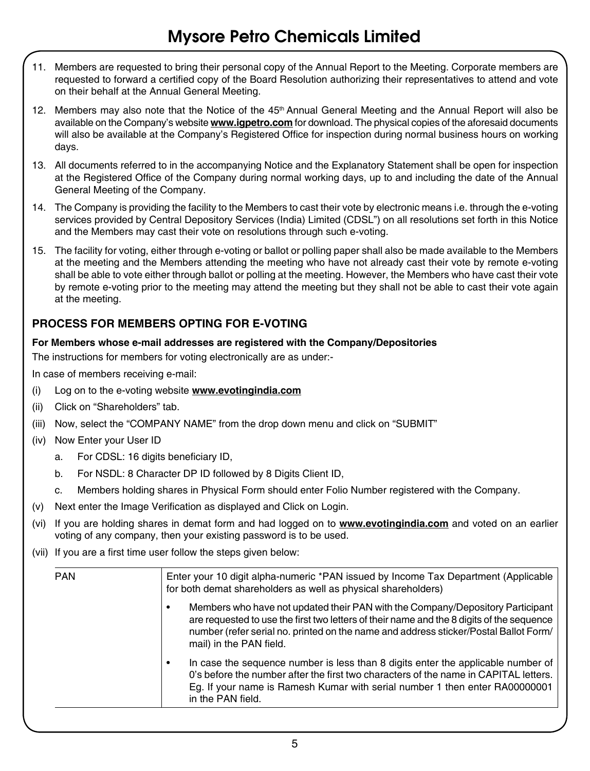11. Members are requested to bring their personal copy of the Annual Report to the Meeting. Corporate members are requested to forward a certified copy of the Board Resolution authorizing their representatives to attend and vote on their behalf at the Annual General Meeting.

12. Members may also note that the Notice of the 45th Annual General Meeting and the Annual Report will also be available on the Company's website **www.igpetro.com** for download. The physical copies of the aforesaid documents will also be available at the Company's Registered Office for inspection during normal business hours on working days.

13. All documents referred to in the accompanying Notice and the Explanatory Statement shall be open for inspection at the Registered Office of the Company during normal working days, up to and including the date of the Annual General Meeting of the Company.

14. The Company is providing the facility to the Members to cast their vote by electronic means i.e. through the e-voting services provided by Central Depository Services (India) Limited (CDSL") on all resolutions set forth in this Notice and the Members may cast their vote on resolutions through such e-voting.

15. The facility for voting, either through e-voting or ballot or polling paper shall also be made available to the Members at the meeting and the Members attending the meeting who have not already cast their vote by remote e-voting shall be able to vote either through ballot or polling at the meeting. However, the Members who have cast their vote by remote e-voting prior to the meeting may attend the meeting but they shall not be able to cast their vote again at the meeting.

## PROCESS FOR MEMBERS OPTING FOR E-VOTING

**For Members whose e-mail addresses are registered with the Company/Depositories**

The instructions for members for voting electronically are as under:-

In case of members receiving e-mail:

(i) Log on to the e-voting website **www.evotingindia.com**

(ii) Click on "Shareholders" tab.

(iii) Now, select the "COMPANY NAME" from the drop down menu and click on "SUBMIT"

(iv) Now Enter your User ID

  a. For CDSL: 16 digits beneficiary ID,

  b. For NSDL: 8 Character DP ID followed by 8 Digits Client ID,

  c. Members holding shares in Physical Form should enter Folio Number registered with the Company.

(v) Next enter the Image Verification as displayed and Click on Login.

(vi) If you are holding shares in demat form and had logged on to **www.evotingindia.com** and voted on an earlier voting of any company, then your existing password is to be used.

(vii) If you are a first time user follow the steps given below:

| PAN | Enter your 10 digit alpha-numeric *PAN issued by Income Tax Department (Applicable for both demat shareholders as well as physical shareholders)<br>• Members who have not updated their PAN with the Company/Depository Participant are requested to use the first two letters of their name and the 8 digits of the sequence number (refer serial no. printed on the name and address sticker/Postal Ballot Form/ mail) in the PAN field.<br>• In case the sequence number is less than 8 digits enter the applicable number of 0's before the number after the first two characters of the name in CAPITAL letters. Eg. If your name is Ramesh Kumar with serial number 1 then enter RA00000001 in the PAN field. |
|---|---|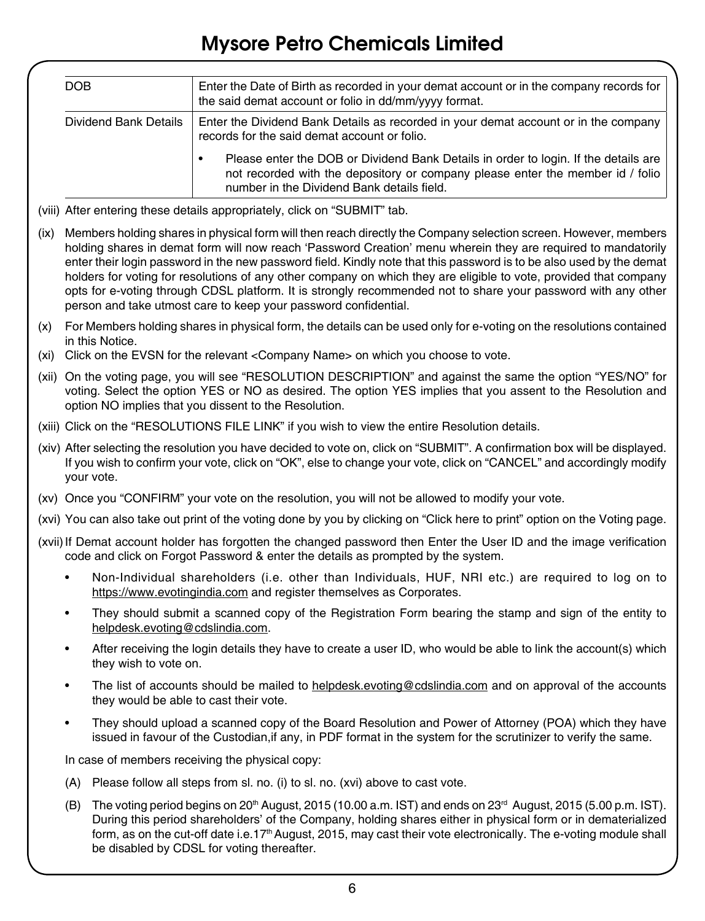| DOB | Enter the Date of Birth as recorded in your demat account or in the company records for the said demat account or folio in dd/mm/yyyy format. |
|---|---|
| Dividend Bank Details | Enter the Dividend Bank Details as recorded in your demat account or in the company records for the said demat account or folio.<br>• Please enter the DOB or Dividend Bank Details in order to login. If the details are not recorded with the depository or company please enter the member id / folio number in the Dividend Bank details field. |

(viii) After entering these details appropriately, click on "SUBMIT" tab.

(ix) Members holding shares in physical form will then reach directly the Company selection screen. However, members holding shares in demat form will now reach 'Password Creation' menu wherein they are required to mandatorily enter their login password in the new password field. Kindly note that this password is to be also used by the demat holders for voting for resolutions of any other company on which they are eligible to vote, provided that company opts for e-voting through CDSL platform. It is strongly recommended not to share your password with any other person and take utmost care to keep your password confidential.

(x) For Members holding shares in physical form, the details can be used only for e-voting on the resolutions contained in this Notice.

(xi) Click on the EVSN for the relevant <Company Name> on which you choose to vote.

(xii) On the voting page, you will see "RESOLUTION DESCRIPTION" and against the same the option "YES/NO" for voting. Select the option YES or NO as desired. The option YES implies that you assent to the Resolution and option NO implies that you dissent to the Resolution.

(xiii) Click on the "RESOLUTIONS FILE LINK" if you wish to view the entire Resolution details.

(xiv) After selecting the resolution you have decided to vote on, click on "SUBMIT". A confirmation box will be displayed. If you wish to confirm your vote, click on "OK", else to change your vote, click on "CANCEL" and accordingly modify your vote.

(xv) Once you "CONFIRM" your vote on the resolution, you will not be allowed to modify your vote.

(xvi) You can also take out print of the voting done by you by clicking on "Click here to print" option on the Voting page.

(xvii) If Demat account holder has forgotten the changed password then Enter the User ID and the image verification code and click on Forgot Password & enter the details as prompted by the system.

- Non-Individual shareholders (i.e. other than Individuals, HUF, NRI etc.) are required to log on to https://www.evotingindia.com and register themselves as Corporates.
- They should submit a scanned copy of the Registration Form bearing the stamp and sign of the entity to helpdesk.evoting@cdslindia.com.
- After receiving the login details they have to create a user ID, who would be able to link the account(s) which they wish to vote on.
- The list of accounts should be mailed to helpdesk.evoting@cdslindia.com and on approval of the accounts they would be able to cast their vote.
- They should upload a scanned copy of the Board Resolution and Power of Attorney (POA) which they have issued in favour of the Custodian,if any, in PDF format in the system for the scrutinizer to verify the same.

In case of members receiving the physical copy:

(A) Please follow all steps from sl. no. (i) to sl. no. (xvi) above to cast vote.

(B) The voting period begins on 20th August, 2015 (10.00 a.m. IST) and ends on 23rd August, 2015 (5.00 p.m. IST). During this period shareholders' of the Company, holding shares either in physical form or in dematerialized form, as on the cut-off date i.e.17th August, 2015, may cast their vote electronically. The e-voting module shall be disabled by CDSL for voting thereafter.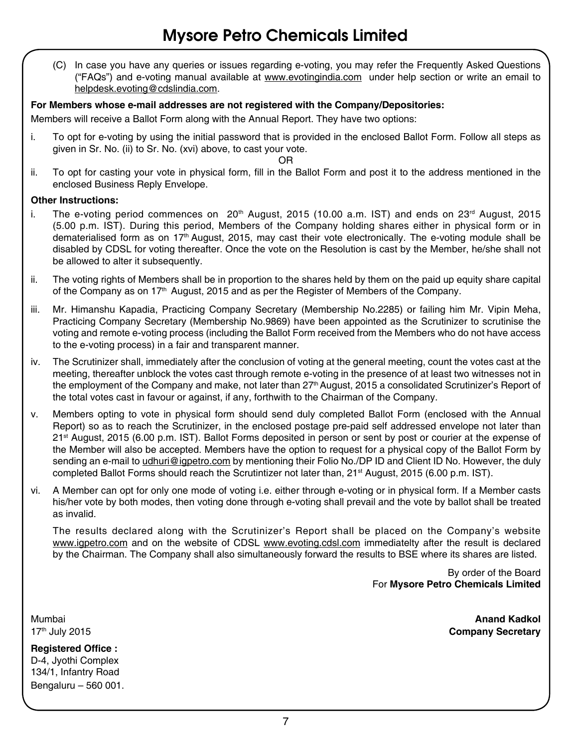(C) In case you have any queries or issues regarding e-voting, you may refer the Frequently Asked Questions ("FAQs") and e-voting manual available at www.evotingindia.com under help section or write an email to helpdesk.evoting@cdslindia.com.

**For Members whose e-mail addresses are not registered with the Company/Depositories:**

Members will receive a Ballot Form along with the Annual Report. They have two options:

i. To opt for e-voting by using the initial password that is provided in the enclosed Ballot Form. Follow all steps as given in Sr. No. (ii) to Sr. No. (xvi) above, to cast your vote.

OR

ii. To opt for casting your vote in physical form, fill in the Ballot Form and post it to the address mentioned in the enclosed Business Reply Envelope.

**Other Instructions:**

i. The e-voting period commences on 20th August, 2015 (10.00 a.m. IST) and ends on 23rd August, 2015 (5.00 p.m. IST). During this period, Members of the Company holding shares either in physical form or in dematerialised form as on 17th August, 2015, may cast their vote electronically. The e-voting module shall be disabled by CDSL for voting thereafter. Once the vote on the Resolution is cast by the Member, he/she shall not be allowed to alter it subsequently.

ii. The voting rights of Members shall be in proportion to the shares held by them on the paid up equity share capital of the Company as on 17th August, 2015 and as per the Register of Members of the Company.

iii. Mr. Himanshu Kapadia, Practicing Company Secretary (Membership No.2285) or failing him Mr. Vipin Meha, Practicing Company Secretary (Membership No.9869) have been appointed as the Scrutinizer to scrutinise the voting and remote e-voting process (including the Ballot Form received from the Members who do not have access to the e-voting process) in a fair and transparent manner.

iv. The Scrutinizer shall, immediately after the conclusion of voting at the general meeting, count the votes cast at the meeting, thereafter unblock the votes cast through remote e-voting in the presence of at least two witnesses not in the employment of the Company and make, not later than 27th August, 2015 a consolidated Scrutinizer's Report of the total votes cast in favour or against, if any, forthwith to the Chairman of the Company.

v. Members opting to vote in physical form should send duly completed Ballot Form (enclosed with the Annual Report) so as to reach the Scrutinizer, in the enclosed postage pre-paid self addressed envelope not later than 21st August, 2015 (6.00 p.m. IST). Ballot Forms deposited in person or sent by post or courier at the expense of the Member will also be accepted. Members have the option to request for a physical copy of the Ballot Form by sending an e-mail to udhuri@igpetro.com by mentioning their Folio No./DP ID and Client ID No. However, the duly completed Ballot Forms should reach the Scrutintizer not later than, 21st August, 2015 (6.00 p.m. IST).

vi. A Member can opt for only one mode of voting i.e. either through e-voting or in physical form. If a Member casts his/her vote by both modes, then voting done through e-voting shall prevail and the vote by ballot shall be treated as invalid.

The results declared along with the Scrutinizer's Report shall be placed on the Company's website www.igpetro.com and on the website of CDSL www.evoting.cdsl.com immediatelty after the result is declared by the Chairman. The Company shall also simultaneously forward the results to BSE where its shares are listed.

By order of the Board
For **Mysore Petro Chemicals Limited**

Mumbai
17th July 2015

**Anand Kadkol**
**Company Secretary**

**Registered Office :**
D-4, Jyothi Complex
134/1, Infantry Road
Bengaluru – 560 001.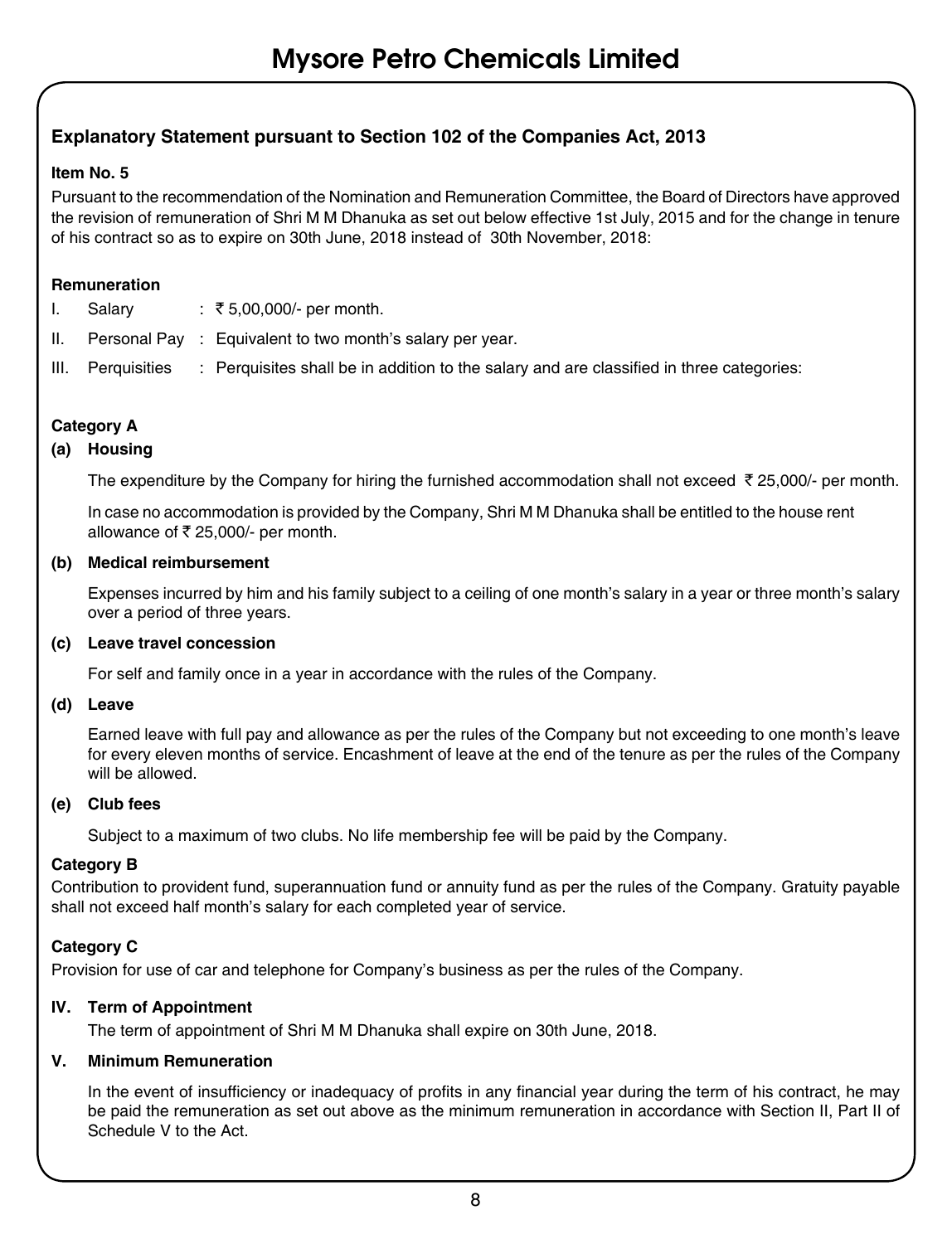## Explanatory Statement pursuant to Section 102 of the Companies Act, 2013

**Item No. 5**

Pursuant to the recommendation of the Nomination and Remuneration Committee, the Board of Directors have approved the revision of remuneration of Shri M M Dhanuka as set out below effective 1st July, 2015 and for the change in tenure of his contract so as to expire on 30th June, 2018 instead of 30th November, 2018:

**Remuneration**

I. Salary : ₹ 5,00,000/- per month.

II. Personal Pay : Equivalent to two month's salary per year.

III. Perquisities : Perquisites shall be in addition to the salary and are classified in three categories:

**Category A**

**(a) Housing**

The expenditure by the Company for hiring the furnished accommodation shall not exceed ₹ 25,000/- per month.

In case no accommodation is provided by the Company, Shri M M Dhanuka shall be entitled to the house rent allowance of ₹ 25,000/- per month.

**(b) Medical reimbursement**

Expenses incurred by him and his family subject to a ceiling of one month's salary in a year or three month's salary over a period of three years.

**(c) Leave travel concession**

For self and family once in a year in accordance with the rules of the Company.

**(d) Leave**

Earned leave with full pay and allowance as per the rules of the Company but not exceeding to one month's leave for every eleven months of service. Encashment of leave at the end of the tenure as per the rules of the Company will be allowed.

**(e) Club fees**

Subject to a maximum of two clubs. No life membership fee will be paid by the Company.

**Category B**

Contribution to provident fund, superannuation fund or annuity fund as per the rules of the Company. Gratuity payable shall not exceed half month's salary for each completed year of service.

**Category C**

Provision for use of car and telephone for Company's business as per the rules of the Company.

**IV. Term of Appointment**

The term of appointment of Shri M M Dhanuka shall expire on 30th June, 2018.

**V. Minimum Remuneration**

In the event of insufficiency or inadequacy of profits in any financial year during the term of his contract, he may be paid the remuneration as set out above as the minimum remuneration in accordance with Section II, Part II of Schedule V to the Act.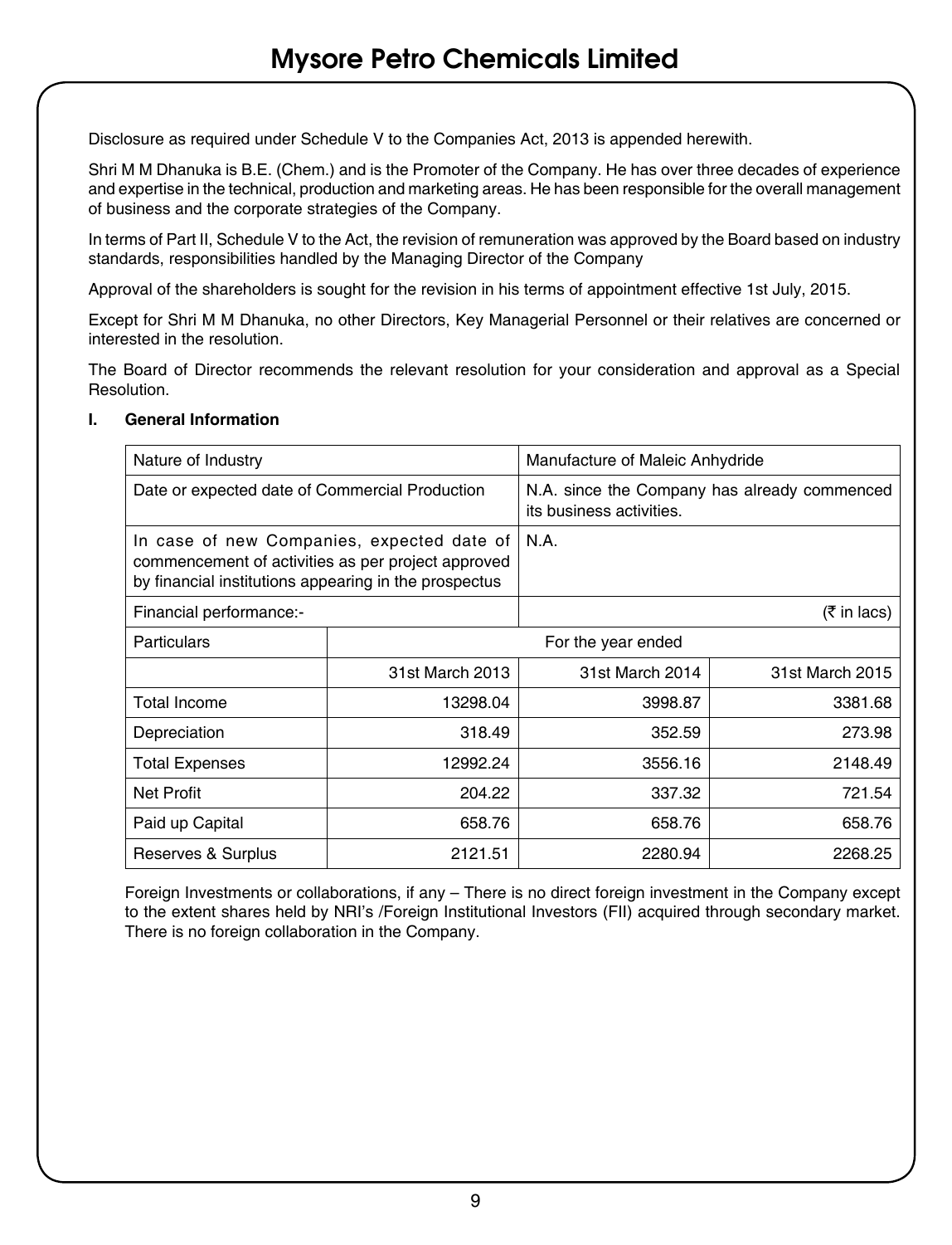Disclosure as required under Schedule V to the Companies Act, 2013 is appended herewith.

Shri M M Dhanuka is B.E. (Chem.) and is the Promoter of the Company. He has over three decades of experience and expertise in the technical, production and marketing areas. He has been responsible for the overall management of business and the corporate strategies of the Company.

In terms of Part II, Schedule V to the Act, the revision of remuneration was approved by the Board based on industry standards, responsibilities handled by the Managing Director of the Company

Approval of the shareholders is sought for the revision in his terms of appointment effective 1st July, 2015.

Except for Shri M M Dhanuka, no other Directors, Key Managerial Personnel or their relatives are concerned or interested in the resolution.

The Board of Director recommends the relevant resolution for your consideration and approval as a Special Resolution.

**I. General Information**

| Nature of Industry | | Manufacture of Maleic Anhydride | |
|---|---|---|---|
| Date or expected date of Commercial Production | | N.A. since the Company has already commenced its business activities. | |
| In case of new Companies, expected date of commencement of activities as per project approved by financial institutions appearing in the prospectus | | N.A. | |
| Financial performance:- | | | (₹ in lacs) |
| Particulars | For the year ended | | |
| | 31st March 2013 | 31st March 2014 | 31st March 2015 |
| Total Income | 13298.04 | 3998.87 | 3381.68 |
| Depreciation | 318.49 | 352.59 | 273.98 |
| Total Expenses | 12992.24 | 3556.16 | 2148.49 |
| Net Profit | 204.22 | 337.32 | 721.54 |
| Paid up Capital | 658.76 | 658.76 | 658.76 |
| Reserves & Surplus | 2121.51 | 2280.94 | 2268.25 |

Foreign Investments or collaborations, if any – There is no direct foreign investment in the Company except to the extent shares held by NRI's /Foreign Institutional Investors (FII) acquired through secondary market. There is no foreign collaboration in the Company.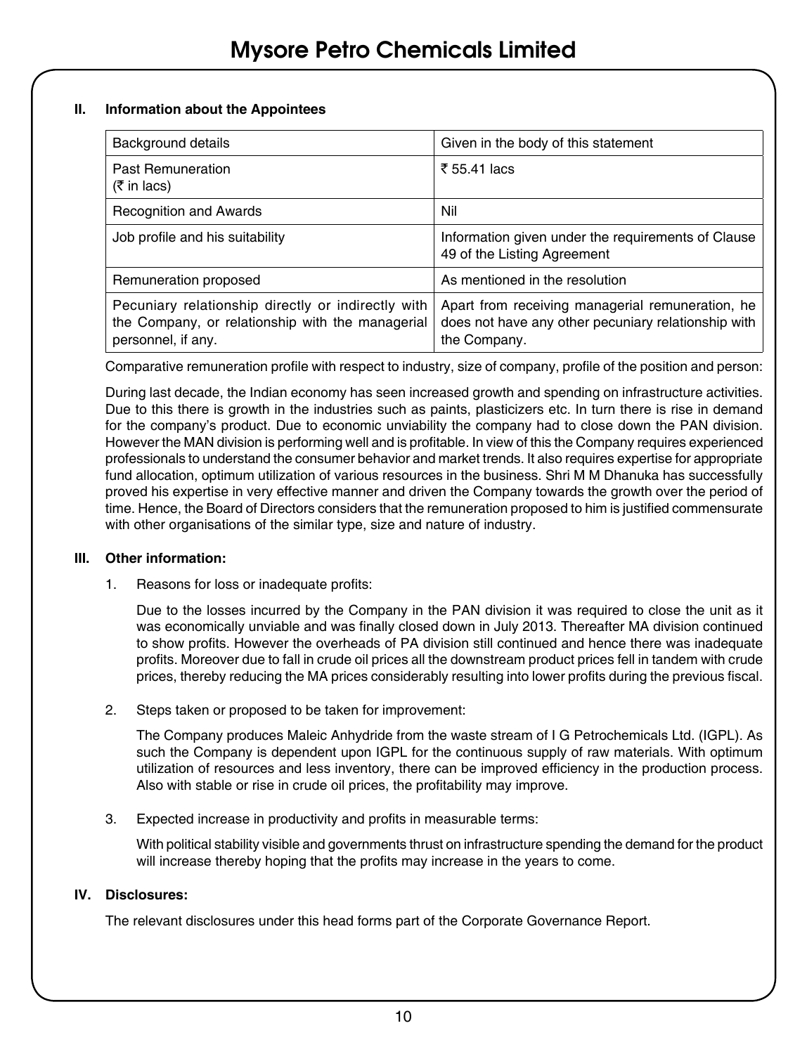## II. Information about the Appointees

| Background details | Given in the body of this statement |
|---|---|
| Past Remuneration (₹ in lacs) | ₹ 55.41 lacs |
| Recognition and Awards | Nil |
| Job profile and his suitability | Information given under the requirements of Clause 49 of the Listing Agreement |
| Remuneration proposed | As mentioned in the resolution |
| Pecuniary relationship directly or indirectly with the Company, or relationship with the managerial personnel, if any. | Apart from receiving managerial remuneration, he does not have any other pecuniary relationship with the Company. |

Comparative remuneration profile with respect to industry, size of company, profile of the position and person:

During last decade, the Indian economy has seen increased growth and spending on infrastructure activities. Due to this there is growth in the industries such as paints, plasticizers etc. In turn there is rise in demand for the company's product. Due to economic unviability the company had to close down the PAN division. However the MAN division is performing well and is profitable. In view of this the Company requires experienced professionals to understand the consumer behavior and market trends. It also requires expertise for appropriate fund allocation, optimum utilization of various resources in the business. Shri M M Dhanuka has successfully proved his expertise in very effective manner and driven the Company towards the growth over the period of time. Hence, the Board of Directors considers that the remuneration proposed to him is justified commensurate with other organisations of the similar type, size and nature of industry.

## III. Other information:

1. Reasons for loss or inadequate profits:

   Due to the losses incurred by the Company in the PAN division it was required to close the unit as it was economically unviable and was finally closed down in July 2013. Thereafter MA division continued to show profits. However the overheads of PA division still continued and hence there was inadequate profits. Moreover due to fall in crude oil prices all the downstream product prices fell in tandem with crude prices, thereby reducing the MA prices considerably resulting into lower profits during the previous fiscal.

2. Steps taken or proposed to be taken for improvement:

   The Company produces Maleic Anhydride from the waste stream of I G Petrochemicals Ltd. (IGPL). As such the Company is dependent upon IGPL for the continuous supply of raw materials. With optimum utilization of resources and less inventory, there can be improved efficiency in the production process. Also with stable or rise in crude oil prices, the profitability may improve.

3. Expected increase in productivity and profits in measurable terms:

   With political stability visible and governments thrust on infrastructure spending the demand for the product will increase thereby hoping that the profits may increase in the years to come.

## IV. Disclosures:

The relevant disclosures under this head forms part of the Corporate Governance Report.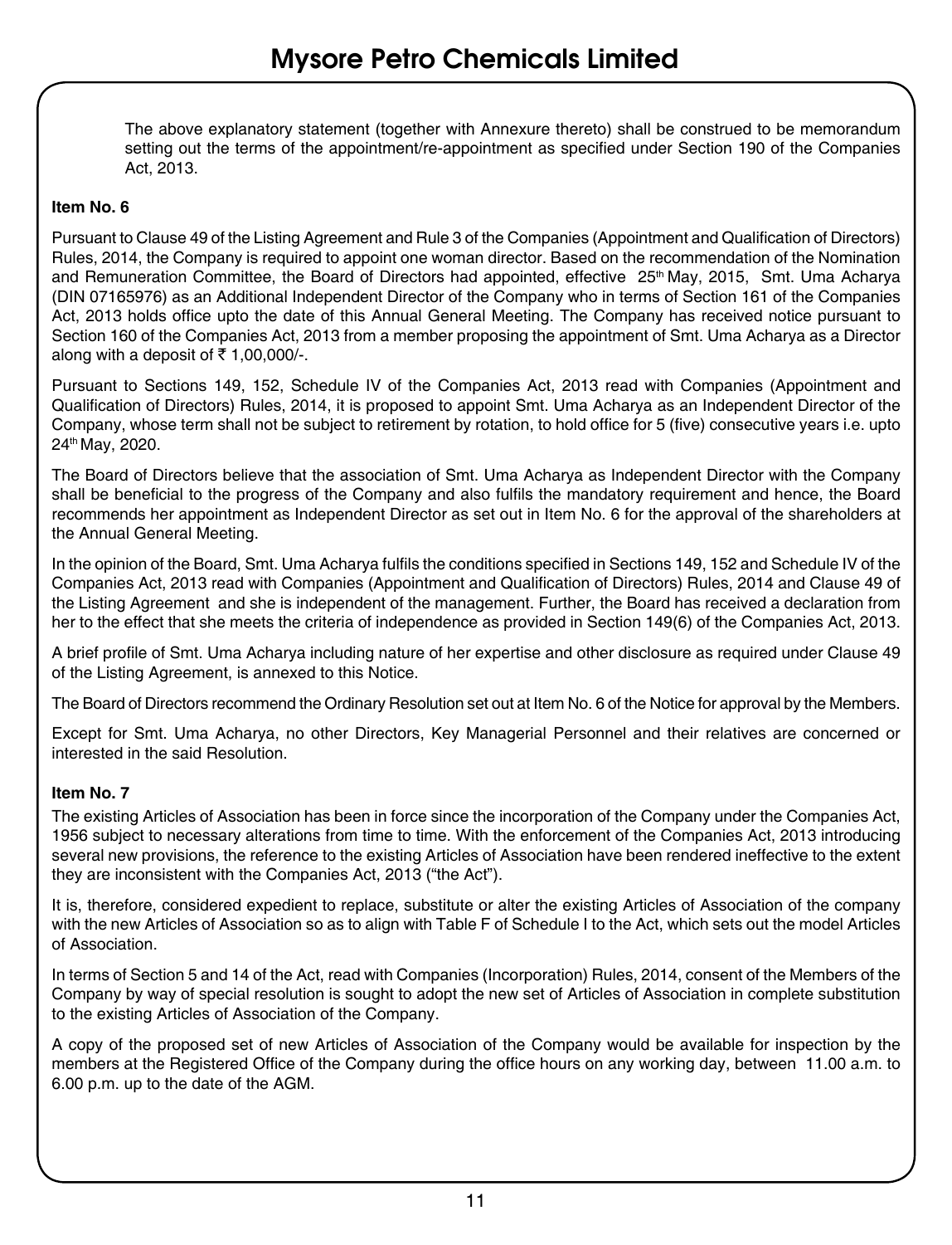The above explanatory statement (together with Annexure thereto) shall be construed to be memorandum setting out the terms of the appointment/re-appointment as specified under Section 190 of the Companies Act, 2013.

**Item No. 6**

Pursuant to Clause 49 of the Listing Agreement and Rule 3 of the Companies (Appointment and Qualification of Directors) Rules, 2014, the Company is required to appoint one woman director. Based on the recommendation of the Nomination and Remuneration Committee, the Board of Directors had appointed, effective 25th May, 2015, Smt. Uma Acharya (DIN 07165976) as an Additional Independent Director of the Company who in terms of Section 161 of the Companies Act, 2013 holds office upto the date of this Annual General Meeting. The Company has received notice pursuant to Section 160 of the Companies Act, 2013 from a member proposing the appointment of Smt. Uma Acharya as a Director along with a deposit of ₹ 1,00,000/-.

Pursuant to Sections 149, 152, Schedule IV of the Companies Act, 2013 read with Companies (Appointment and Qualification of Directors) Rules, 2014, it is proposed to appoint Smt. Uma Acharya as an Independent Director of the Company, whose term shall not be subject to retirement by rotation, to hold office for 5 (five) consecutive years i.e. upto 24th May, 2020.

The Board of Directors believe that the association of Smt. Uma Acharya as Independent Director with the Company shall be beneficial to the progress of the Company and also fulfils the mandatory requirement and hence, the Board recommends her appointment as Independent Director as set out in Item No. 6 for the approval of the shareholders at the Annual General Meeting.

In the opinion of the Board, Smt. Uma Acharya fulfils the conditions specified in Sections 149, 152 and Schedule IV of the Companies Act, 2013 read with Companies (Appointment and Qualification of Directors) Rules, 2014 and Clause 49 of the Listing Agreement and she is independent of the management. Further, the Board has received a declaration from her to the effect that she meets the criteria of independence as provided in Section 149(6) of the Companies Act, 2013.

A brief profile of Smt. Uma Acharya including nature of her expertise and other disclosure as required under Clause 49 of the Listing Agreement, is annexed to this Notice.

The Board of Directors recommend the Ordinary Resolution set out at Item No. 6 of the Notice for approval by the Members.

Except for Smt. Uma Acharya, no other Directors, Key Managerial Personnel and their relatives are concerned or interested in the said Resolution.

**Item No. 7**

The existing Articles of Association has been in force since the incorporation of the Company under the Companies Act, 1956 subject to necessary alterations from time to time. With the enforcement of the Companies Act, 2013 introducing several new provisions, the reference to the existing Articles of Association have been rendered ineffective to the extent they are inconsistent with the Companies Act, 2013 ("the Act").

It is, therefore, considered expedient to replace, substitute or alter the existing Articles of Association of the company with the new Articles of Association so as to align with Table F of Schedule I to the Act, which sets out the model Articles of Association.

In terms of Section 5 and 14 of the Act, read with Companies (Incorporation) Rules, 2014, consent of the Members of the Company by way of special resolution is sought to adopt the new set of Articles of Association in complete substitution to the existing Articles of Association of the Company.

A copy of the proposed set of new Articles of Association of the Company would be available for inspection by the members at the Registered Office of the Company during the office hours on any working day, between 11.00 a.m. to 6.00 p.m. up to the date of the AGM.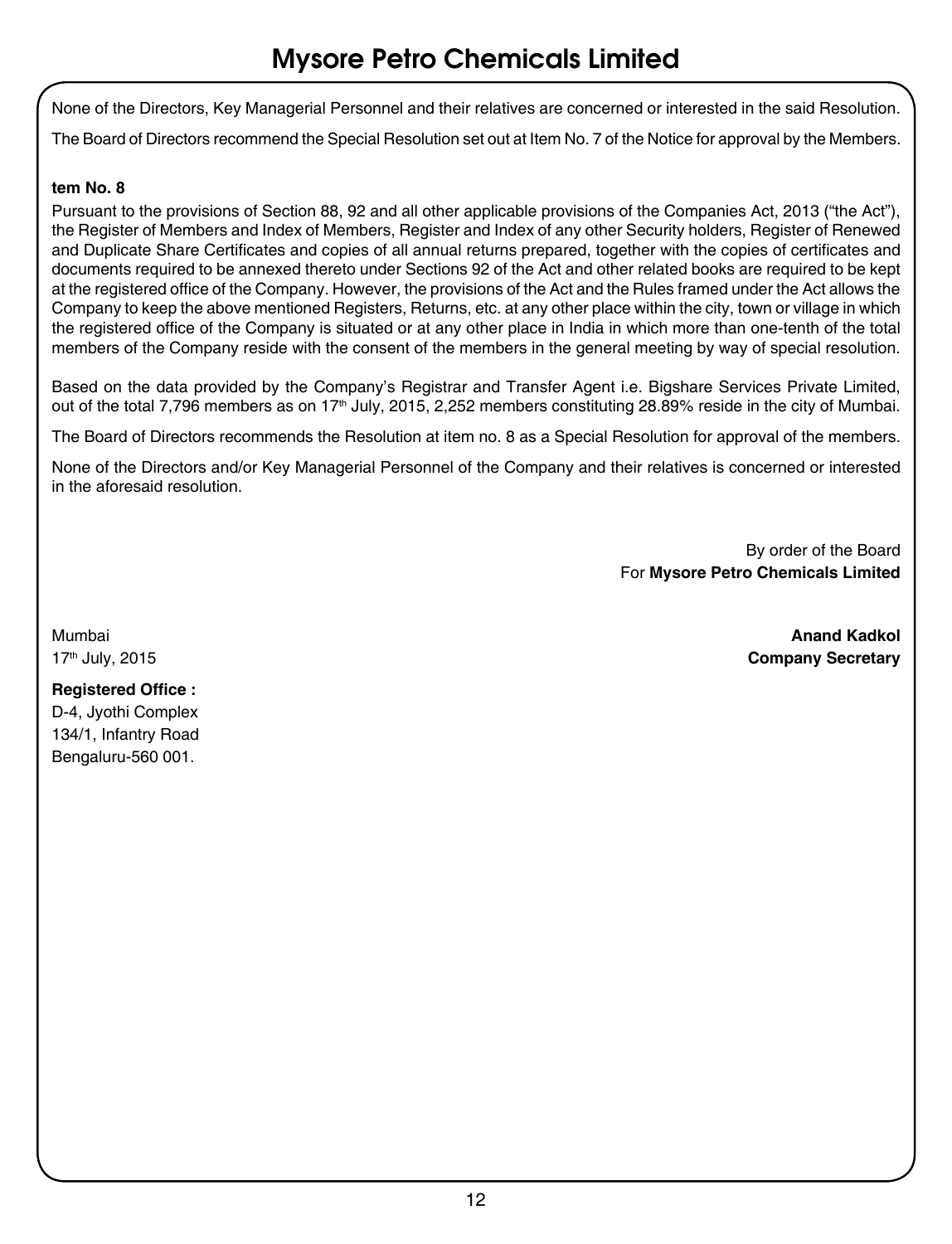None of the Directors, Key Managerial Personnel and their relatives are concerned or interested in the said Resolution.

The Board of Directors recommend the Special Resolution set out at Item No. 7 of the Notice for approval by the Members.

**tem No. 8**

Pursuant to the provisions of Section 88, 92 and all other applicable provisions of the Companies Act, 2013 ("the Act"), the Register of Members and Index of Members, Register and Index of any other Security holders, Register of Renewed and Duplicate Share Certificates and copies of all annual returns prepared, together with the copies of certificates and documents required to be annexed thereto under Sections 92 of the Act and other related books are required to be kept at the registered office of the Company. However, the provisions of the Act and the Rules framed under the Act allows the Company to keep the above mentioned Registers, Returns, etc. at any other place within the city, town or village in which the registered office of the Company is situated or at any other place in India in which more than one-tenth of the total members of the Company reside with the consent of the members in the general meeting by way of special resolution.

Based on the data provided by the Company's Registrar and Transfer Agent i.e. Bigshare Services Private Limited, out of the total 7,796 members as on 17th July, 2015, 2,252 members constituting 28.89% reside in the city of Mumbai.

The Board of Directors recommends the Resolution at item no. 8 as a Special Resolution for approval of the members.

None of the Directors and/or Key Managerial Personnel of the Company and their relatives is concerned or interested in the aforesaid resolution.

By order of the Board
For **Mysore Petro Chemicals Limited**

Mumbai
17th July, 2015

**Anand Kadkol**
**Company Secretary**

**Registered Office :**
D-4, Jyothi Complex
134/1, Infantry Road
Bengaluru-560 001.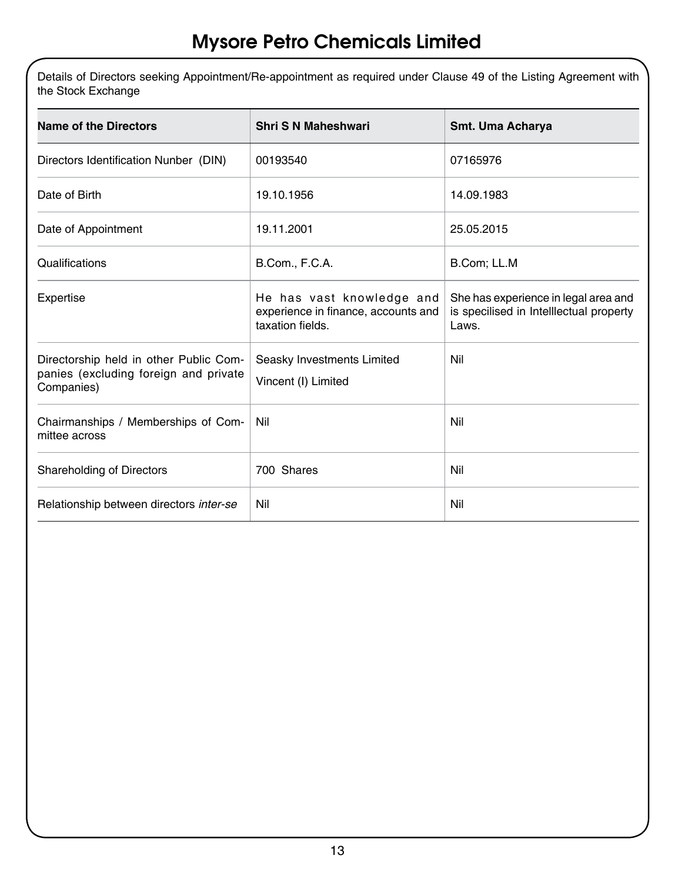Details of Directors seeking Appointment/Re-appointment as required under Clause 49 of the Listing Agreement with the Stock Exchange

| Name of the Directors | Shri S N Maheshwari | Smt. Uma Acharya |
|---|---|---|
| Directors Identification Nunber (DIN) | 00193540 | 07165976 |
| Date of Birth | 19.10.1956 | 14.09.1983 |
| Date of Appointment | 19.11.2001 | 25.05.2015 |
| Qualifications | B.Com., F.C.A. | B.Com; LL.M |
| Expertise | He has vast knowledge and experience in finance, accounts and taxation fields. | She has experience in legal area and is specilised in Intelllectual property Laws. |
| Directorship held in other Public Companies (excluding foreign and private Companies) | Seasky Investments Limited<br>Vincent (I) Limited | Nil |
| Chairmanships / Memberships of Committee across | Nil | Nil |
| Shareholding of Directors | 700 Shares | Nil |
| Relationship between directors *inter-se* | Nil | Nil |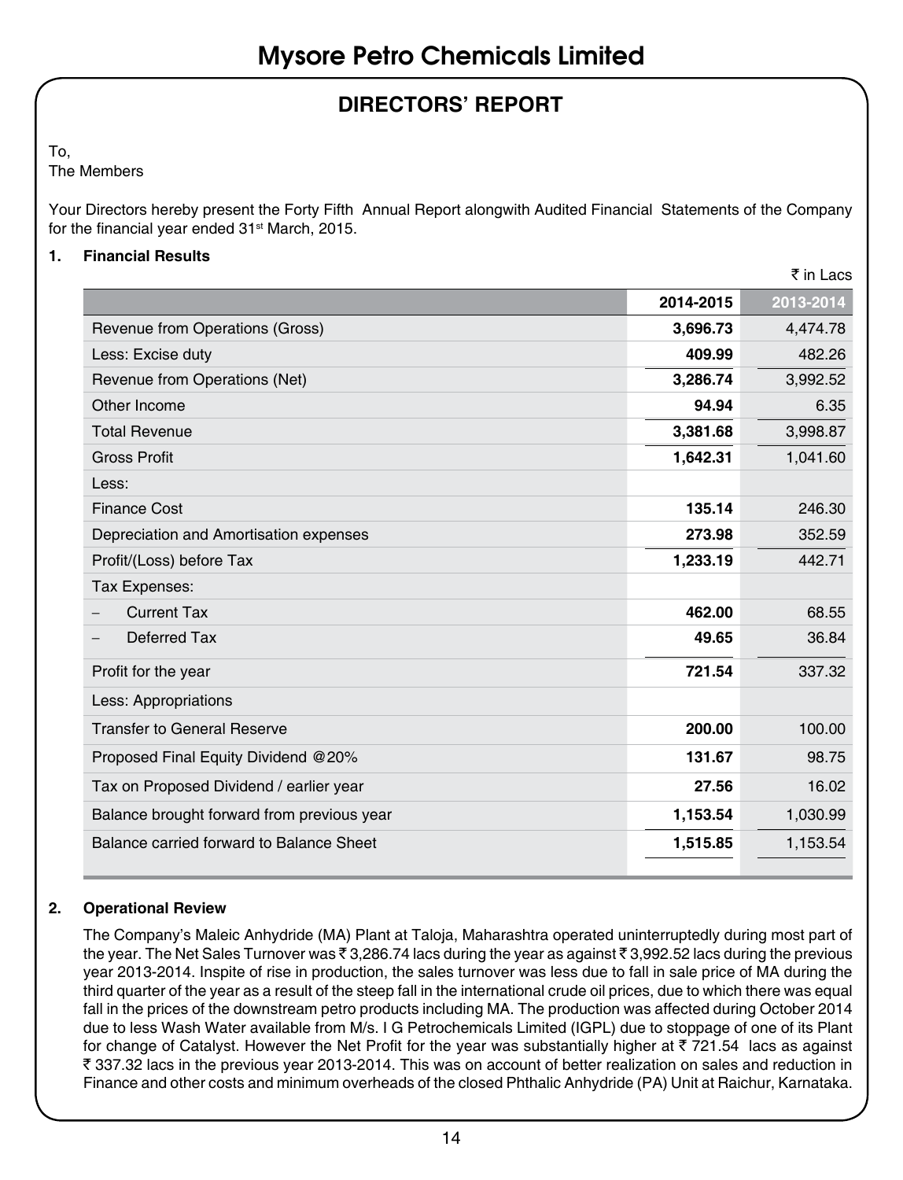# Mysore Petro Chemicals Limited

## DIRECTORS' REPORT

To,
The Members

Your Directors hereby present the Forty Fifth Annual Report alongwith Audited Financial Statements of the Company for the financial year ended 31st March, 2015.

### 1. Financial Results

₹ in Lacs

| | 2014-2015 | 2013-2014 |
|---|---|---|
| Revenue from Operations (Gross) | **3,696.73** | 4,474.78 |
| Less: Excise duty | **409.99** | 482.26 |
| Revenue from Operations (Net) | **3,286.74** | 3,992.52 |
| Other Income | **94.94** | 6.35 |
| Total Revenue | **3,381.68** | 3,998.87 |
| Gross Profit | **1,642.31** | 1,041.60 |
| Less: | | |
| Finance Cost | **135.14** | 246.30 |
| Depreciation and Amortisation expenses | **273.98** | 352.59 |
| Profit/(Loss) before Tax | **1,233.19** | 442.71 |
| Tax Expenses: | | |
| – Current Tax | **462.00** | 68.55 |
| – Deferred Tax | **49.65** | 36.84 |
| Profit for the year | **721.54** | 337.32 |
| Less: Appropriations | | |
| Transfer to General Reserve | **200.00** | 100.00 |
| Proposed Final Equity Dividend @20% | **131.67** | 98.75 |
| Tax on Proposed Dividend / earlier year | **27.56** | 16.02 |
| Balance brought forward from previous year | **1,153.54** | 1,030.99 |
| Balance carried forward to Balance Sheet | **1,515.85** | 1,153.54 |

### 2. Operational Review

The Company's Maleic Anhydride (MA) Plant at Taloja, Maharashtra operated uninterruptedly during most part of the year. The Net Sales Turnover was ₹ 3,286.74 lacs during the year as against ₹ 3,992.52 lacs during the previous year 2013-2014. Inspite of rise in production, the sales turnover was less due to fall in sale price of MA during the third quarter of the year as a result of the steep fall in the international crude oil prices, due to which there was equal fall in the prices of the downstream petro products including MA. The production was affected during October 2014 due to less Wash Water available from M/s. I G Petrochemicals Limited (IGPL) due to stoppage of one of its Plant for change of Catalyst. However the Net Profit for the year was substantially higher at ₹ 721.54 lacs as against ₹ 337.32 lacs in the previous year 2013-2014. This was on account of better realization on sales and reduction in Finance and other costs and minimum overheads of the closed Phthalic Anhydride (PA) Unit at Raichur, Karnataka.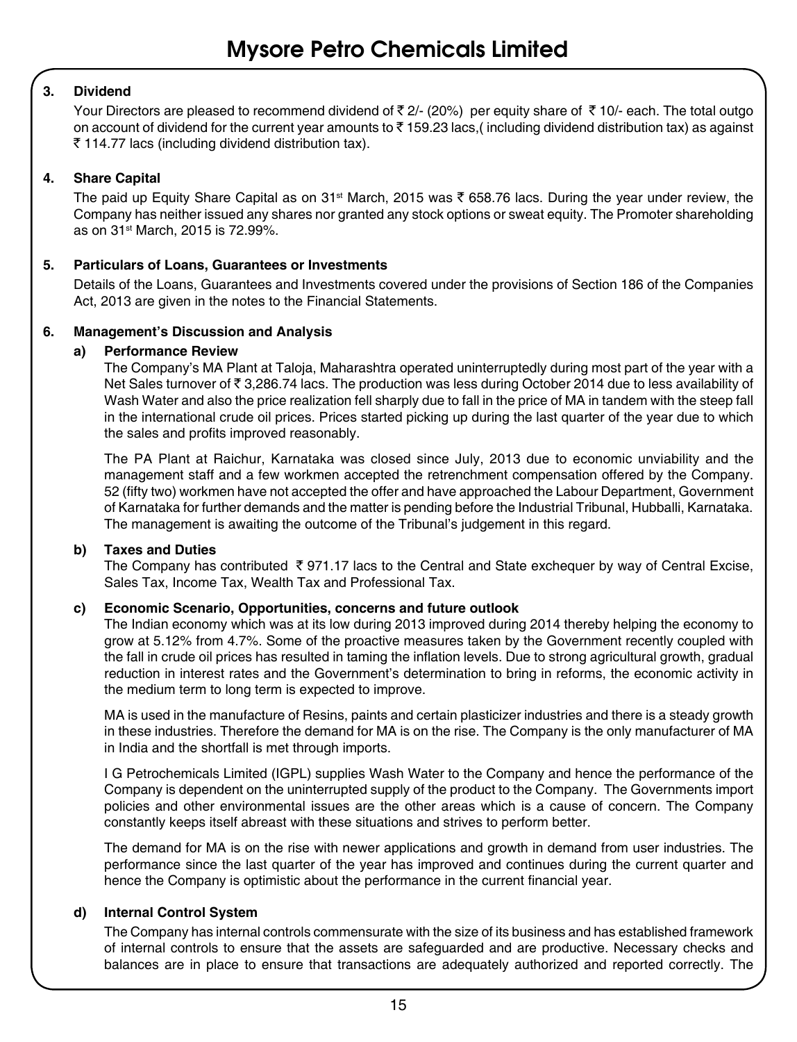## 3. Dividend

Your Directors are pleased to recommend dividend of ₹ 2/- (20%) per equity share of ₹ 10/- each. The total outgo on account of dividend for the current year amounts to ₹ 159.23 lacs,( including dividend distribution tax) as against ₹ 114.77 lacs (including dividend distribution tax).

## 4. Share Capital

The paid up Equity Share Capital as on 31st March, 2015 was ₹ 658.76 lacs. During the year under review, the Company has neither issued any shares nor granted any stock options or sweat equity. The Promoter shareholding as on 31st March, 2015 is 72.99%.

## 5. Particulars of Loans, Guarantees or Investments

Details of the Loans, Guarantees and Investments covered under the provisions of Section 186 of the Companies Act, 2013 are given in the notes to the Financial Statements.

## 6. Management's Discussion and Analysis

### a) Performance Review

The Company's MA Plant at Taloja, Maharashtra operated uninterruptedly during most part of the year with a Net Sales turnover of ₹ 3,286.74 lacs. The production was less during October 2014 due to less availability of Wash Water and also the price realization fell sharply due to fall in the price of MA in tandem with the steep fall in the international crude oil prices. Prices started picking up during the last quarter of the year due to which the sales and profits improved reasonably.

The PA Plant at Raichur, Karnataka was closed since July, 2013 due to economic unviability and the management staff and a few workmen accepted the retrenchment compensation offered by the Company. 52 (fifty two) workmen have not accepted the offer and have approached the Labour Department, Government of Karnataka for further demands and the matter is pending before the Industrial Tribunal, Hubballi, Karnataka. The management is awaiting the outcome of the Tribunal's judgement in this regard.

### b) Taxes and Duties

The Company has contributed ₹ 971.17 lacs to the Central and State exchequer by way of Central Excise, Sales Tax, Income Tax, Wealth Tax and Professional Tax.

### c) Economic Scenario, Opportunities, concerns and future outlook

The Indian economy which was at its low during 2013 improved during 2014 thereby helping the economy to grow at 5.12% from 4.7%. Some of the proactive measures taken by the Government recently coupled with the fall in crude oil prices has resulted in taming the inflation levels. Due to strong agricultural growth, gradual reduction in interest rates and the Government's determination to bring in reforms, the economic activity in the medium term to long term is expected to improve.

MA is used in the manufacture of Resins, paints and certain plasticizer industries and there is a steady growth in these industries. Therefore the demand for MA is on the rise. The Company is the only manufacturer of MA in India and the shortfall is met through imports.

I G Petrochemicals Limited (IGPL) supplies Wash Water to the Company and hence the performance of the Company is dependent on the uninterrupted supply of the product to the Company. The Governments import policies and other environmental issues are the other areas which is a cause of concern. The Company constantly keeps itself abreast with these situations and strives to perform better.

The demand for MA is on the rise with newer applications and growth in demand from user industries. The performance since the last quarter of the year has improved and continues during the current quarter and hence the Company is optimistic about the performance in the current financial year.

### d) Internal Control System

The Company has internal controls commensurate with the size of its business and has established framework of internal controls to ensure that the assets are safeguarded and are productive. Necessary checks and balances are in place to ensure that transactions are adequately authorized and reported correctly. The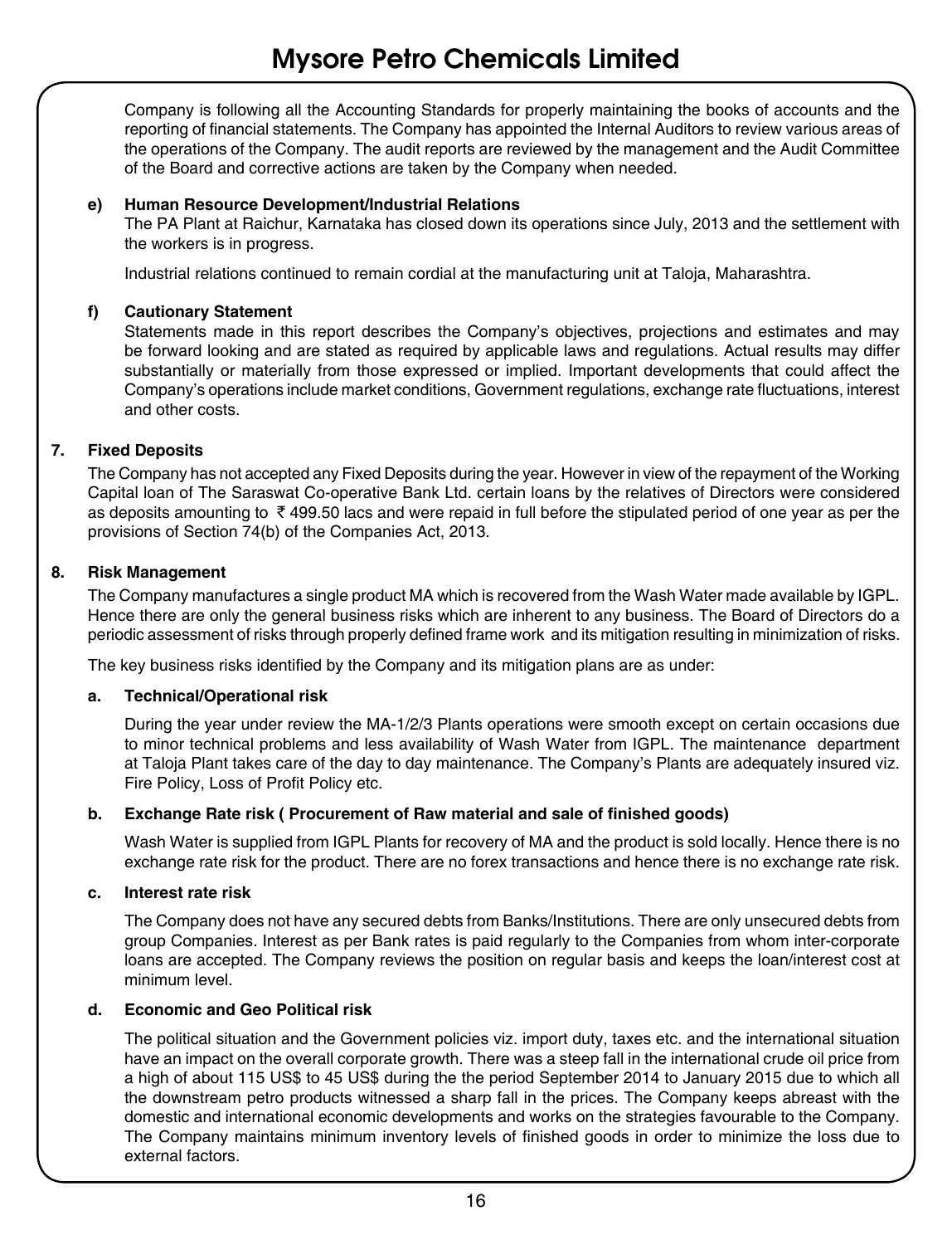Company is following all the Accounting Standards for properly maintaining the books of accounts and the reporting of financial statements. The Company has appointed the Internal Auditors to review various areas of the operations of the Company. The audit reports are reviewed by the management and the Audit Committee of the Board and corrective actions are taken by the Company when needed.

**e) Human Resource Development/Industrial Relations**

The PA Plant at Raichur, Karnataka has closed down its operations since July, 2013 and the settlement with the workers is in progress.

Industrial relations continued to remain cordial at the manufacturing unit at Taloja, Maharashtra.

**f) Cautionary Statement**

Statements made in this report describes the Company's objectives, projections and estimates and may be forward looking and are stated as required by applicable laws and regulations. Actual results may differ substantially or materially from those expressed or implied. Important developments that could affect the Company's operations include market conditions, Government regulations, exchange rate fluctuations, interest and other costs.

## 7. Fixed Deposits

The Company has not accepted any Fixed Deposits during the year. However in view of the repayment of the Working Capital loan of The Saraswat Co-operative Bank Ltd. certain loans by the relatives of Directors were considered as deposits amounting to ₹ 499.50 lacs and were repaid in full before the stipulated period of one year as per the provisions of Section 74(b) of the Companies Act, 2013.

## 8. Risk Management

The Company manufactures a single product MA which is recovered from the Wash Water made available by IGPL. Hence there are only the general business risks which are inherent to any business. The Board of Directors do a periodic assessment of risks through properly defined frame work and its mitigation resulting in minimization of risks.

The key business risks identified by the Company and its mitigation plans are as under:

**a. Technical/Operational risk**

During the year under review the MA-1/2/3 Plants operations were smooth except on certain occasions due to minor technical problems and less availability of Wash Water from IGPL. The maintenance department at Taloja Plant takes care of the day to day maintenance. The Company's Plants are adequately insured viz. Fire Policy, Loss of Profit Policy etc.

**b. Exchange Rate risk ( Procurement of Raw material and sale of finished goods)**

Wash Water is supplied from IGPL Plants for recovery of MA and the product is sold locally. Hence there is no exchange rate risk for the product. There are no forex transactions and hence there is no exchange rate risk.

**c. Interest rate risk**

The Company does not have any secured debts from Banks/Institutions. There are only unsecured debts from group Companies. Interest as per Bank rates is paid regularly to the Companies from whom inter-corporate loans are accepted. The Company reviews the position on regular basis and keeps the loan/interest cost at minimum level.

**d. Economic and Geo Political risk**

The political situation and the Government policies viz. import duty, taxes etc. and the international situation have an impact on the overall corporate growth. There was a steep fall in the international crude oil price from a high of about 115 US$ to 45 US$ during the the period September 2014 to January 2015 due to which all the downstream petro products witnessed a sharp fall in the prices. The Company keeps abreast with the domestic and international economic developments and works on the strategies favourable to the Company. The Company maintains minimum inventory levels of finished goods in order to minimize the loss due to external factors.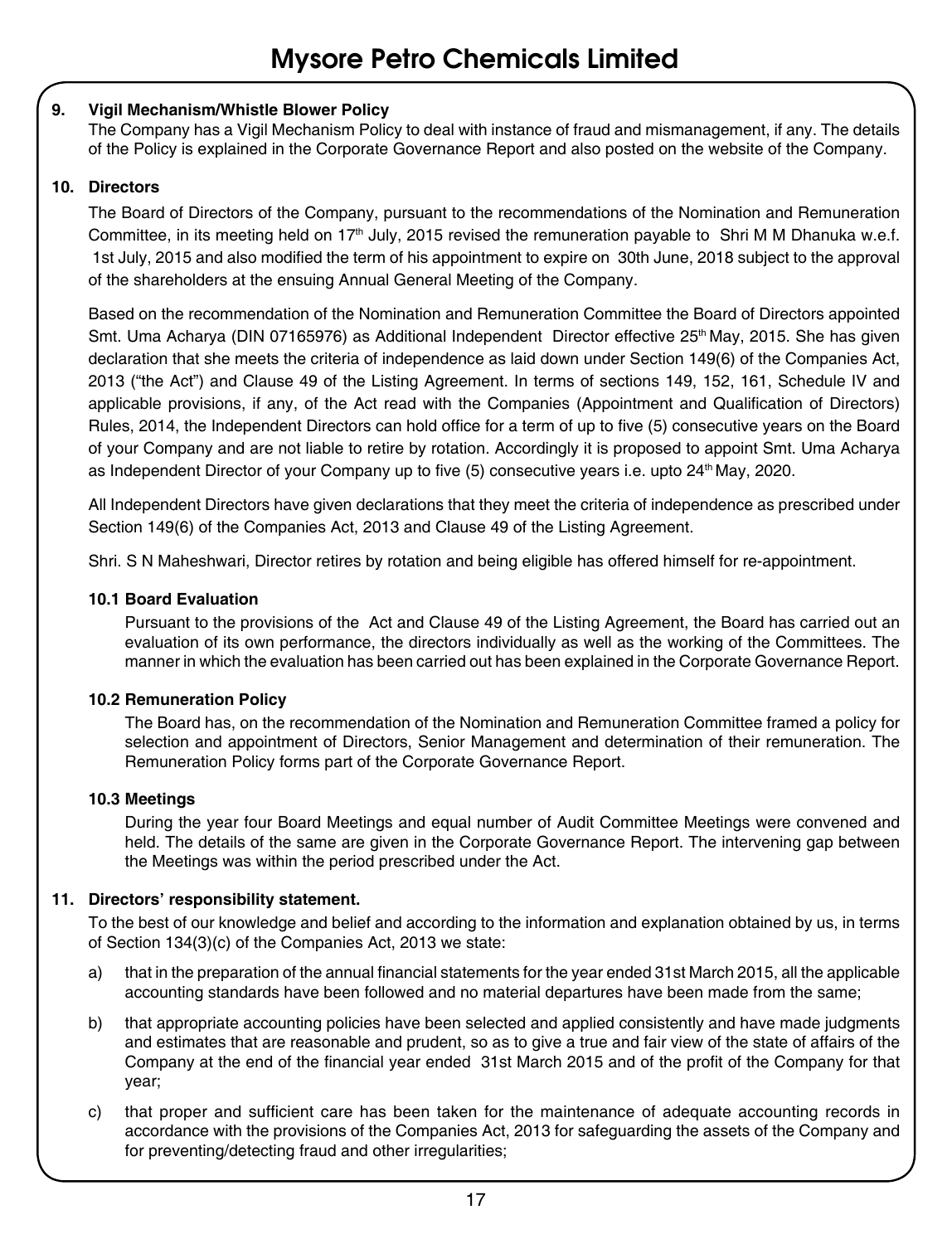## 9. Vigil Mechanism/Whistle Blower Policy

The Company has a Vigil Mechanism Policy to deal with instance of fraud and mismanagement, if any. The details of the Policy is explained in the Corporate Governance Report and also posted on the website of the Company.

## 10. Directors

The Board of Directors of the Company, pursuant to the recommendations of the Nomination and Remuneration Committee, in its meeting held on 17th July, 2015 revised the remuneration payable to Shri M M Dhanuka w.e.f. 1st July, 2015 and also modified the term of his appointment to expire on 30th June, 2018 subject to the approval of the shareholders at the ensuing Annual General Meeting of the Company.

Based on the recommendation of the Nomination and Remuneration Committee the Board of Directors appointed Smt. Uma Acharya (DIN 07165976) as Additional Independent Director effective 25th May, 2015. She has given declaration that she meets the criteria of independence as laid down under Section 149(6) of the Companies Act, 2013 ("the Act") and Clause 49 of the Listing Agreement. In terms of sections 149, 152, 161, Schedule IV and applicable provisions, if any, of the Act read with the Companies (Appointment and Qualification of Directors) Rules, 2014, the Independent Directors can hold office for a term of up to five (5) consecutive years on the Board of your Company and are not liable to retire by rotation. Accordingly it is proposed to appoint Smt. Uma Acharya as Independent Director of your Company up to five (5) consecutive years i.e. upto 24th May, 2020.

All Independent Directors have given declarations that they meet the criteria of independence as prescribed under Section 149(6) of the Companies Act, 2013 and Clause 49 of the Listing Agreement.

Shri. S N Maheshwari, Director retires by rotation and being eligible has offered himself for re-appointment.

### 10.1 Board Evaluation

Pursuant to the provisions of the Act and Clause 49 of the Listing Agreement, the Board has carried out an evaluation of its own performance, the directors individually as well as the working of the Committees. The manner in which the evaluation has been carried out has been explained in the Corporate Governance Report.

### 10.2 Remuneration Policy

The Board has, on the recommendation of the Nomination and Remuneration Committee framed a policy for selection and appointment of Directors, Senior Management and determination of their remuneration. The Remuneration Policy forms part of the Corporate Governance Report.

### 10.3 Meetings

During the year four Board Meetings and equal number of Audit Committee Meetings were convened and held. The details of the same are given in the Corporate Governance Report. The intervening gap between the Meetings was within the period prescribed under the Act.

## 11. Directors' responsibility statement.

To the best of our knowledge and belief and according to the information and explanation obtained by us, in terms of Section 134(3)(c) of the Companies Act, 2013 we state:

a) that in the preparation of the annual financial statements for the year ended 31st March 2015, all the applicable accounting standards have been followed and no material departures have been made from the same;

b) that appropriate accounting policies have been selected and applied consistently and have made judgments and estimates that are reasonable and prudent, so as to give a true and fair view of the state of affairs of the Company at the end of the financial year ended 31st March 2015 and of the profit of the Company for that year;

c) that proper and sufficient care has been taken for the maintenance of adequate accounting records in accordance with the provisions of the Companies Act, 2013 for safeguarding the assets of the Company and for preventing/detecting fraud and other irregularities;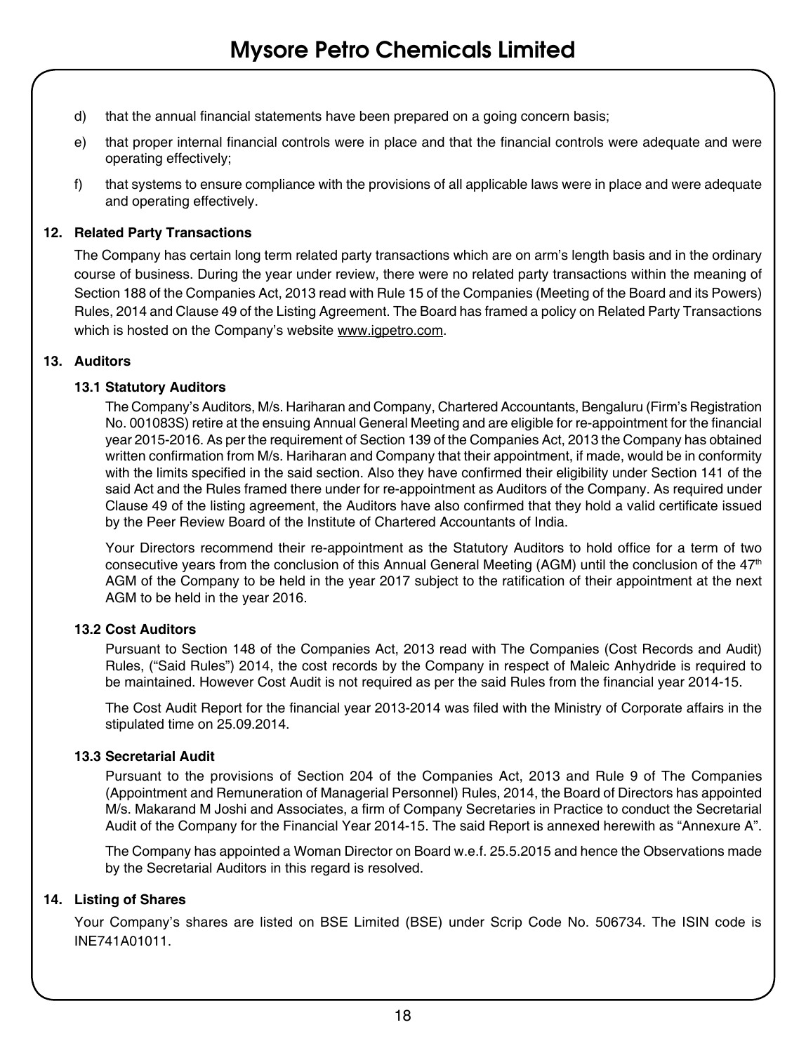d) that the annual financial statements have been prepared on a going concern basis;

e) that proper internal financial controls were in place and that the financial controls were adequate and were operating effectively;

f) that systems to ensure compliance with the provisions of all applicable laws were in place and were adequate and operating effectively.

## 12. Related Party Transactions

The Company has certain long term related party transactions which are on arm's length basis and in the ordinary course of business. During the year under review, there were no related party transactions within the meaning of Section 188 of the Companies Act, 2013 read with Rule 15 of the Companies (Meeting of the Board and its Powers) Rules, 2014 and Clause 49 of the Listing Agreement. The Board has framed a policy on Related Party Transactions which is hosted on the Company's website www.igpetro.com.

## 13. Auditors

### 13.1 Statutory Auditors

The Company's Auditors, M/s. Hariharan and Company, Chartered Accountants, Bengaluru (Firm's Registration No. 001083S) retire at the ensuing Annual General Meeting and are eligible for re-appointment for the financial year 2015-2016. As per the requirement of Section 139 of the Companies Act, 2013 the Company has obtained written confirmation from M/s. Hariharan and Company that their appointment, if made, would be in conformity with the limits specified in the said section. Also they have confirmed their eligibility under Section 141 of the said Act and the Rules framed there under for re-appointment as Auditors of the Company. As required under Clause 49 of the listing agreement, the Auditors have also confirmed that they hold a valid certificate issued by the Peer Review Board of the Institute of Chartered Accountants of India.

Your Directors recommend their re-appointment as the Statutory Auditors to hold office for a term of two consecutive years from the conclusion of this Annual General Meeting (AGM) until the conclusion of the 47th AGM of the Company to be held in the year 2017 subject to the ratification of their appointment at the next AGM to be held in the year 2016.

### 13.2 Cost Auditors

Pursuant to Section 148 of the Companies Act, 2013 read with The Companies (Cost Records and Audit) Rules, ("Said Rules") 2014, the cost records by the Company in respect of Maleic Anhydride is required to be maintained. However Cost Audit is not required as per the said Rules from the financial year 2014-15.

The Cost Audit Report for the financial year 2013-2014 was filed with the Ministry of Corporate affairs in the stipulated time on 25.09.2014.

### 13.3 Secretarial Audit

Pursuant to the provisions of Section 204 of the Companies Act, 2013 and Rule 9 of The Companies (Appointment and Remuneration of Managerial Personnel) Rules, 2014, the Board of Directors has appointed M/s. Makarand M Joshi and Associates, a firm of Company Secretaries in Practice to conduct the Secretarial Audit of the Company for the Financial Year 2014-15. The said Report is annexed herewith as "Annexure A".

The Company has appointed a Woman Director on Board w.e.f. 25.5.2015 and hence the Observations made by the Secretarial Auditors in this regard is resolved.

## 14. Listing of Shares

Your Company's shares are listed on BSE Limited (BSE) under Scrip Code No. 506734. The ISIN code is INE741A01011.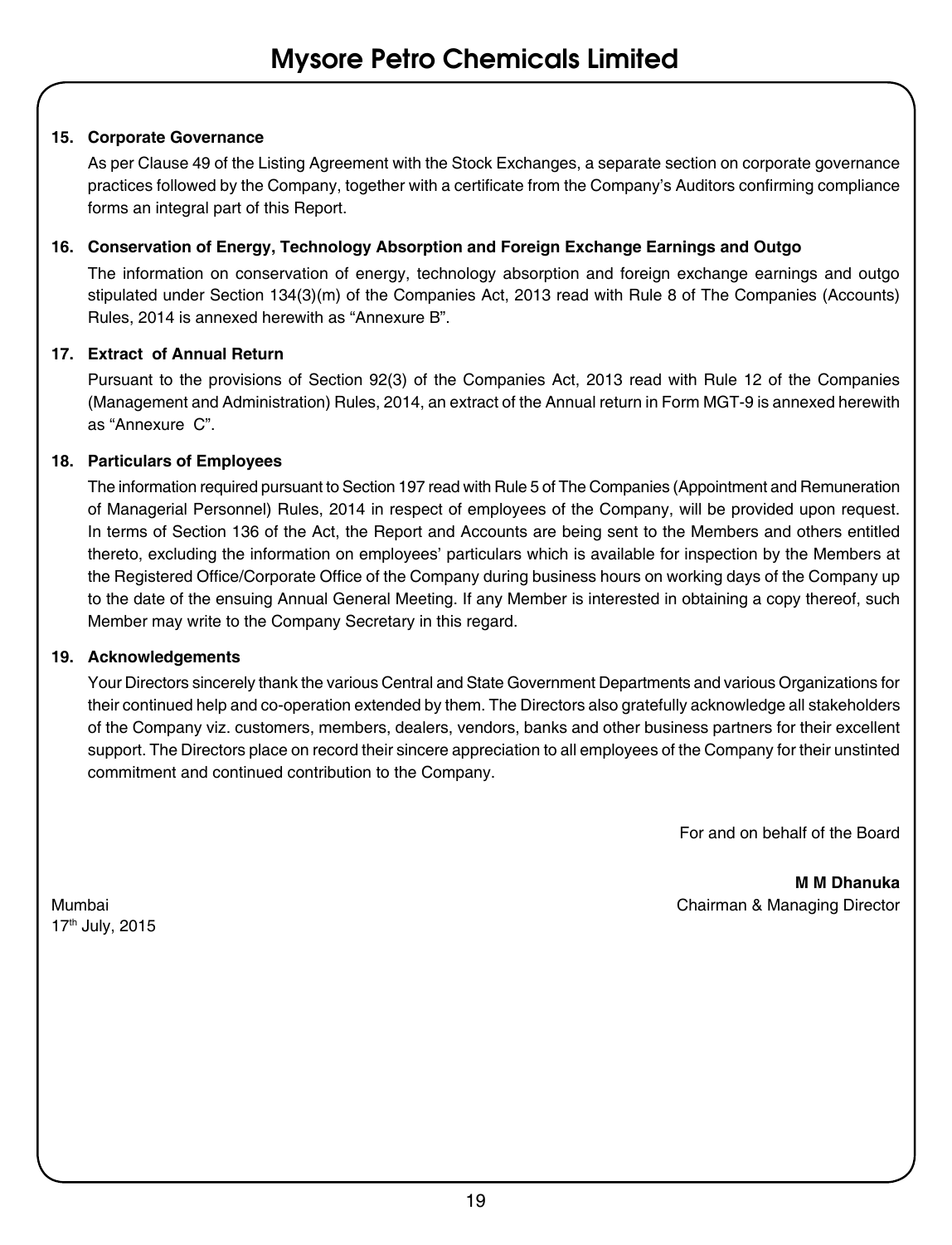### 15. Corporate Governance

As per Clause 49 of the Listing Agreement with the Stock Exchanges, a separate section on corporate governance practices followed by the Company, together with a certificate from the Company's Auditors confirming compliance forms an integral part of this Report.

### 16. Conservation of Energy, Technology Absorption and Foreign Exchange Earnings and Outgo

The information on conservation of energy, technology absorption and foreign exchange earnings and outgo stipulated under Section 134(3)(m) of the Companies Act, 2013 read with Rule 8 of The Companies (Accounts) Rules, 2014 is annexed herewith as "Annexure B".

### 17. Extract of Annual Return

Pursuant to the provisions of Section 92(3) of the Companies Act, 2013 read with Rule 12 of the Companies (Management and Administration) Rules, 2014, an extract of the Annual return in Form MGT-9 is annexed herewith as "Annexure C".

### 18. Particulars of Employees

The information required pursuant to Section 197 read with Rule 5 of The Companies (Appointment and Remuneration of Managerial Personnel) Rules, 2014 in respect of employees of the Company, will be provided upon request. In terms of Section 136 of the Act, the Report and Accounts are being sent to the Members and others entitled thereto, excluding the information on employees' particulars which is available for inspection by the Members at the Registered Office/Corporate Office of the Company during business hours on working days of the Company up to the date of the ensuing Annual General Meeting. If any Member is interested in obtaining a copy thereof, such Member may write to the Company Secretary in this regard.

### 19. Acknowledgements

Your Directors sincerely thank the various Central and State Government Departments and various Organizations for their continued help and co-operation extended by them. The Directors also gratefully acknowledge all stakeholders of the Company viz. customers, members, dealers, vendors, banks and other business partners for their excellent support. The Directors place on record their sincere appreciation to all employees of the Company for their unstinted commitment and continued contribution to the Company.

For and on behalf of the Board

**M M Dhanuka**
Chairman & Managing Director

Mumbai
17th July, 2015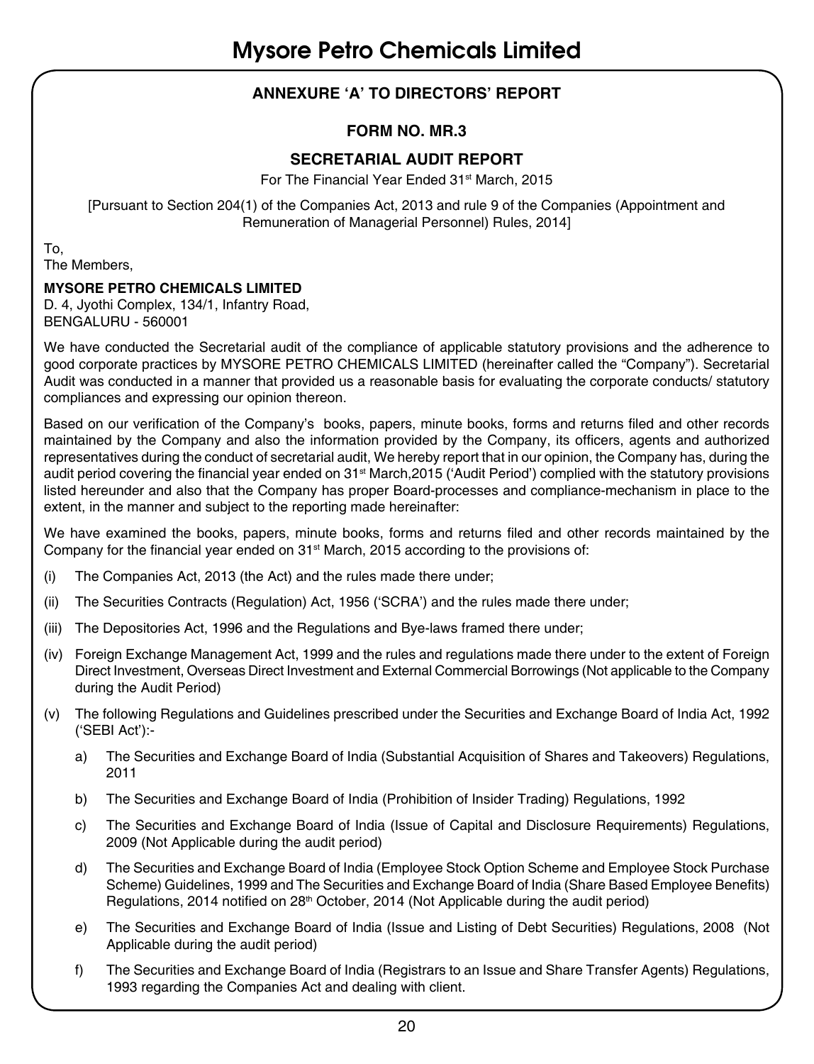## ANNEXURE 'A' TO DIRECTORS' REPORT

### FORM NO. MR.3

### SECRETARIAL AUDIT REPORT

For The Financial Year Ended 31st March, 2015

[Pursuant to Section 204(1) of the Companies Act, 2013 and rule 9 of the Companies (Appointment and Remuneration of Managerial Personnel) Rules, 2014]

To,
The Members,

**MYSORE PETRO CHEMICALS LIMITED**
D. 4, Jyothi Complex, 134/1, Infantry Road,
BENGALURU - 560001

We have conducted the Secretarial audit of the compliance of applicable statutory provisions and the adherence to good corporate practices by MYSORE PETRO CHEMICALS LIMITED (hereinafter called the "Company"). Secretarial Audit was conducted in a manner that provided us a reasonable basis for evaluating the corporate conducts/ statutory compliances and expressing our opinion thereon.

Based on our verification of the Company's books, papers, minute books, forms and returns filed and other records maintained by the Company and also the information provided by the Company, its officers, agents and authorized representatives during the conduct of secretarial audit, We hereby report that in our opinion, the Company has, during the audit period covering the financial year ended on 31st March,2015 ('Audit Period') complied with the statutory provisions listed hereunder and also that the Company has proper Board-processes and compliance-mechanism in place to the extent, in the manner and subject to the reporting made hereinafter:

We have examined the books, papers, minute books, forms and returns filed and other records maintained by the Company for the financial year ended on 31st March, 2015 according to the provisions of:

(i) The Companies Act, 2013 (the Act) and the rules made there under;

(ii) The Securities Contracts (Regulation) Act, 1956 ('SCRA') and the rules made there under;

(iii) The Depositories Act, 1996 and the Regulations and Bye-laws framed there under;

(iv) Foreign Exchange Management Act, 1999 and the rules and regulations made there under to the extent of Foreign Direct Investment, Overseas Direct Investment and External Commercial Borrowings (Not applicable to the Company during the Audit Period)

(v) The following Regulations and Guidelines prescribed under the Securities and Exchange Board of India Act, 1992 ('SEBI Act'):-

a) The Securities and Exchange Board of India (Substantial Acquisition of Shares and Takeovers) Regulations, 2011

b) The Securities and Exchange Board of India (Prohibition of Insider Trading) Regulations, 1992

c) The Securities and Exchange Board of India (Issue of Capital and Disclosure Requirements) Regulations, 2009 (Not Applicable during the audit period)

d) The Securities and Exchange Board of India (Employee Stock Option Scheme and Employee Stock Purchase Scheme) Guidelines, 1999 and The Securities and Exchange Board of India (Share Based Employee Benefits) Regulations, 2014 notified on 28th October, 2014 (Not Applicable during the audit period)

e) The Securities and Exchange Board of India (Issue and Listing of Debt Securities) Regulations, 2008 (Not Applicable during the audit period)

f) The Securities and Exchange Board of India (Registrars to an Issue and Share Transfer Agents) Regulations, 1993 regarding the Companies Act and dealing with client.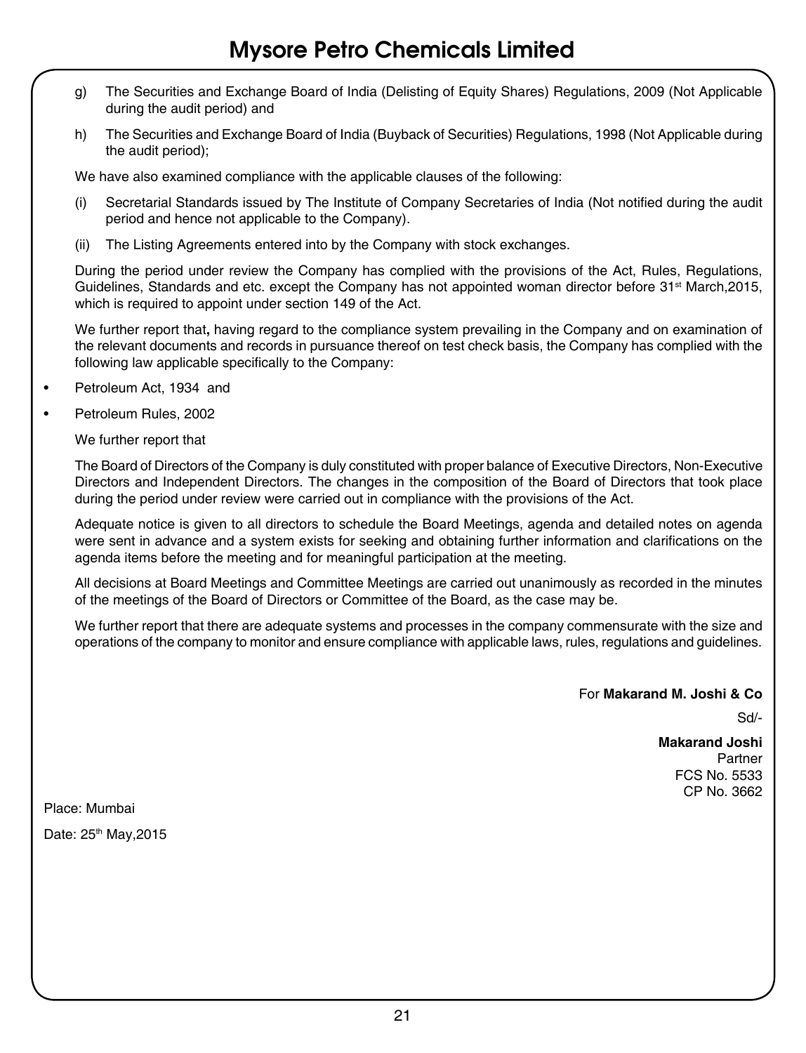g) The Securities and Exchange Board of India (Delisting of Equity Shares) Regulations, 2009 (Not Applicable during the audit period) and

h) The Securities and Exchange Board of India (Buyback of Securities) Regulations, 1998 (Not Applicable during the audit period);

We have also examined compliance with the applicable clauses of the following:

(i) Secretarial Standards issued by The Institute of Company Secretaries of India (Not notified during the audit period and hence not applicable to the Company).

(ii) The Listing Agreements entered into by the Company with stock exchanges.

During the period under review the Company has complied with the provisions of the Act, Rules, Regulations, Guidelines, Standards and etc. except the Company has not appointed woman director before 31st March,2015, which is required to appoint under section 149 of the Act.

We further report that**,** having regard to the compliance system prevailing in the Company and on examination of the relevant documents and records in pursuance thereof on test check basis, the Company has complied with the following law applicable specifically to the Company:

- Petroleum Act, 1934 and
- Petroleum Rules, 2002

We further report that

The Board of Directors of the Company is duly constituted with proper balance of Executive Directors, Non-Executive Directors and Independent Directors. The changes in the composition of the Board of Directors that took place during the period under review were carried out in compliance with the provisions of the Act.

Adequate notice is given to all directors to schedule the Board Meetings, agenda and detailed notes on agenda were sent in advance and a system exists for seeking and obtaining further information and clarifications on the agenda items before the meeting and for meaningful participation at the meeting.

All decisions at Board Meetings and Committee Meetings are carried out unanimously as recorded in the minutes of the meetings of the Board of Directors or Committee of the Board, as the case may be.

We further report that there are adequate systems and processes in the company commensurate with the size and operations of the company to monitor and ensure compliance with applicable laws, rules, regulations and guidelines.

For **Makarand M. Joshi & Co**

Sd/-

**Makarand Joshi**
Partner
FCS No. 5533
CP No. 3662

Place: Mumbai

Date: 25th May,2015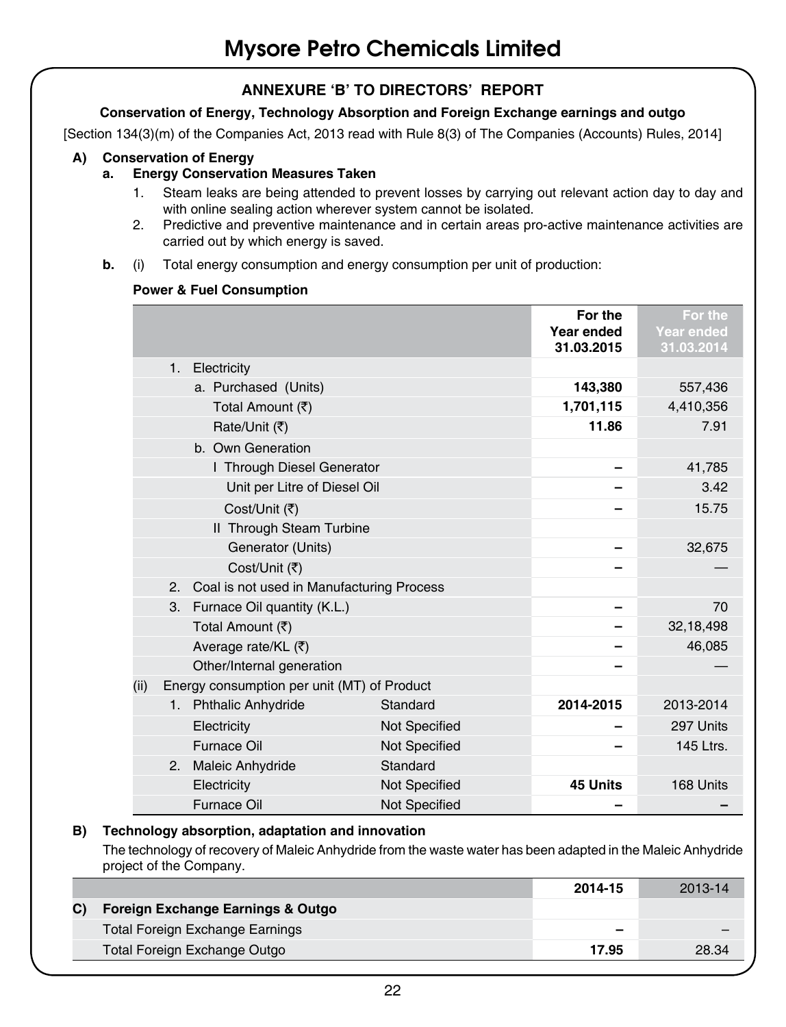# Mysore Petro Chemicals Limited

## ANNEXURE 'B' TO DIRECTORS' REPORT

**Conservation of Energy, Technology Absorption and Foreign Exchange earnings and outgo**

[Section 134(3)(m) of the Companies Act, 2013 read with Rule 8(3) of The Companies (Accounts) Rules, 2014]

**A) Conservation of Energy**

**a. Energy Conservation Measures Taken**

1. Steam leaks are being attended to prevent losses by carrying out relevant action day to day and with online sealing action wherever system cannot be isolated.
2. Predictive and preventive maintenance and in certain areas pro-active maintenance activities are carried out by which energy is saved.

**b.** (i) Total energy consumption and energy consumption per unit of production:

**Power & Fuel Consumption**

| | | For the Year ended 31.03.2015 | For the Year ended 31.03.2014 |
|---|---|---|---|
| 1. Electricity | | | |
| a. Purchased (Units) | | **143,380** | 557,436 |
| Total Amount (₹) | | **1,701,115** | 4,410,356 |
| Rate/Unit (₹) | | **11.86** | 7.91 |
| b. Own Generation | | | |
| I Through Diesel Generator | | – | 41,785 |
| Unit per Litre of Diesel Oil | | – | 3.42 |
| Cost/Unit (₹) | | – | 15.75 |
| II Through Steam Turbine | | | |
| Generator (Units) | | – | 32,675 |
| Cost/Unit (₹) | | – | — |
| 2. Coal is not used in Manufacturing Process | | | |
| 3. Furnace Oil quantity (K.L.) | | – | 70 |
| Total Amount (₹) | | – | 32,18,498 |
| Average rate/KL (₹) | | – | 46,085 |
| Other/Internal generation | | – | — |
| (ii) Energy consumption per unit (MT) of Product | | | |
| 1. Phthalic Anhydride | Standard | **2014-2015** | 2013-2014 |
| Electricity | Not Specified | – | 297 Units |
| Furnace Oil | Not Specified | – | 145 Ltrs. |
| 2. Maleic Anhydride | Standard | | |
| Electricity | Not Specified | **45 Units** | 168 Units |
| Furnace Oil | Not Specified | – | – |

**B) Technology absorption, adaptation and innovation**

The technology of recovery of Maleic Anhydride from the waste water has been adapted in the Maleic Anhydride project of the Company.

| | 2014-15 | 2013-14 |
|---|---|---|
| **C) Foreign Exchange Earnings & Outgo** | | |
| Total Foreign Exchange Earnings | – | – |
| Total Foreign Exchange Outgo | **17.95** | 28.34 |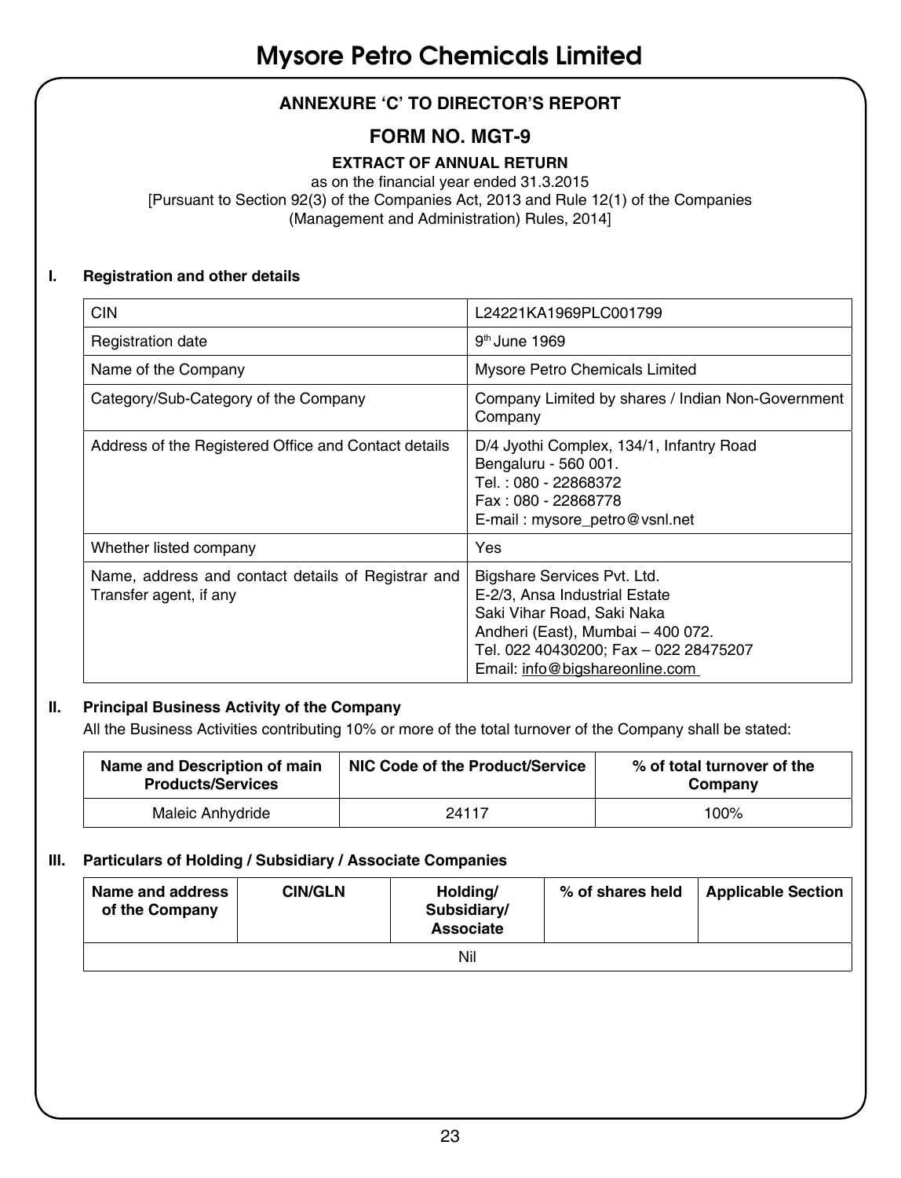# Mysore Petro Chemicals Limited

## ANNEXURE 'C' TO DIRECTOR'S REPORT

## FORM NO. MGT-9

**EXTRACT OF ANNUAL RETURN**

as on the financial year ended 31.3.2015

[Pursuant to Section 92(3) of the Companies Act, 2013 and Rule 12(1) of the Companies (Management and Administration) Rules, 2014]

### I. Registration and other details

| | |
|---|---|
| CIN | L24221KA1969PLC001799 |
| Registration date | 9th June 1969 |
| Name of the Company | Mysore Petro Chemicals Limited |
| Category/Sub-Category of the Company | Company Limited by shares / Indian Non-Government Company |
| Address of the Registered Office and Contact details | D/4 Jyothi Complex, 134/1, Infantry Road<br>Bengaluru - 560 001.<br>Tel. : 080 - 22868372<br>Fax : 080 - 22868778<br>E-mail : mysore_petro@vsnl.net |
| Whether listed company | Yes |
| Name, address and contact details of Registrar and Transfer agent, if any | Bigshare Services Pvt. Ltd.<br>E-2/3, Ansa Industrial Estate<br>Saki Vihar Road, Saki Naka<br>Andheri (East), Mumbai – 400 072.<br>Tel. 022 40430200; Fax – 022 28475207<br>Email: info@bigshareonline.com |

### II. Principal Business Activity of the Company

All the Business Activities contributing 10% or more of the total turnover of the Company shall be stated:

| Name and Description of main Products/Services | NIC Code of the Product/Service | % of total turnover of the Company |
|---|---|---|
| Maleic Anhydride | 24117 | 100% |

### III. Particulars of Holding / Subsidiary / Associate Companies

| Name and address of the Company | CIN/GLN | Holding/ Subsidiary/ Associate | % of shares held | Applicable Section |
|---|---|---|---|---|
| Nil | | | | |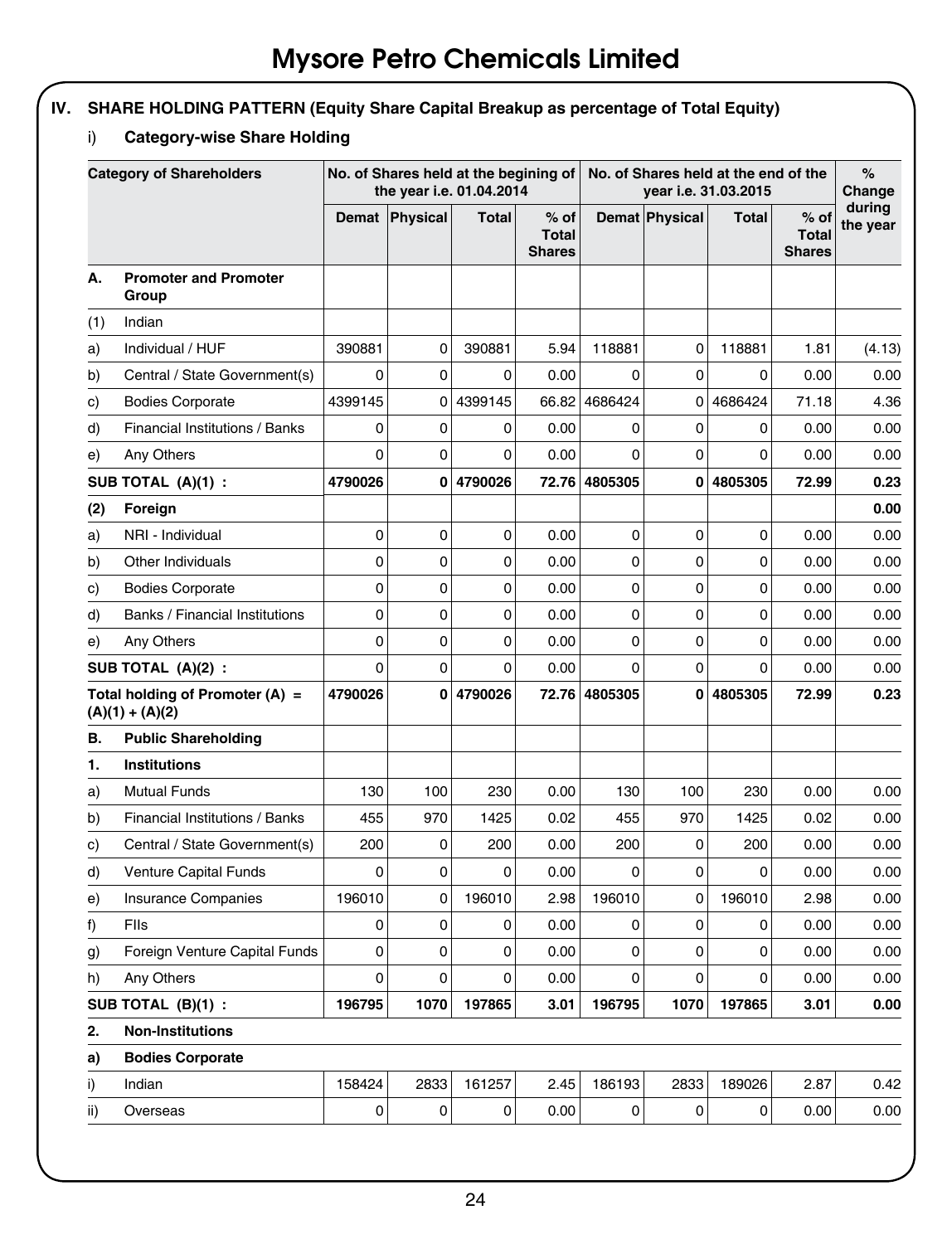# Mysore Petro Chemicals Limited

## IV. SHARE HOLDING PATTERN (Equity Share Capital Breakup as percentage of Total Equity)

### i) Category-wise Share Holding

| | Category of Shareholders | No. of Shares held at the begining of the year i.e. 01.04.2014 | | | | No. of Shares held at the end of the year i.e. 31.03.2015 | | | | % Change during the year |
|---|---|---|---|---|---|---|---|---|---|---|
| | | Demat | Physical | Total | % of Total Shares | Demat | Physical | Total | % of Total Shares | |
| **A.** | **Promoter and Promoter Group** | | | | | | | | | |
| (1) | Indian | | | | | | | | | |
| a) | Individual / HUF | 390881 | 0 | 390881 | 5.94 | 118881 | 0 | 118881 | 1.81 | (4.13) |
| b) | Central / State Government(s) | 0 | 0 | 0 | 0.00 | 0 | 0 | 0 | 0.00 | 0.00 |
| c) | Bodies Corporate | 4399145 | 0 | 4399145 | 66.82 | 4686424 | 0 | 4686424 | 71.18 | 4.36 |
| d) | Financial Institutions / Banks | 0 | 0 | 0 | 0.00 | 0 | 0 | 0 | 0.00 | 0.00 |
| e) | Any Others | 0 | 0 | 0 | 0.00 | 0 | 0 | 0 | 0.00 | 0.00 |
| **SUB TOTAL (A)(1) :** | | **4790026** | **0** | **4790026** | **72.76** | **4805305** | **0** | **4805305** | **72.99** | **0.23** |
| **(2)** | **Foreign** | | | | | | | | | **0.00** |
| a) | NRI - Individual | 0 | 0 | 0 | 0.00 | 0 | 0 | 0 | 0.00 | 0.00 |
| b) | Other Individuals | 0 | 0 | 0 | 0.00 | 0 | 0 | 0 | 0.00 | 0.00 |
| c) | Bodies Corporate | 0 | 0 | 0 | 0.00 | 0 | 0 | 0 | 0.00 | 0.00 |
| d) | Banks / Financial Institutions | 0 | 0 | 0 | 0.00 | 0 | 0 | 0 | 0.00 | 0.00 |
| e) | Any Others | 0 | 0 | 0 | 0.00 | 0 | 0 | 0 | 0.00 | 0.00 |
| **SUB TOTAL (A)(2) :** | | 0 | 0 | 0 | 0.00 | 0 | 0 | 0 | 0.00 | 0.00 |
| **Total holding of Promoter (A) = (A)(1) + (A)(2)** | | **4790026** | **0** | **4790026** | **72.76** | **4805305** | **0** | **4805305** | **72.99** | **0.23** |
| **B.** | **Public Shareholding** | | | | | | | | | |
| **1.** | **Institutions** | | | | | | | | | |
| a) | Mutual Funds | 130 | 100 | 230 | 0.00 | 130 | 100 | 230 | 0.00 | 0.00 |
| b) | Financial Institutions / Banks | 455 | 970 | 1425 | 0.02 | 455 | 970 | 1425 | 0.02 | 0.00 |
| c) | Central / State Government(s) | 200 | 0 | 200 | 0.00 | 200 | 0 | 200 | 0.00 | 0.00 |
| d) | Venture Capital Funds | 0 | 0 | 0 | 0.00 | 0 | 0 | 0 | 0.00 | 0.00 |
| e) | Insurance Companies | 196010 | 0 | 196010 | 2.98 | 196010 | 0 | 196010 | 2.98 | 0.00 |
| f) | FIIs | 0 | 0 | 0 | 0.00 | 0 | 0 | 0 | 0.00 | 0.00 |
| g) | Foreign Venture Capital Funds | 0 | 0 | 0 | 0.00 | 0 | 0 | 0 | 0.00 | 0.00 |
| h) | Any Others | 0 | 0 | 0 | 0.00 | 0 | 0 | 0 | 0.00 | 0.00 |
| **SUB TOTAL (B)(1) :** | | **196795** | **1070** | **197865** | **3.01** | **196795** | **1070** | **197865** | **3.01** | **0.00** |
| **2.** | **Non-Institutions** | | | | | | | | | |
| **a)** | **Bodies Corporate** | | | | | | | | | |
| i) | Indian | 158424 | 2833 | 161257 | 2.45 | 186193 | 2833 | 189026 | 2.87 | 0.42 |
| ii) | Overseas | 0 | 0 | 0 | 0.00 | 0 | 0 | 0 | 0.00 | 0.00 |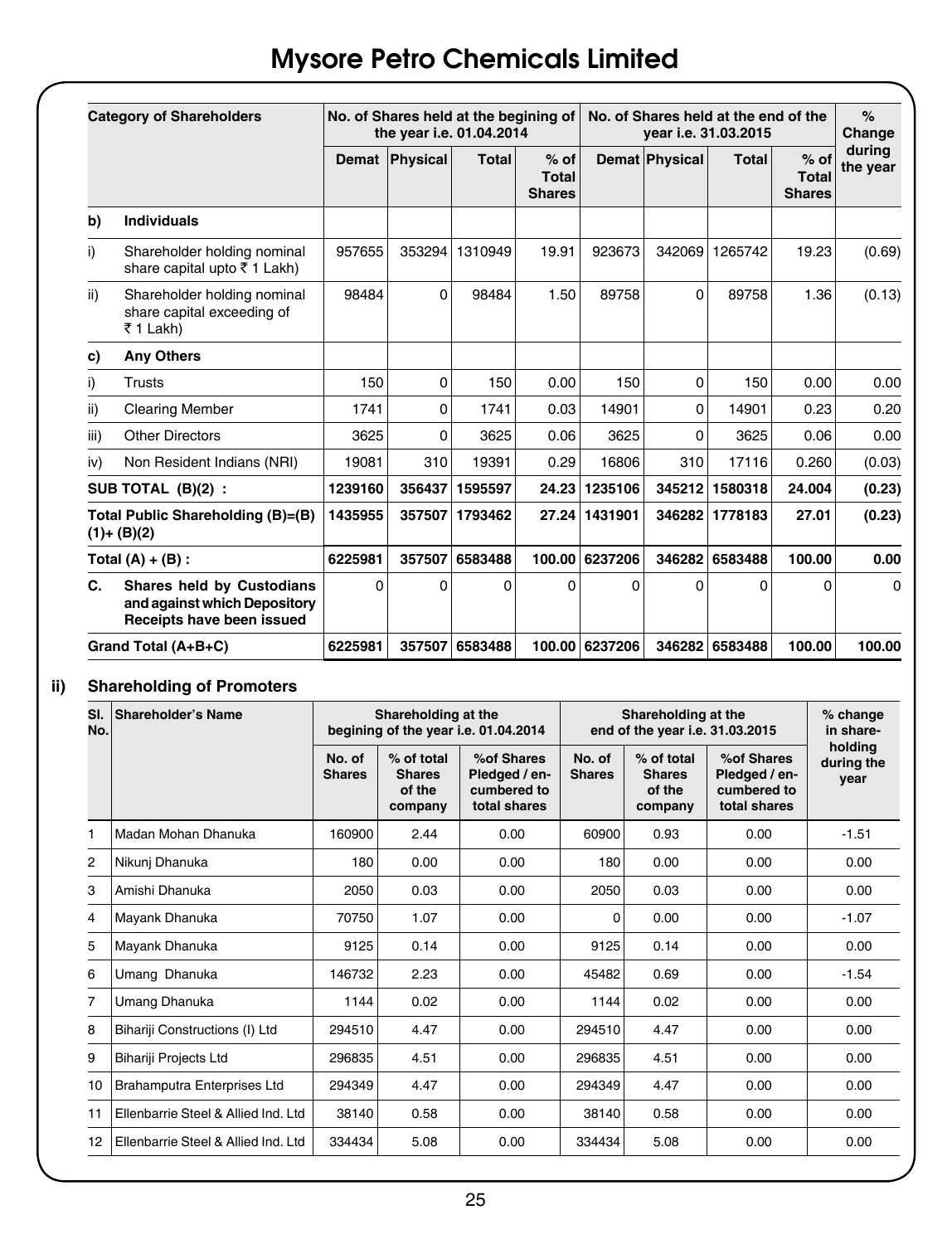# Mysore Petro Chemicals Limited

| | Category of Shareholders | No. of Shares held at the begining of the year i.e. 01.04.2014 | | | | No. of Shares held at the end of the year i.e. 31.03.2015 | | | | % Change during the year |
|---|---|---|---|---|---|---|---|---|---|---|
| | | Demat | Physical | Total | % of Total Shares | Demat | Physical | Total | % of Total Shares | |
| **b)** | **Individuals** | | | | | | | | | |
| i) | Shareholder holding nominal share capital upto ₹ 1 Lakh) | 957655 | 353294 | 1310949 | 19.91 | 923673 | 342069 | 1265742 | 19.23 | (0.69) |
| ii) | Shareholder holding nominal share capital exceeding of ₹ 1 Lakh) | 98484 | 0 | 98484 | 1.50 | 89758 | 0 | 89758 | 1.36 | (0.13) |
| **c)** | **Any Others** | | | | | | | | | |
| i) | Trusts | 150 | 0 | 150 | 0.00 | 150 | 0 | 150 | 0.00 | 0.00 |
| ii) | Clearing Member | 1741 | 0 | 1741 | 0.03 | 14901 | 0 | 14901 | 0.23 | 0.20 |
| iii) | Other Directors | 3625 | 0 | 3625 | 0.06 | 3625 | 0 | 3625 | 0.06 | 0.00 |
| iv) | Non Resident Indians (NRI) | 19081 | 310 | 19391 | 0.29 | 16806 | 310 | 17116 | 0.260 | (0.03) |
| **SUB TOTAL (B)(2) :** | | **1239160** | **356437** | **1595597** | **24.23** | **1235106** | **345212** | **1580318** | **24.004** | **(0.23)** |
| **Total Public Shareholding (B)=(B)(1)+ (B)(2)** | | **1435955** | **357507** | **1793462** | **27.24** | **1431901** | **346282** | **1778183** | **27.01** | **(0.23)** |
| **Total (A) + (B) :** | | **6225981** | **357507** | **6583488** | **100.00** | **6237206** | **346282** | **6583488** | **100.00** | **0.00** |
| **C.** | **Shares held by Custodians and against which Depository Receipts have been issued** | 0 | 0 | 0 | 0 | 0 | 0 | 0 | 0 | 0 |
| **Grand Total (A+B+C)** | | **6225981** | **357507** | **6583488** | **100.00** | **6237206** | **346282** | **6583488** | **100.00** | **100.00** |

## ii) Shareholding of Promoters

| Sl. No. | Shareholder's Name | Shareholding at the begining of the year i.e. 01.04.2014 | | | Shareholding at the end of the year i.e. 31.03.2015 | | | % change in share-holding during the year |
|---|---|---|---|---|---|---|---|---|
| | | No. of Shares | % of total Shares of the company | %of Shares Pledged / en-cumbered to total shares | No. of Shares | % of total Shares of the company | %of Shares Pledged / en-cumbered to total shares | |
| 1 | Madan Mohan Dhanuka | 160900 | 2.44 | 0.00 | 60900 | 0.93 | 0.00 | -1.51 |
| 2 | Nikunj Dhanuka | 180 | 0.00 | 0.00 | 180 | 0.00 | 0.00 | 0.00 |
| 3 | Amishi Dhanuka | 2050 | 0.03 | 0.00 | 2050 | 0.03 | 0.00 | 0.00 |
| 4 | Mayank Dhanuka | 70750 | 1.07 | 0.00 | 0 | 0.00 | 0.00 | -1.07 |
| 5 | Mayank Dhanuka | 9125 | 0.14 | 0.00 | 9125 | 0.14 | 0.00 | 0.00 |
| 6 | Umang Dhanuka | 146732 | 2.23 | 0.00 | 45482 | 0.69 | 0.00 | -1.54 |
| 7 | Umang Dhanuka | 1144 | 0.02 | 0.00 | 1144 | 0.02 | 0.00 | 0.00 |
| 8 | Bihariji Constructions (I) Ltd | 294510 | 4.47 | 0.00 | 294510 | 4.47 | 0.00 | 0.00 |
| 9 | Bihariji Projects Ltd | 296835 | 4.51 | 0.00 | 296835 | 4.51 | 0.00 | 0.00 |
| 10 | Brahamputra Enterprises Ltd | 294349 | 4.47 | 0.00 | 294349 | 4.47 | 0.00 | 0.00 |
| 11 | Ellenbarrie Steel & Allied Ind. Ltd | 38140 | 0.58 | 0.00 | 38140 | 0.58 | 0.00 | 0.00 |
| 12 | Ellenbarrie Steel & Allied Ind. Ltd | 334434 | 5.08 | 0.00 | 334434 | 5.08 | 0.00 | 0.00 |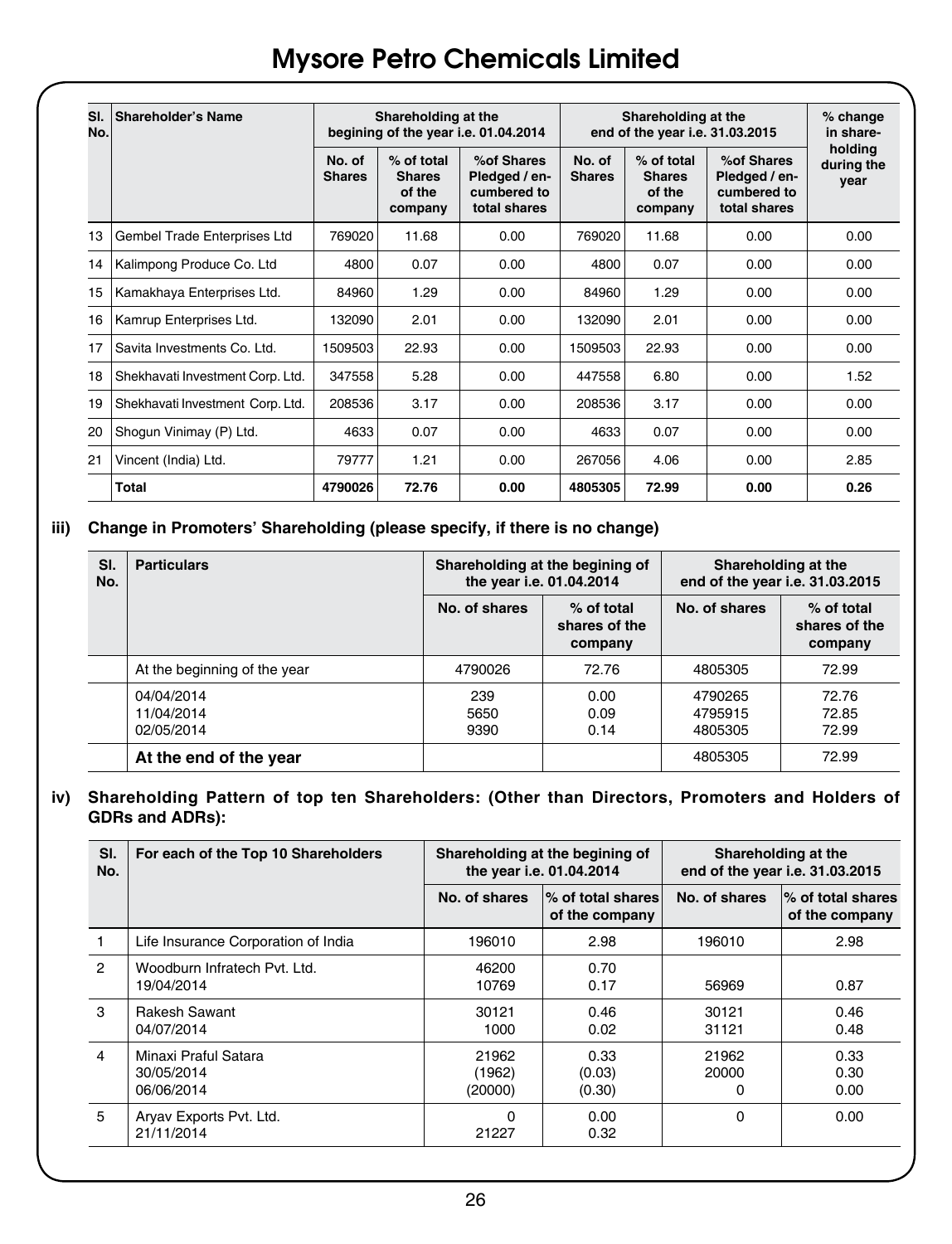# Mysore Petro Chemicals Limited

| Sl. No. | Shareholder's Name | Shareholding at the begining of the year i.e. 01.04.2014 | | | Shareholding at the end of the year i.e. 31.03.2015 | | | % change in share-holding during the year |
|---|---|---|---|---|---|---|---|---|
| | | No. of Shares | % of total Shares of the company | %of Shares Pledged / en-cumbered to total shares | No. of Shares | % of total Shares of the company | %of Shares Pledged / en-cumbered to total shares | |
| 13 | Gembel Trade Enterprises Ltd | 769020 | 11.68 | 0.00 | 769020 | 11.68 | 0.00 | 0.00 |
| 14 | Kalimpong Produce Co. Ltd | 4800 | 0.07 | 0.00 | 4800 | 0.07 | 0.00 | 0.00 |
| 15 | Kamakhaya Enterprises Ltd. | 84960 | 1.29 | 0.00 | 84960 | 1.29 | 0.00 | 0.00 |
| 16 | Kamrup Enterprises Ltd. | 132090 | 2.01 | 0.00 | 132090 | 2.01 | 0.00 | 0.00 |
| 17 | Savita Investments Co. Ltd. | 1509503 | 22.93 | 0.00 | 1509503 | 22.93 | 0.00 | 0.00 |
| 18 | Shekhavati Investment Corp. Ltd. | 347558 | 5.28 | 0.00 | 447558 | 6.80 | 0.00 | 1.52 |
| 19 | Shekhavati Investment Corp. Ltd. | 208536 | 3.17 | 0.00 | 208536 | 3.17 | 0.00 | 0.00 |
| 20 | Shogun Vinimay (P) Ltd. | 4633 | 0.07 | 0.00 | 4633 | 0.07 | 0.00 | 0.00 |
| 21 | Vincent (India) Ltd. | 79777 | 1.21 | 0.00 | 267056 | 4.06 | 0.00 | 2.85 |
| | **Total** | **4790026** | **72.76** | **0.00** | **4805305** | **72.99** | **0.00** | **0.26** |

**iii) Change in Promoters' Shareholding (please specify, if there is no change)**

| Sl. No. | Particulars | Shareholding at the begining of the year i.e. 01.04.2014 | | Shareholding at the end of the year i.e. 31.03.2015 | |
|---|---|---|---|---|---|
| | | No. of shares | % of total shares of the company | No. of shares | % of total shares of the company |
| | At the beginning of the year | 4790026 | 72.76 | 4805305 | 72.99 |
| | 04/04/2014<br>11/04/2014<br>02/05/2014 | 239<br>5650<br>9390 | 0.00<br>0.09<br>0.14 | 4790265<br>4795915<br>4805305 | 72.76<br>72.85<br>72.99 |
| | **At the end of the year** | | | 4805305 | 72.99 |

**iv) Shareholding Pattern of top ten Shareholders: (Other than Directors, Promoters and Holders of GDRs and ADRs):**

| Sl. No. | For each of the Top 10 Shareholders | Shareholding at the begining of the year i.e. 01.04.2014 | | Shareholding at the end of the year i.e. 31.03.2015 | |
|---|---|---|---|---|---|
| | | No. of shares | % of total shares of the company | No. of shares | % of total shares of the company |
| 1 | Life Insurance Corporation of India | 196010 | 2.98 | 196010 | 2.98 |
| 2 | Woodburn Infratech Pvt. Ltd.<br>19/04/2014 | 46200<br>10769 | 0.70<br>0.17 | <br>56969 | <br>0.87 |
| 3 | Rakesh Sawant<br>04/07/2014 | 30121<br>1000 | 0.46<br>0.02 | 30121<br>31121 | 0.46<br>0.48 |
| 4 | Minaxi Praful Satara<br>30/05/2014<br>06/06/2014 | 21962<br>(1962)<br>(20000) | 0.33<br>(0.03)<br>(0.30) | 21962<br>20000<br>0 | 0.33<br>0.30<br>0.00 |
| 5 | Aryav Exports Pvt. Ltd.<br>21/11/2014 | 0<br>21227 | 0.00<br>0.32 | 0 | 0.00 |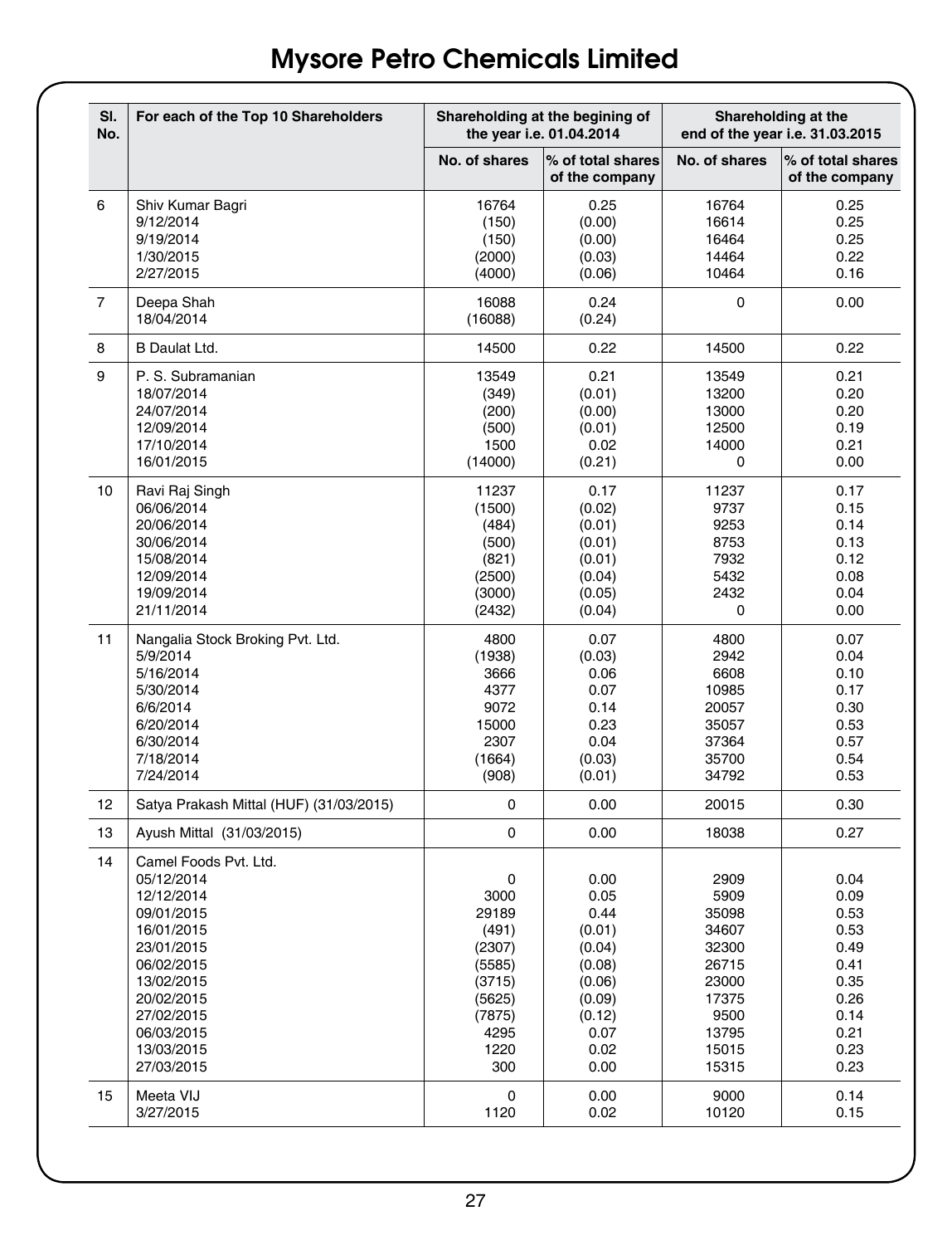# Mysore Petro Chemicals Limited

| Sl. No. | For each of the Top 10 Shareholders | Shareholding at the begining of the year i.e. 01.04.2014 | | Shareholding at the end of the year i.e. 31.03.2015 | |
|---|---|---|---|---|---|
| | | No. of shares | % of total shares of the company | No. of shares | % of total shares of the company |
| 6 | Shiv Kumar Bagri | 16764 | 0.25 | 16764 | 0.25 |
| | 9/12/2014 | (150) | (0.00) | 16614 | 0.25 |
| | 9/19/2014 | (150) | (0.00) | 16464 | 0.25 |
| | 1/30/2015 | (2000) | (0.03) | 14464 | 0.22 |
| | 2/27/2015 | (4000) | (0.06) | 10464 | 0.16 |
| 7 | Deepa Shah | 16088 | 0.24 | 0 | 0.00 |
| | 18/04/2014 | (16088) | (0.24) | | |
| 8 | B Daulat Ltd. | 14500 | 0.22 | 14500 | 0.22 |
| 9 | P. S. Subramanian | 13549 | 0.21 | 13549 | 0.21 |
| | 18/07/2014 | (349) | (0.01) | 13200 | 0.20 |
| | 24/07/2014 | (200) | (0.00) | 13000 | 0.20 |
| | 12/09/2014 | (500) | (0.01) | 12500 | 0.19 |
| | 17/10/2014 | 1500 | 0.02 | 14000 | 0.21 |
| | 16/01/2015 | (14000) | (0.21) | 0 | 0.00 |
| 10 | Ravi Raj Singh | 11237 | 0.17 | 11237 | 0.17 |
| | 06/06/2014 | (1500) | (0.02) | 9737 | 0.15 |
| | 20/06/2014 | (484) | (0.01) | 9253 | 0.14 |
| | 30/06/2014 | (500) | (0.01) | 8753 | 0.13 |
| | 15/08/2014 | (821) | (0.01) | 7932 | 0.12 |
| | 12/09/2014 | (2500) | (0.04) | 5432 | 0.08 |
| | 19/09/2014 | (3000) | (0.05) | 2432 | 0.04 |
| | 21/11/2014 | (2432) | (0.04) | 0 | 0.00 |
| 11 | Nangalia Stock Broking Pvt. Ltd. | 4800 | 0.07 | 4800 | 0.07 |
| | 5/9/2014 | (1938) | (0.03) | 2942 | 0.04 |
| | 5/16/2014 | 3666 | 0.06 | 6608 | 0.10 |
| | 5/30/2014 | 4377 | 0.07 | 10985 | 0.17 |
| | 6/6/2014 | 9072 | 0.14 | 20057 | 0.30 |
| | 6/20/2014 | 15000 | 0.23 | 35057 | 0.53 |
| | 6/30/2014 | 2307 | 0.04 | 37364 | 0.57 |
| | 7/18/2014 | (1664) | (0.03) | 35700 | 0.54 |
| | 7/24/2014 | (908) | (0.01) | 34792 | 0.53 |
| 12 | Satya Prakash Mittal (HUF) (31/03/2015) | 0 | 0.00 | 20015 | 0.30 |
| 13 | Ayush Mittal (31/03/2015) | 0 | 0.00 | 18038 | 0.27 |
| 14 | Camel Foods Pvt. Ltd. | | | | |
| | 05/12/2014 | 0 | 0.00 | 2909 | 0.04 |
| | 12/12/2014 | 3000 | 0.05 | 5909 | 0.09 |
| | 09/01/2015 | 29189 | 0.44 | 35098 | 0.53 |
| | 16/01/2015 | (491) | (0.01) | 34607 | 0.53 |
| | 23/01/2015 | (2307) | (0.04) | 32300 | 0.49 |
| | 06/02/2015 | (5585) | (0.08) | 26715 | 0.41 |
| | 13/02/2015 | (3715) | (0.06) | 23000 | 0.35 |
| | 20/02/2015 | (5625) | (0.09) | 17375 | 0.26 |
| | 27/02/2015 | (7875) | (0.12) | 9500 | 0.14 |
| | 06/03/2015 | 4295 | 0.07 | 13795 | 0.21 |
| | 13/03/2015 | 1220 | 0.02 | 15015 | 0.23 |
| | 27/03/2015 | 300 | 0.00 | 15315 | 0.23 |
| 15 | Meeta VIJ | 0 | 0.00 | 9000 | 0.14 |
| | 3/27/2015 | 1120 | 0.02 | 10120 | 0.15 |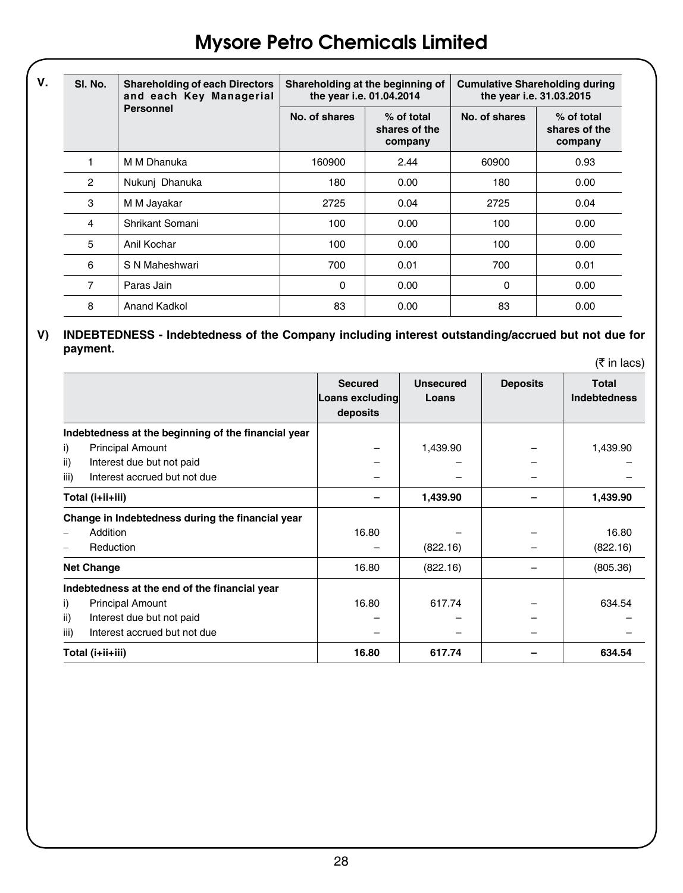# Mysore Petro Chemicals Limited

**V.**

| Sl. No. | Shareholding of each Directors and each Key Managerial Personnel | Shareholding at the beginning of the year i.e. 01.04.2014 | | Cumulative Shareholding during the year i.e. 31.03.2015 | |
|---|---|---|---|---|---|
| | | No. of shares | % of total shares of the company | No. of shares | % of total shares of the company |
| 1 | M M Dhanuka | 160900 | 2.44 | 60900 | 0.93 |
| 2 | Nukunj Dhanuka | 180 | 0.00 | 180 | 0.00 |
| 3 | M M Jayakar | 2725 | 0.04 | 2725 | 0.04 |
| 4 | Shrikant Somani | 100 | 0.00 | 100 | 0.00 |
| 5 | Anil Kochar | 100 | 0.00 | 100 | 0.00 |
| 6 | S N Maheshwari | 700 | 0.01 | 700 | 0.01 |
| 7 | Paras Jain | 0 | 0.00 | 0 | 0.00 |
| 8 | Anand Kadkol | 83 | 0.00 | 83 | 0.00 |

## V) INDEBTEDNESS - Indebtedness of the Company including interest outstanding/accrued but not due for payment.

(₹ in lacs)

| | Secured Loans excluding deposits | Unsecured Loans | Deposits | Total Indebtedness |
|---|---|---|---|---|
| **Indebtedness at the beginning of the financial year** | | | | |
| i) Principal Amount | – | 1,439.90 | – | 1,439.90 |
| ii) Interest due but not paid | – | – | – | – |
| iii) Interest accrued but not due | – | – | – | – |
| **Total (i+ii+iii)** | **–** | **1,439.90** | **–** | **1,439.90** |
| **Change in Indebtedness during the financial year** | | | | |
| – Addition | 16.80 | – | – | 16.80 |
| – Reduction | – | (822.16) | – | (822.16) |
| **Net Change** | 16.80 | (822.16) | – | (805.36) |
| **Indebtedness at the end of the financial year** | | | | |
| i) Principal Amount | 16.80 | 617.74 | – | 634.54 |
| ii) Interest due but not paid | – | – | – | – |
| iii) Interest accrued but not due | – | – | – | – |
| **Total (i+ii+iii)** | **16.80** | **617.74** | **–** | **634.54** |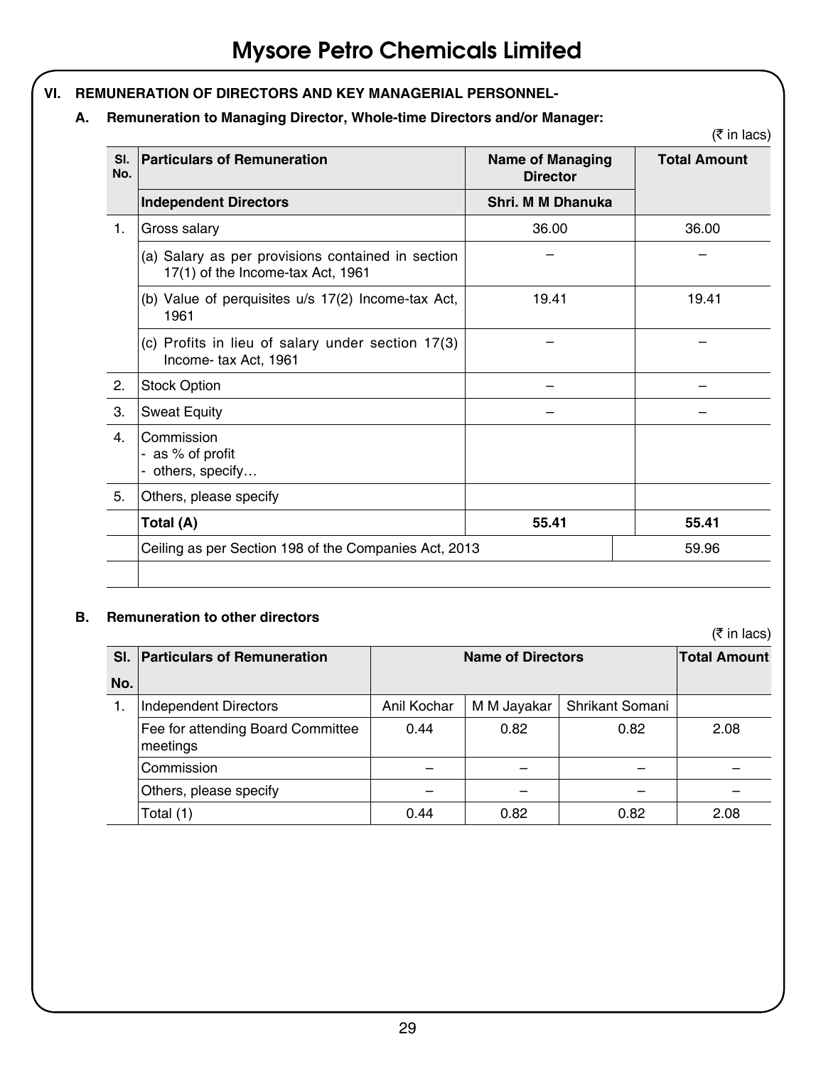## VI. REMUNERATION OF DIRECTORS AND KEY MANAGERIAL PERSONNEL-

### A. Remuneration to Managing Director, Whole-time Directors and/or Manager:

(₹ in lacs)

| Sl. No. | Particulars of Remuneration | Name of Managing Director | Total Amount |
|---|---|---|---|
| | **Independent Directors** | **Shri. M M Dhanuka** | |
| 1. | Gross salary | 36.00 | 36.00 |
| | (a) Salary as per provisions contained in section 17(1) of the Income-tax Act, 1961 | – | – |
| | (b) Value of perquisites u/s 17(2) Income-tax Act, 1961 | 19.41 | 19.41 |
| | (c) Profits in lieu of salary under section 17(3) Income- tax Act, 1961 | – | – |
| 2. | Stock Option | – | – |
| 3. | Sweat Equity | – | – |
| 4. | Commission<br>- as % of profit<br>- others, specify… | | |
| 5. | Others, please specify | | |
| | **Total (A)** | **55.41** | **55.41** |
| | Ceiling as per Section 198 of the Companies Act, 2013 | | 59.96 |
| | | | |

### B. Remuneration to other directors

(₹ in lacs)

| Sl. No. | Particulars of Remuneration | Name of Directors | | | Total Amount |
|---|---|---|---|---|---|
| 1. | Independent Directors | Anil Kochar | M M Jayakar | Shrikant Somani | |
| | Fee for attending Board Committee meetings | 0.44 | 0.82 | 0.82 | 2.08 |
| | Commission | – | – | – | – |
| | Others, please specify | – | – | – | – |
| | Total (1) | 0.44 | 0.82 | 0.82 | 2.08 |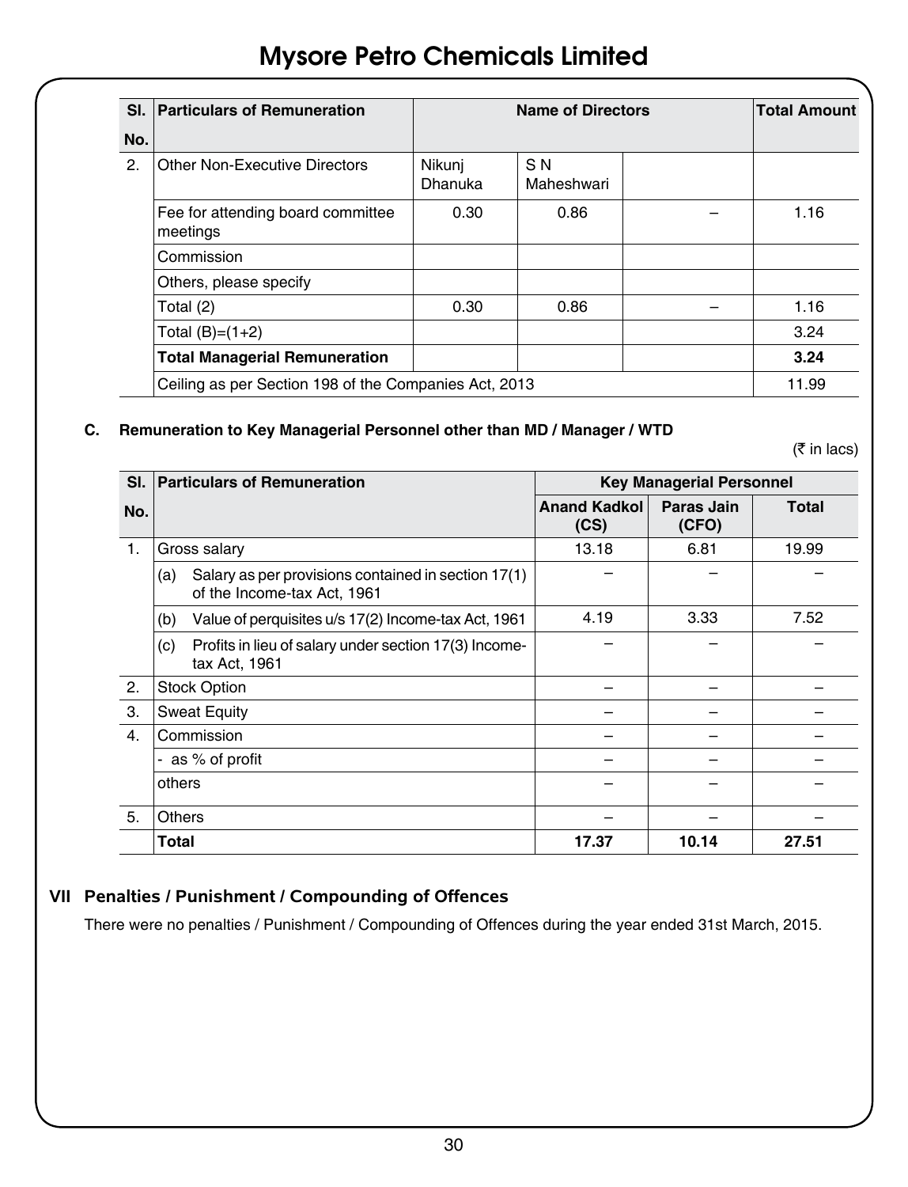# Mysore Petro Chemicals Limited

| Sl. No. | Particulars of Remuneration | Name of Directors | | | Total Amount |
|---|---|---|---|---|---|
| 2. | Other Non-Executive Directors | Nikunj Dhanuka | S N Maheshwari | | |
| | Fee for attending board committee meetings | 0.30 | 0.86 | – | 1.16 |
| | Commission | | | | |
| | Others, please specify | | | | |
| | Total (2) | 0.30 | 0.86 | – | 1.16 |
| | Total (B)=(1+2) | | | | 3.24 |
| | **Total Managerial Remuneration** | | | | **3.24** |
| | Ceiling as per Section 198 of the Companies Act, 2013 | | | | 11.99 |

**C. Remuneration to Key Managerial Personnel other than MD / Manager / WTD**

(₹ in lacs)

| Sl. No. | Particulars of Remuneration | Key Managerial Personnel | | |
|---|---|---|---|---|
| | | **Anand Kadkol (CS)** | **Paras Jain (CFO)** | **Total** |
| 1. | Gross salary | 13.18 | 6.81 | 19.99 |
| | (a) Salary as per provisions contained in section 17(1) of the Income-tax Act, 1961 | – | – | – |
| | (b) Value of perquisites u/s 17(2) Income-tax Act, 1961 | 4.19 | 3.33 | 7.52 |
| | (c) Profits in lieu of salary under section 17(3) Income-tax Act, 1961 | – | – | – |
| 2. | Stock Option | – | – | – |
| 3. | Sweat Equity | – | – | – |
| 4. | Commission | – | – | – |
| | - as % of profit | – | – | – |
| | others | – | – | – |
| 5. | Others | – | – | – |
| | **Total** | **17.37** | **10.14** | **27.51** |

## VII Penalties / Punishment / Compounding of Offences

There were no penalties / Punishment / Compounding of Offences during the year ended 31st March, 2015.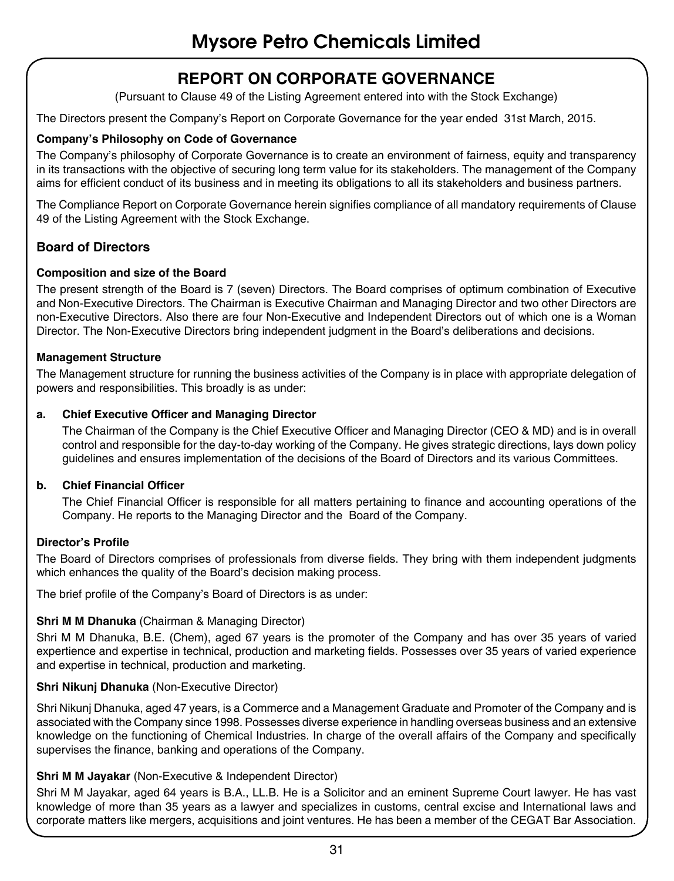# Mysore Petro Chemicals Limited

## REPORT ON CORPORATE GOVERNANCE

(Pursuant to Clause 49 of the Listing Agreement entered into with the Stock Exchange)

The Directors present the Company's Report on Corporate Governance for the year ended 31st March, 2015.

**Company's Philosophy on Code of Governance**

The Company's philosophy of Corporate Governance is to create an environment of fairness, equity and transparency in its transactions with the objective of securing long term value for its stakeholders. The management of the Company aims for efficient conduct of its business and in meeting its obligations to all its stakeholders and business partners.

The Compliance Report on Corporate Governance herein signifies compliance of all mandatory requirements of Clause 49 of the Listing Agreement with the Stock Exchange.

### Board of Directors

**Composition and size of the Board**

The present strength of the Board is 7 (seven) Directors. The Board comprises of optimum combination of Executive and Non-Executive Directors. The Chairman is Executive Chairman and Managing Director and two other Directors are non-Executive Directors. Also there are four Non-Executive and Independent Directors out of which one is a Woman Director. The Non-Executive Directors bring independent judgment in the Board's deliberations and decisions.

**Management Structure**

The Management structure for running the business activities of the Company is in place with appropriate delegation of powers and responsibilities. This broadly is as under:

a. **Chief Executive Officer and Managing Director**

   The Chairman of the Company is the Chief Executive Officer and Managing Director (CEO & MD) and is in overall control and responsible for the day-to-day working of the Company. He gives strategic directions, lays down policy guidelines and ensures implementation of the decisions of the Board of Directors and its various Committees.

b. **Chief Financial Officer**

   The Chief Financial Officer is responsible for all matters pertaining to finance and accounting operations of the Company. He reports to the Managing Director and the Board of the Company.

**Director's Profile**

The Board of Directors comprises of professionals from diverse fields. They bring with them independent judgments which enhances the quality of the Board's decision making process.

The brief profile of the Company's Board of Directors is as under:

**Shri M M Dhanuka** (Chairman & Managing Director)

Shri M M Dhanuka, B.E. (Chem), aged 67 years is the promoter of the Company and has over 35 years of varied expertience and expertise in technical, production and marketing fields. Possesses over 35 years of varied experience and expertise in technical, production and marketing.

**Shri Nikunj Dhanuka** (Non-Executive Director)

Shri Nikunj Dhanuka, aged 47 years, is a Commerce and a Management Graduate and Promoter of the Company and is associated with the Company since 1998. Possesses diverse experience in handling overseas business and an extensive knowledge on the functioning of Chemical Industries. In charge of the overall affairs of the Company and specifically supervises the finance, banking and operations of the Company.

**Shri M M Jayakar** (Non-Executive & Independent Director)

Shri M M Jayakar, aged 64 years is B.A., LL.B. He is a Solicitor and an eminent Supreme Court lawyer. He has vast knowledge of more than 35 years as a lawyer and specializes in customs, central excise and International laws and corporate matters like mergers, acquisitions and joint ventures. He has been a member of the CEGAT Bar Association.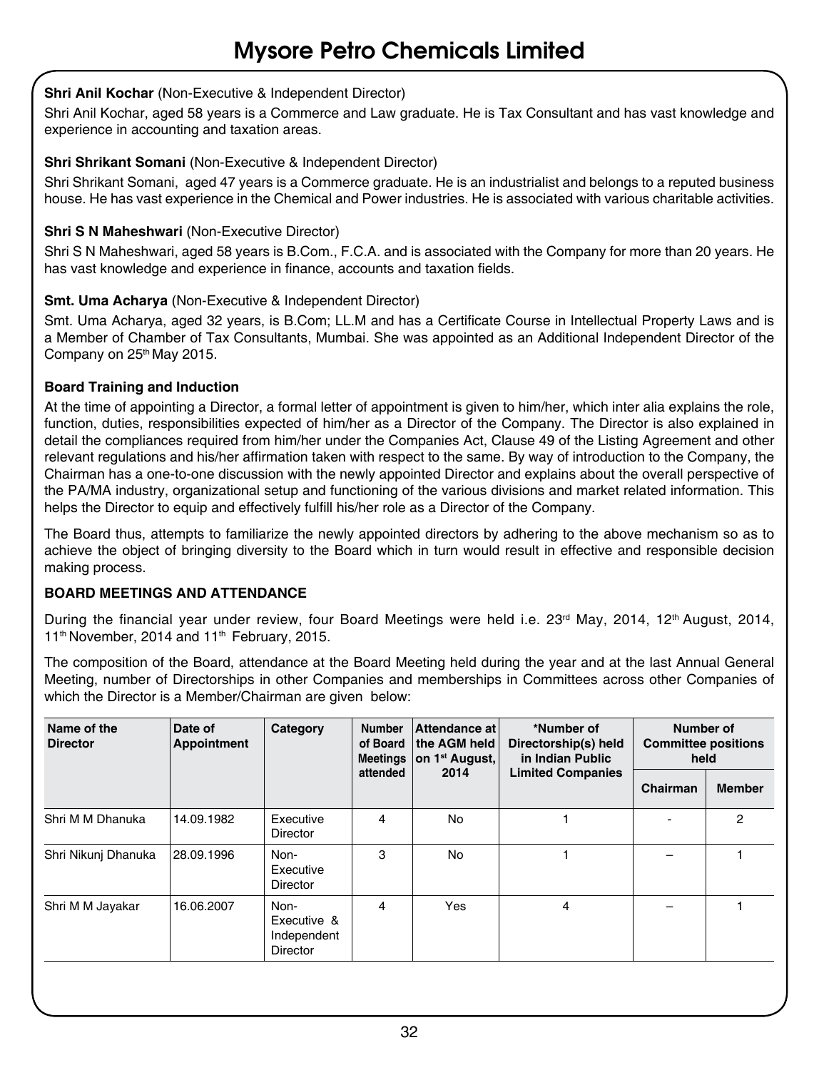**Shri Anil Kochar** (Non-Executive & Independent Director)

Shri Anil Kochar, aged 58 years is a Commerce and Law graduate. He is Tax Consultant and has vast knowledge and experience in accounting and taxation areas.

**Shri Shrikant Somani** (Non-Executive & Independent Director)

Shri Shrikant Somani, aged 47 years is a Commerce graduate. He is an industrialist and belongs to a reputed business house. He has vast experience in the Chemical and Power industries. He is associated with various charitable activities.

**Shri S N Maheshwari** (Non-Executive Director)

Shri S N Maheshwari, aged 58 years is B.Com., F.C.A. and is associated with the Company for more than 20 years. He has vast knowledge and experience in finance, accounts and taxation fields.

**Smt. Uma Acharya** (Non-Executive & Independent Director)

Smt. Uma Acharya, aged 32 years, is B.Com; LL.M and has a Certificate Course in Intellectual Property Laws and is a Member of Chamber of Tax Consultants, Mumbai. She was appointed as an Additional Independent Director of the Company on 25th May 2015.

**Board Training and Induction**

At the time of appointing a Director, a formal letter of appointment is given to him/her, which inter alia explains the role, function, duties, responsibilities expected of him/her as a Director of the Company. The Director is also explained in detail the compliances required from him/her under the Companies Act, Clause 49 of the Listing Agreement and other relevant regulations and his/her affirmation taken with respect to the same. By way of introduction to the Company, the Chairman has a one-to-one discussion with the newly appointed Director and explains about the overall perspective of the PA/MA industry, organizational setup and functioning of the various divisions and market related information. This helps the Director to equip and effectively fulfill his/her role as a Director of the Company.

The Board thus, attempts to familiarize the newly appointed directors by adhering to the above mechanism so as to achieve the object of bringing diversity to the Board which in turn would result in effective and responsible decision making process.

**BOARD MEETINGS AND ATTENDANCE**

During the financial year under review, four Board Meetings were held i.e. 23rd May, 2014, 12th August, 2014, 11th November, 2014 and 11th February, 2015.

The composition of the Board, attendance at the Board Meeting held during the year and at the last Annual General Meeting, number of Directorships in other Companies and memberships in Committees across other Companies of which the Director is a Member/Chairman are given below:

| Name of the Director | Date of Appointment | Category | Number of Board Meetings attended | Attendance at the AGM held on 1st August, 2014 | *Number of Directorship(s) held in Indian Public Limited Companies | Number of Committee positions held | |
|---|---|---|---|---|---|---|---|
| | | | | | | Chairman | Member |
| Shri M M Dhanuka | 14.09.1982 | Executive Director | 4 | No | 1 | - | 2 |
| Shri Nikunj Dhanuka | 28.09.1996 | Non-Executive Director | 3 | No | 1 | – | 1 |
| Shri M M Jayakar | 16.06.2007 | Non-Executive & Independent Director | 4 | Yes | 4 | – | 1 |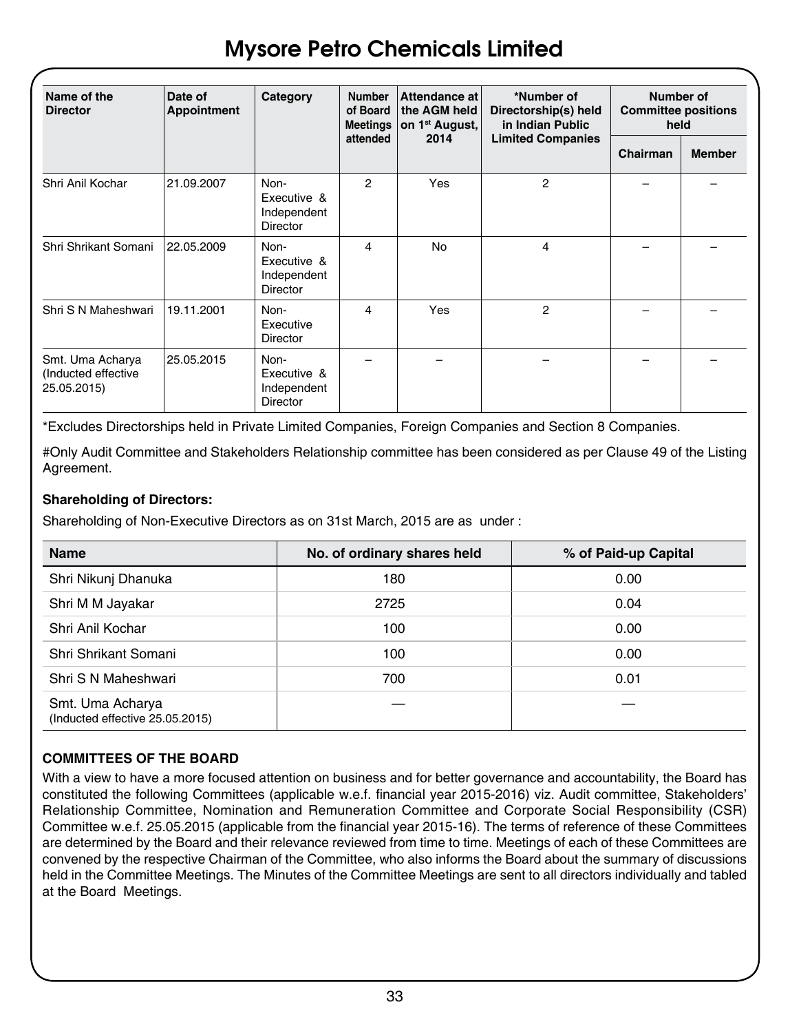| Name of the Director | Date of Appointment | Category | Number of Board Meetings attended | Attendance at the AGM held on 1st August, 2014 | *Number of Directorship(s) held in Indian Public Limited Companies | Number of Committee positions held | |
|---|---|---|---|---|---|---|---|
| | | | | | | Chairman | Member |
| Shri Anil Kochar | 21.09.2007 | Non-Executive & Independent Director | 2 | Yes | 2 | – | – |
| Shri Shrikant Somani | 22.05.2009 | Non-Executive & Independent Director | 4 | No | 4 | – | – |
| Shri S N Maheshwari | 19.11.2001 | Non-Executive Director | 4 | Yes | 2 | – | – |
| Smt. Uma Acharya (Inducted effective 25.05.2015) | 25.05.2015 | Non-Executive & Independent Director | – | – | – | – | – |

*Excludes Directorships held in Private Limited Companies, Foreign Companies and Section 8 Companies.

#Only Audit Committee and Stakeholders Relationship committee has been considered as per Clause 49 of the Listing Agreement.

**Shareholding of Directors:**

Shareholding of Non-Executive Directors as on 31st March, 2015 are as under :

| Name | No. of ordinary shares held | % of Paid-up Capital |
|---|---|---|
| Shri Nikunj Dhanuka | 180 | 0.00 |
| Shri M M Jayakar | 2725 | 0.04 |
| Shri Anil Kochar | 100 | 0.00 |
| Shri Shrikant Somani | 100 | 0.00 |
| Shri S N Maheshwari | 700 | 0.01 |
| Smt. Uma Acharya (Inducted effective 25.05.2015) | — | — |

**COMMITTEES OF THE BOARD**

With a view to have a more focused attention on business and for better governance and accountability, the Board has constituted the following Committees (applicable w.e.f. financial year 2015-2016) viz. Audit committee, Stakeholders' Relationship Committee, Nomination and Remuneration Committee and Corporate Social Responsibility (CSR) Committee w.e.f. 25.05.2015 (applicable from the financial year 2015-16). The terms of reference of these Committees are determined by the Board and their relevance reviewed from time to time. Meetings of each of these Committees are convened by the respective Chairman of the Committee, who also informs the Board about the summary of discussions held in the Committee Meetings. The Minutes of the Committee Meetings are sent to all directors individually and tabled at the Board Meetings.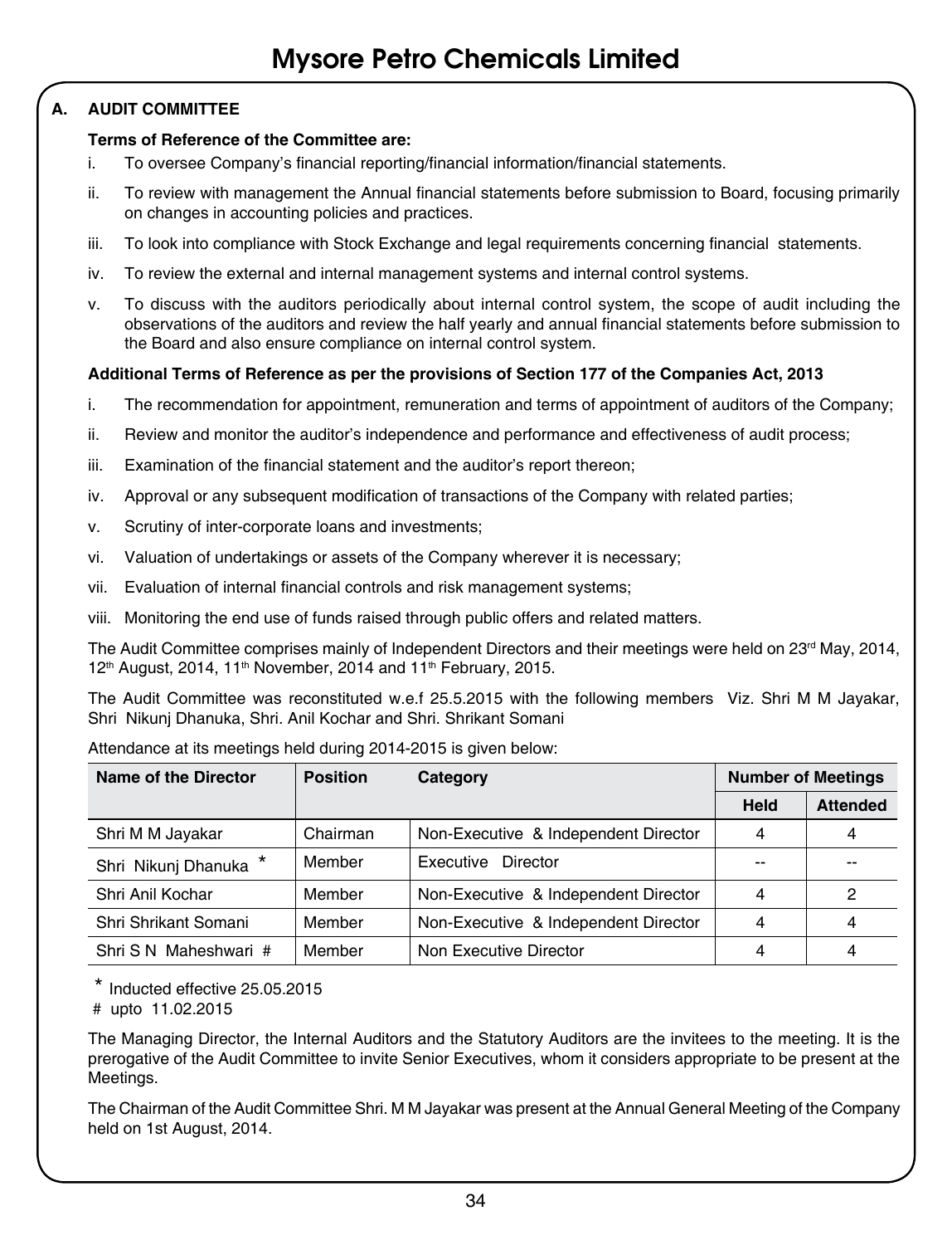## A. AUDIT COMMITTEE

**Terms of Reference of the Committee are:**

i. To oversee Company's financial reporting/financial information/financial statements.

ii. To review with management the Annual financial statements before submission to Board, focusing primarily on changes in accounting policies and practices.

iii. To look into compliance with Stock Exchange and legal requirements concerning financial statements.

iv. To review the external and internal management systems and internal control systems.

v. To discuss with the auditors periodically about internal control system, the scope of audit including the observations of the auditors and review the half yearly and annual financial statements before submission to the Board and also ensure compliance on internal control system.

**Additional Terms of Reference as per the provisions of Section 177 of the Companies Act, 2013**

i. The recommendation for appointment, remuneration and terms of appointment of auditors of the Company;

ii. Review and monitor the auditor's independence and performance and effectiveness of audit process;

iii. Examination of the financial statement and the auditor's report thereon;

iv. Approval or any subsequent modification of transactions of the Company with related parties;

v. Scrutiny of inter-corporate loans and investments;

vi. Valuation of undertakings or assets of the Company wherever it is necessary;

vii. Evaluation of internal financial controls and risk management systems;

viii. Monitoring the end use of funds raised through public offers and related matters.

The Audit Committee comprises mainly of Independent Directors and their meetings were held on 23rd May, 2014, 12th August, 2014, 11th November, 2014 and 11th February, 2015.

The Audit Committee was reconstituted w.e.f 25.5.2015 with the following members Viz. Shri M M Jayakar, Shri Nikunj Dhanuka, Shri. Anil Kochar and Shri. Shrikant Somani

Attendance at its meetings held during 2014-2015 is given below:

| Name of the Director | Position | Category | Number of Meetings | |
|---|---|---|---|---|
| | | | Held | Attended |
| Shri M M Jayakar | Chairman | Non-Executive & Independent Director | 4 | 4 |
| Shri Nikunj Dhanuka * | Member | Executive Director | -- | -- |
| Shri Anil Kochar | Member | Non-Executive & Independent Director | 4 | 2 |
| Shri Shrikant Somani | Member | Non-Executive & Independent Director | 4 | 4 |
| Shri S N Maheshwari # | Member | Non Executive Director | 4 | 4 |

\* Inducted effective 25.05.2015

\# upto 11.02.2015

The Managing Director, the Internal Auditors and the Statutory Auditors are the invitees to the meeting. It is the prerogative of the Audit Committee to invite Senior Executives, whom it considers appropriate to be present at the Meetings.

The Chairman of the Audit Committee Shri. M M Jayakar was present at the Annual General Meeting of the Company held on 1st August, 2014.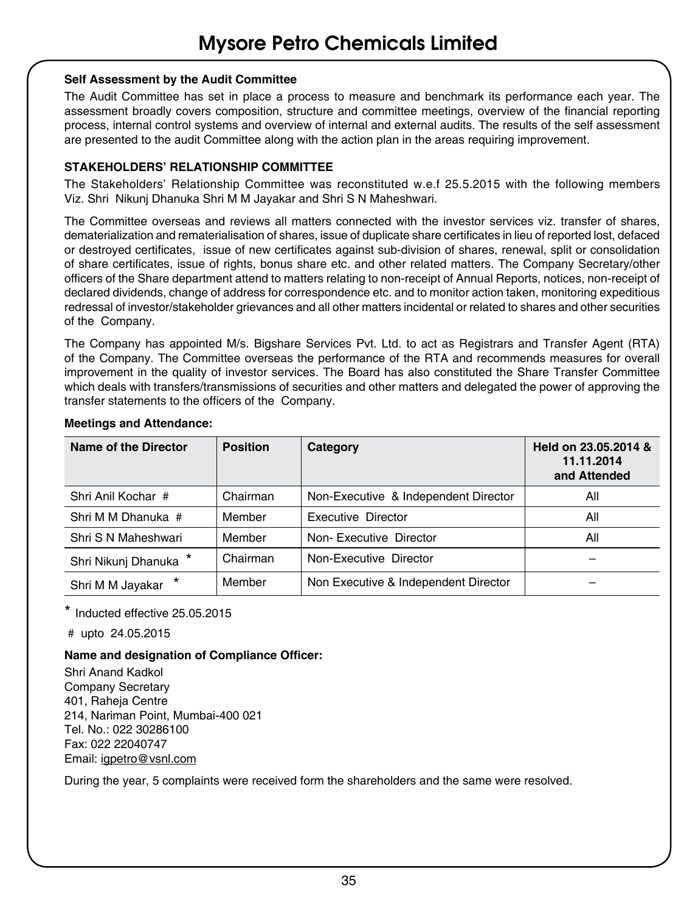### Self Assessment by the Audit Committee

The Audit Committee has set in place a process to measure and benchmark its performance each year. The assessment broadly covers composition, structure and committee meetings, overview of the financial reporting process, internal control systems and overview of internal and external audits. The results of the self assessment are presented to the audit Committee along with the action plan in the areas requiring improvement.

### STAKEHOLDERS' RELATIONSHIP COMMITTEE

The Stakeholders' Relationship Committee was reconstituted w.e.f 25.5.2015 with the following members Viz. Shri Nikunj Dhanuka Shri M M Jayakar and Shri S N Maheshwari.

The Committee overseas and reviews all matters connected with the investor services viz. transfer of shares, dematerialization and rematerialisation of shares, issue of duplicate share certificates in lieu of reported lost, defaced or destroyed certificates, issue of new certificates against sub-division of shares, renewal, split or consolidation of share certificates, issue of rights, bonus share etc. and other related matters. The Company Secretary/other officers of the Share department attend to matters relating to non-receipt of Annual Reports, notices, non-receipt of declared dividends, change of address for correspondence etc. and to monitor action taken, monitoring expeditious redressal of investor/stakeholder grievances and all other matters incidental or related to shares and other securities of the Company.

The Company has appointed M/s. Bigshare Services Pvt. Ltd. to act as Registrars and Transfer Agent (RTA) of the Company. The Committee overseas the performance of the RTA and recommends measures for overall improvement in the quality of investor services. The Board has also constituted the Share Transfer Committee which deals with transfers/transmissions of securities and other matters and delegated the power of approving the transfer statements to the officers of the Company.

**Meetings and Attendance:**

| Name of the Director | Position | Category | Held on 23.05.2014 & 11.11.2014 and Attended |
|---|---|---|---|
| Shri Anil Kochar # | Chairman | Non-Executive & Independent Director | All |
| Shri M M Dhanuka # | Member | Executive Director | All |
| Shri S N Maheshwari | Member | Non- Executive Director | All |
| Shri Nikunj Dhanuka * | Chairman | Non-Executive Director | – |
| Shri M M Jayakar * | Member | Non Executive & Independent Director | – |

\* Inducted effective 25.05.2015

\# upto 24.05.2015

**Name and designation of Compliance Officer:**

Shri Anand Kadkol
Company Secretary
401, Raheja Centre
214, Nariman Point, Mumbai-400 021
Tel. No.: 022 30286100
Fax: 022 22040747
Email: igpetro@vsnl.com

During the year, 5 complaints were received form the shareholders and the same were resolved.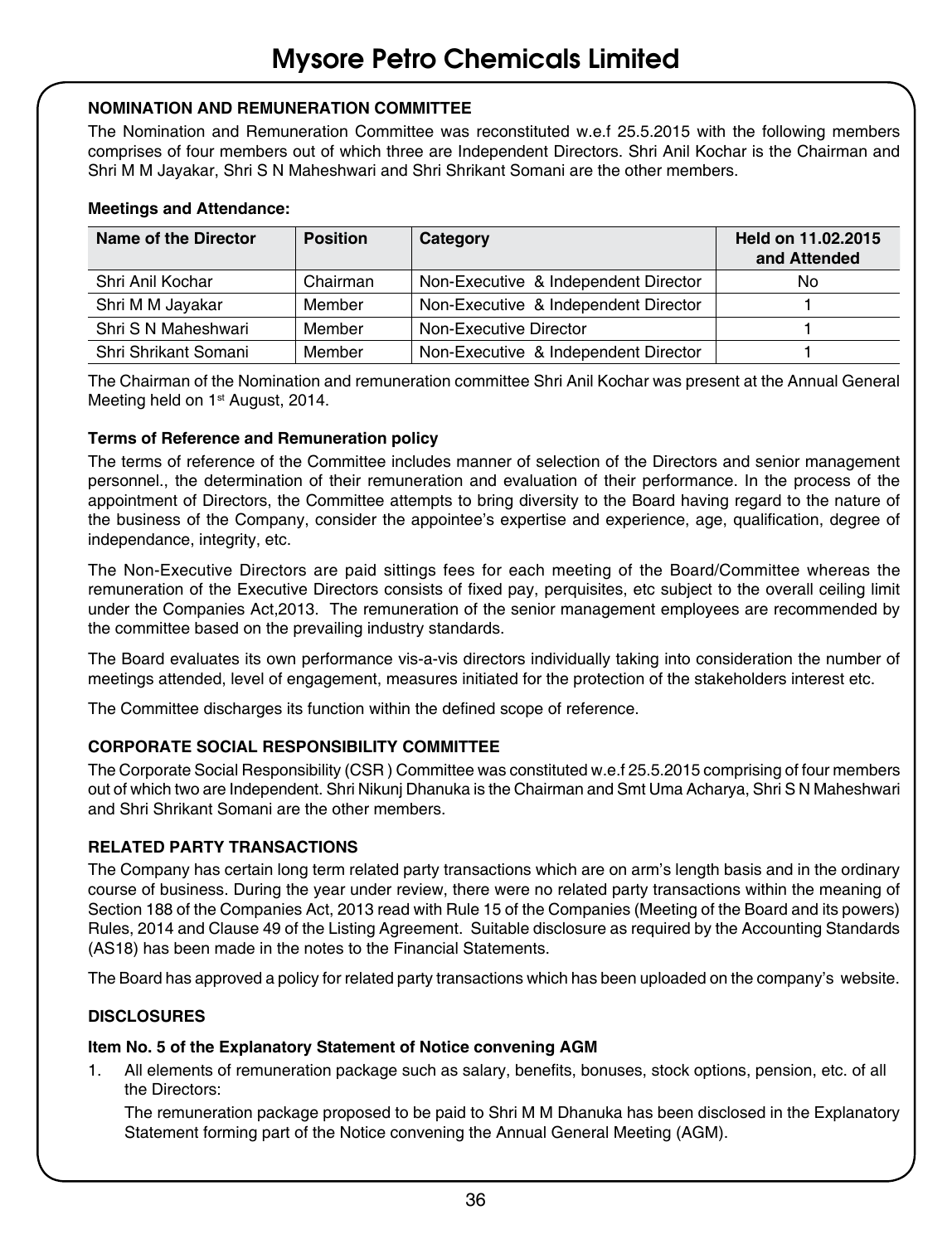### NOMINATION AND REMUNERATION COMMITTEE

The Nomination and Remuneration Committee was reconstituted w.e.f 25.5.2015 with the following members comprises of four members out of which three are Independent Directors. Shri Anil Kochar is the Chairman and Shri M M Jayakar, Shri S N Maheshwari and Shri Shrikant Somani are the other members.

**Meetings and Attendance:**

| Name of the Director | Position | Category | Held on 11.02.2015 and Attended |
|---|---|---|---|
| Shri Anil Kochar | Chairman | Non-Executive & Independent Director | No |
| Shri M M Jayakar | Member | Non-Executive & Independent Director | 1 |
| Shri S N Maheshwari | Member | Non-Executive Director | 1 |
| Shri Shrikant Somani | Member | Non-Executive & Independent Director | 1 |

The Chairman of the Nomination and remuneration committee Shri Anil Kochar was present at the Annual General Meeting held on 1st August, 2014.

**Terms of Reference and Remuneration policy**

The terms of reference of the Committee includes manner of selection of the Directors and senior management personnel., the determination of their remuneration and evaluation of their performance. In the process of the appointment of Directors, the Committee attempts to bring diversity to the Board having regard to the nature of the business of the Company, consider the appointee's expertise and experience, age, qualification, degree of independance, integrity, etc.

The Non-Executive Directors are paid sittings fees for each meeting of the Board/Committee whereas the remuneration of the Executive Directors consists of fixed pay, perquisites, etc subject to the overall ceiling limit under the Companies Act,2013. The remuneration of the senior management employees are recommended by the committee based on the prevailing industry standards.

The Board evaluates its own performance vis-a-vis directors individually taking into consideration the number of meetings attended, level of engagement, measures initiated for the protection of the stakeholders interest etc.

The Committee discharges its function within the defined scope of reference.

### CORPORATE SOCIAL RESPONSIBILITY COMMITTEE

The Corporate Social Responsibility (CSR ) Committee was constituted w.e.f 25.5.2015 comprising of four members out of which two are Independent. Shri Nikunj Dhanuka is the Chairman and Smt Uma Acharya, Shri S N Maheshwari and Shri Shrikant Somani are the other members.

### RELATED PARTY TRANSACTIONS

The Company has certain long term related party transactions which are on arm's length basis and in the ordinary course of business. During the year under review, there were no related party transactions within the meaning of Section 188 of the Companies Act, 2013 read with Rule 15 of the Companies (Meeting of the Board and its powers) Rules, 2014 and Clause 49 of the Listing Agreement. Suitable disclosure as required by the Accounting Standards (AS18) has been made in the notes to the Financial Statements.

The Board has approved a policy for related party transactions which has been uploaded on the company's website.

### DISCLOSURES

**Item No. 5 of the Explanatory Statement of Notice convening AGM**

1. All elements of remuneration package such as salary, benefits, bonuses, stock options, pension, etc. of all the Directors:

   The remuneration package proposed to be paid to Shri M M Dhanuka has been disclosed in the Explanatory Statement forming part of the Notice convening the Annual General Meeting (AGM).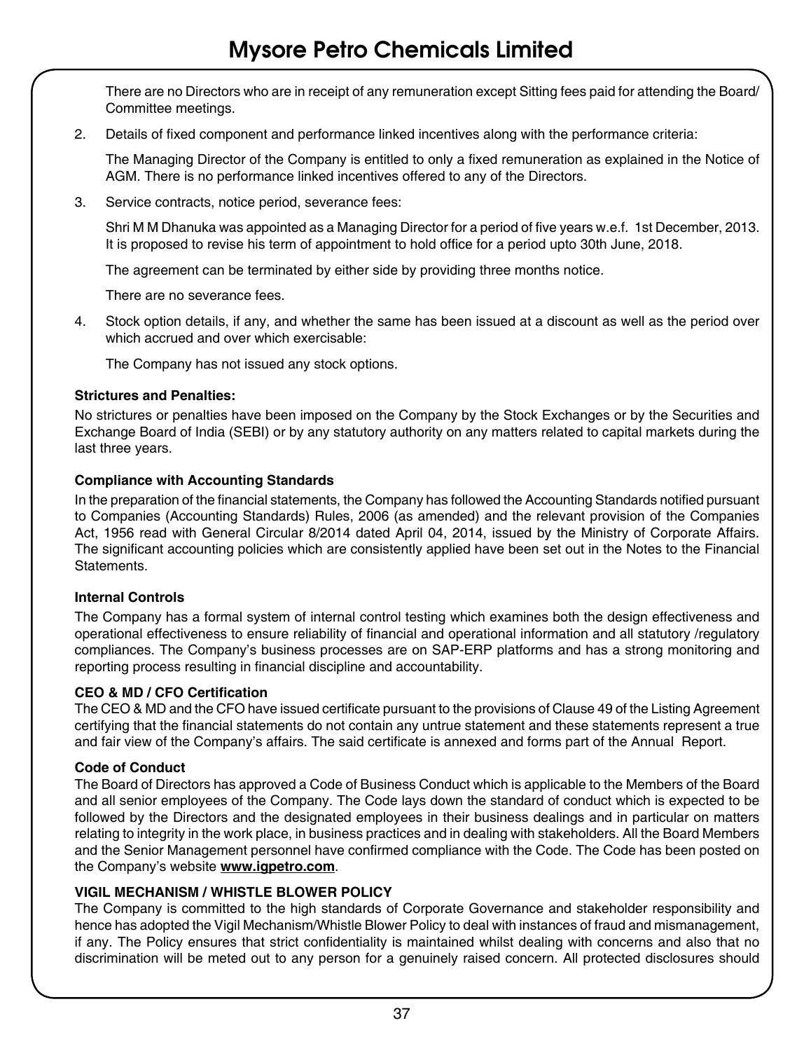There are no Directors who are in receipt of any remuneration except Sitting fees paid for attending the Board/ Committee meetings.

2. Details of fixed component and performance linked incentives along with the performance criteria:

   The Managing Director of the Company is entitled to only a fixed remuneration as explained in the Notice of AGM. There is no performance linked incentives offered to any of the Directors.

3. Service contracts, notice period, severance fees:

   Shri M M Dhanuka was appointed as a Managing Director for a period of five years w.e.f. 1st December, 2013. It is proposed to revise his term of appointment to hold office for a period upto 30th June, 2018.

   The agreement can be terminated by either side by providing three months notice.

   There are no severance fees.

4. Stock option details, if any, and whether the same has been issued at a discount as well as the period over which accrued and over which exercisable:

   The Company has not issued any stock options.

**Strictures and Penalties:**

No strictures or penalties have been imposed on the Company by the Stock Exchanges or by the Securities and Exchange Board of India (SEBI) or by any statutory authority on any matters related to capital markets during the last three years.

**Compliance with Accounting Standards**

In the preparation of the financial statements, the Company has followed the Accounting Standards notified pursuant to Companies (Accounting Standards) Rules, 2006 (as amended) and the relevant provision of the Companies Act, 1956 read with General Circular 8/2014 dated April 04, 2014, issued by the Ministry of Corporate Affairs. The significant accounting policies which are consistently applied have been set out in the Notes to the Financial Statements.

**Internal Controls**

The Company has a formal system of internal control testing which examines both the design effectiveness and operational effectiveness to ensure reliability of financial and operational information and all statutory /regulatory compliances. The Company's business processes are on SAP-ERP platforms and has a strong monitoring and reporting process resulting in financial discipline and accountability.

**CEO & MD / CFO Certification**

The CEO & MD and the CFO have issued certificate pursuant to the provisions of Clause 49 of the Listing Agreement certifying that the financial statements do not contain any untrue statement and these statements represent a true and fair view of the Company's affairs. The said certificate is annexed and forms part of the Annual Report.

**Code of Conduct**

The Board of Directors has approved a Code of Business Conduct which is applicable to the Members of the Board and all senior employees of the Company. The Code lays down the standard of conduct which is expected to be followed by the Directors and the designated employees in their business dealings and in particular on matters relating to integrity in the work place, in business practices and in dealing with stakeholders. All the Board Members and the Senior Management personnel have confirmed compliance with the Code. The Code has been posted on the Company's website **www.igpetro.com**.

**VIGIL MECHANISM / WHISTLE BLOWER POLICY**

The Company is committed to the high standards of Corporate Governance and stakeholder responsibility and hence has adopted the Vigil Mechanism/Whistle Blower Policy to deal with instances of fraud and mismanagement, if any. The Policy ensures that strict confidentiality is maintained whilst dealing with concerns and also that no discrimination will be meted out to any person for a genuinely raised concern. All protected disclosures should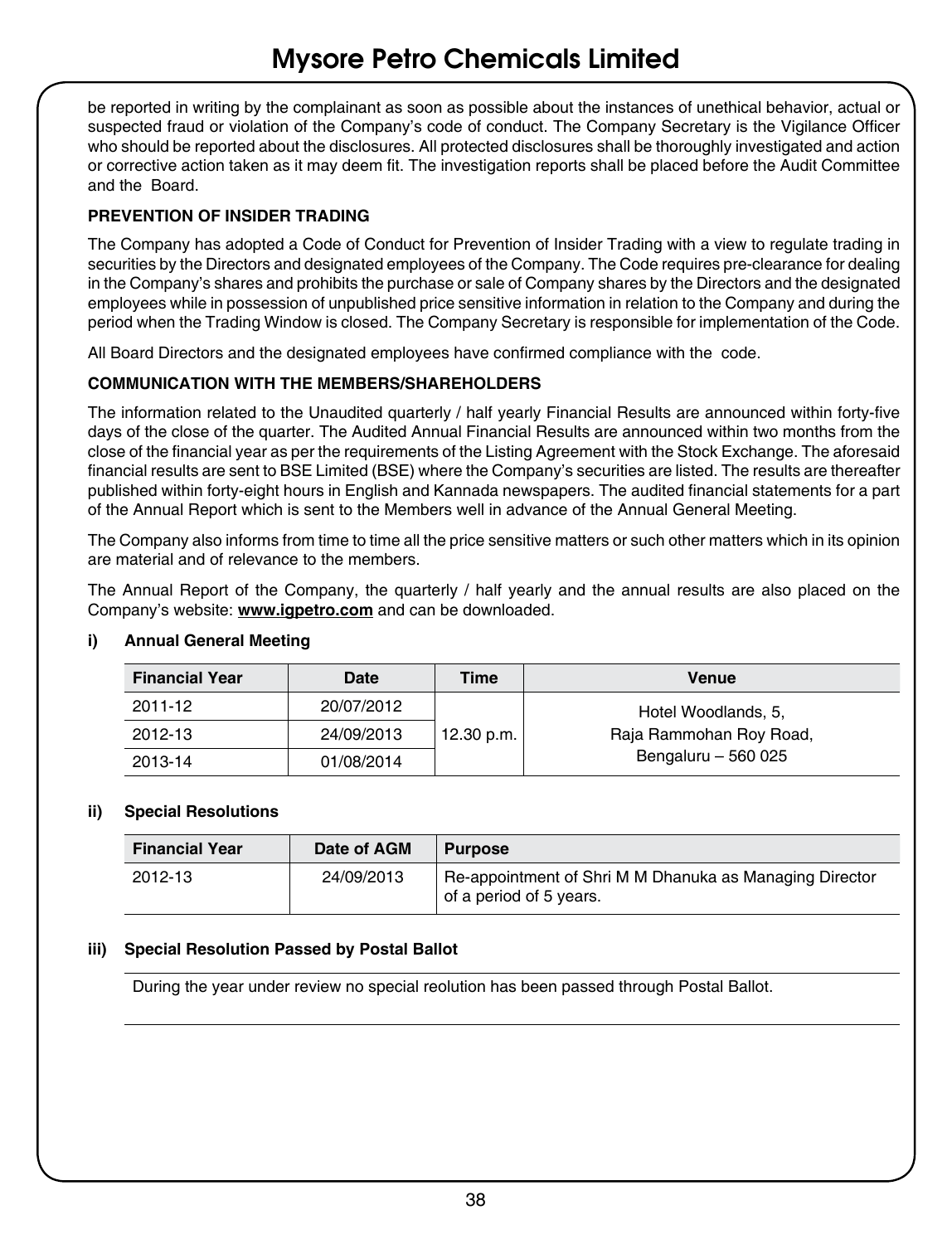be reported in writing by the complainant as soon as possible about the instances of unethical behavior, actual or suspected fraud or violation of the Company's code of conduct. The Company Secretary is the Vigilance Officer who should be reported about the disclosures. All protected disclosures shall be thoroughly investigated and action or corrective action taken as it may deem fit. The investigation reports shall be placed before the Audit Committee and the Board.

**PREVENTION OF INSIDER TRADING**

The Company has adopted a Code of Conduct for Prevention of Insider Trading with a view to regulate trading in securities by the Directors and designated employees of the Company. The Code requires pre-clearance for dealing in the Company's shares and prohibits the purchase or sale of Company shares by the Directors and the designated employees while in possession of unpublished price sensitive information in relation to the Company and during the period when the Trading Window is closed. The Company Secretary is responsible for implementation of the Code.

All Board Directors and the designated employees have confirmed compliance with the code.

**COMMUNICATION WITH THE MEMBERS/SHAREHOLDERS**

The information related to the Unaudited quarterly / half yearly Financial Results are announced within forty-five days of the close of the quarter. The Audited Annual Financial Results are announced within two months from the close of the financial year as per the requirements of the Listing Agreement with the Stock Exchange. The aforesaid financial results are sent to BSE Limited (BSE) where the Company's securities are listed. The results are thereafter published within forty-eight hours in English and Kannada newspapers. The audited financial statements for a part of the Annual Report which is sent to the Members well in advance of the Annual General Meeting.

The Company also informs from time to time all the price sensitive matters or such other matters which in its opinion are material and of relevance to the members.

The Annual Report of the Company, the quarterly / half yearly and the annual results are also placed on the Company's website: **www.igpetro.com** and can be downloaded.

**i) Annual General Meeting**

| Financial Year | Date | Time | Venue |
|---|---|---|---|
| 2011-12 | 20/07/2012 | 12.30 p.m. | Hotel Woodlands, 5, Raja Rammohan Roy Road, Bengaluru – 560 025 |
| 2012-13 | 24/09/2013 | | |
| 2013-14 | 01/08/2014 | | |

**ii) Special Resolutions**

| Financial Year | Date of AGM | Purpose |
|---|---|---|
| 2012-13 | 24/09/2013 | Re-appointment of Shri M M Dhanuka as Managing Director of a period of 5 years. |

**iii) Special Resolution Passed by Postal Ballot**

During the year under review no special reolution has been passed through Postal Ballot.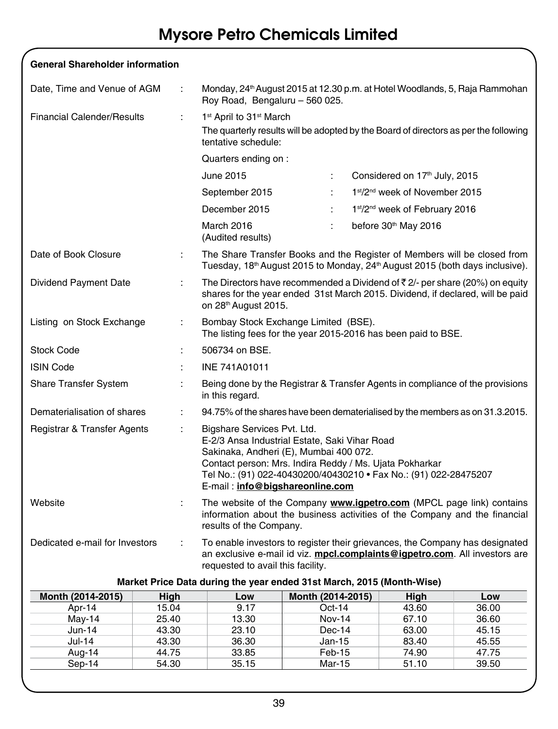# Mysore Petro Chemicals Limited

**General Shareholder information**

| | | |
|---|---|---|
| Date, Time and Venue of AGM | : | Monday, 24th August 2015 at 12.30 p.m. at Hotel Woodlands, 5, Raja Rammohan Roy Road, Bengaluru – 560 025. |
| Financial Calender/Results | : | 1st April to 31st March<br>The quarterly results will be adopted by the Board of directors as per the following tentative schedule:<br>Quarters ending on :<br>June 2015 : Considered on 17th July, 2015<br>September 2015 : 1st/2nd week of November 2015<br>December 2015 : 1st/2nd week of February 2016<br>March 2016 (Audited results) : before 30th May 2016 |
| Date of Book Closure | : | The Share Transfer Books and the Register of Members will be closed from Tuesday, 18th August 2015 to Monday, 24th August 2015 (both days inclusive). |
| Dividend Payment Date | : | The Directors have recommended a Dividend of ₹ 2/- per share (20%) on equity shares for the year ended 31st March 2015. Dividend, if declared, will be paid on 28th August 2015. |
| Listing on Stock Exchange | : | Bombay Stock Exchange Limited (BSE).<br>The listing fees for the year 2015-2016 has been paid to BSE. |
| Stock Code | : | 506734 on BSE. |
| ISIN Code | : | INE 741A01011 |
| Share Transfer System | : | Being done by the Registrar & Transfer Agents in compliance of the provisions in this regard. |
| Dematerialisation of shares | : | 94.75% of the shares have been dematerialised by the members as on 31.3.2015. |
| Registrar & Transfer Agents | : | Bigshare Services Pvt. Ltd.<br>E-2/3 Ansa Industrial Estate, Saki Vihar Road<br>Sakinaka, Andheri (E), Mumbai 400 072.<br>Contact person: Mrs. Indira Reddy / Ms. Ujata Pokharkar<br>Tel No.: (91) 022-40430200/40430210 • Fax No.: (91) 022-28475207<br>E-mail : **info@bigshareonline.com** |
| Website | : | The website of the Company **www.igpetro.com** (MPCL page link) contains information about the business activities of the Company and the financial results of the Company. |
| Dedicated e-mail for Investors | : | To enable investors to register their grievances, the Company has designated an exclusive e-mail id viz. **mpcl.complaints@igpetro.com**. All investors are requested to avail this facility. |

**Market Price Data during the year ended 31st March, 2015 (Month-Wise)**

| Month (2014-2015) | High | Low | Month (2014-2015) | High | Low |
|---|---|---|---|---|---|
| Apr-14 | 15.04 | 9.17 | Oct-14 | 43.60 | 36.00 |
| May-14 | 25.40 | 13.30 | Nov-14 | 67.10 | 36.60 |
| Jun-14 | 43.30 | 23.10 | Dec-14 | 63.00 | 45.15 |
| Jul-14 | 43.30 | 36.30 | Jan-15 | 83.40 | 45.55 |
| Aug-14 | 44.75 | 33.85 | Feb-15 | 74.90 | 47.75 |
| Sep-14 | 54.30 | 35.15 | Mar-15 | 51.10 | 39.50 |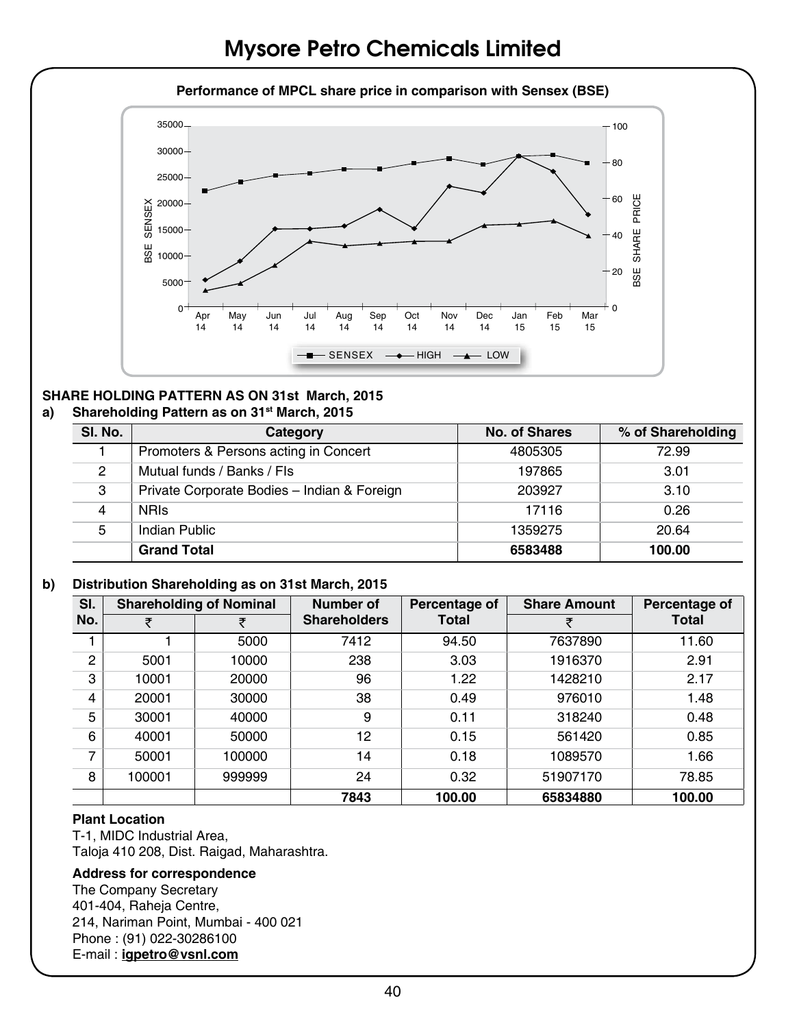# Mysore Petro Chemicals Limited

**Performance of MPCL share price in comparison with Sensex (BSE)**

**SHARE HOLDING PATTERN AS ON 31st March, 2015**

**a) Shareholding Pattern as on 31st March, 2015**

| Sl. No. | Category | No. of Shares | % of Shareholding |
|---|---|---|---|
| 1 | Promoters & Persons acting in Concert | 4805305 | 72.99 |
| 2 | Mutual funds / Banks / FIs | 197865 | 3.01 |
| 3 | Private Corporate Bodies – Indian & Foreign | 203927 | 3.10 |
| 4 | NRIs | 17116 | 0.26 |
| 5 | Indian Public | 1359275 | 20.64 |
| | **Grand Total** | **6583488** | **100.00** |

**b) Distribution Shareholding as on 31st March, 2015**

| Sl. No. | Shareholding of Nominal | | Number of Shareholders | Percentage of Total | Share Amount | Percentage of Total |
|---|---|---|---|---|---|---|
| | ₹ | ₹ | | | ₹ | |
| 1 | 1 | 5000 | 7412 | 94.50 | 7637890 | 11.60 |
| 2 | 5001 | 10000 | 238 | 3.03 | 1916370 | 2.91 |
| 3 | 10001 | 20000 | 96 | 1.22 | 1428210 | 2.17 |
| 4 | 20001 | 30000 | 38 | 0.49 | 976010 | 1.48 |
| 5 | 30001 | 40000 | 9 | 0.11 | 318240 | 0.48 |
| 6 | 40001 | 50000 | 12 | 0.15 | 561420 | 0.85 |
| 7 | 50001 | 100000 | 14 | 0.18 | 1089570 | 1.66 |
| 8 | 100001 | 999999 | 24 | 0.32 | 51907170 | 78.85 |
| | | | **7843** | **100.00** | **65834880** | **100.00** |

**Plant Location**

T-1, MIDC Industrial Area,
Taloja 410 208, Dist. Raigad, Maharashtra.

**Address for correspondence**

The Company Secretary
401-404, Raheja Centre,
214, Nariman Point, Mumbai - 400 021
Phone : (91) 022-30286100
E-mail : **igpetro@vsnl.com**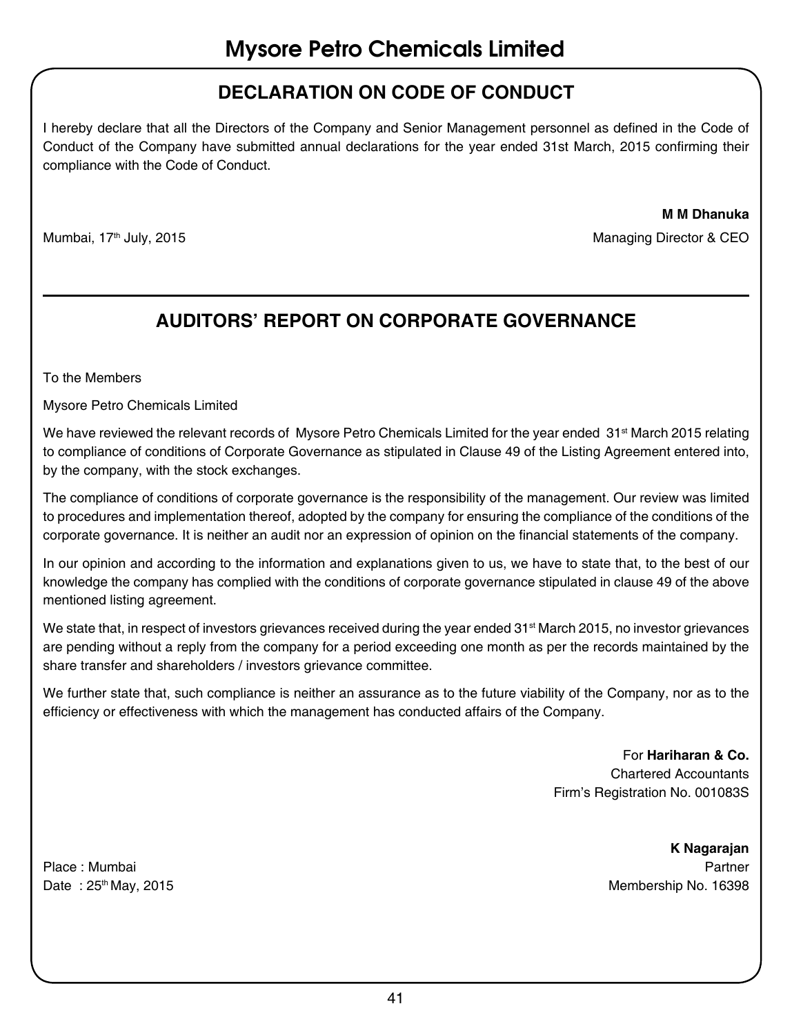## DECLARATION ON CODE OF CONDUCT

I hereby declare that all the Directors of the Company and Senior Management personnel as defined in the Code of Conduct of the Company have submitted annual declarations for the year ended 31st March, 2015 confirming their compliance with the Code of Conduct.

**M M Dhanuka**
Managing Director & CEO

Mumbai, 17th July, 2015

## AUDITORS' REPORT ON CORPORATE GOVERNANCE

To the Members

Mysore Petro Chemicals Limited

We have reviewed the relevant records of Mysore Petro Chemicals Limited for the year ended 31st March 2015 relating to compliance of conditions of Corporate Governance as stipulated in Clause 49 of the Listing Agreement entered into, by the company, with the stock exchanges.

The compliance of conditions of corporate governance is the responsibility of the management. Our review was limited to procedures and implementation thereof, adopted by the company for ensuring the compliance of the conditions of the corporate governance. It is neither an audit nor an expression of opinion on the financial statements of the company.

In our opinion and according to the information and explanations given to us, we have to state that, to the best of our knowledge the company has complied with the conditions of corporate governance stipulated in clause 49 of the above mentioned listing agreement.

We state that, in respect of investors grievances received during the year ended 31st March 2015, no investor grievances are pending without a reply from the company for a period exceeding one month as per the records maintained by the share transfer and shareholders / investors grievance committee.

We further state that, such compliance is neither an assurance as to the future viability of the Company, nor as to the efficiency or effectiveness with which the management has conducted affairs of the Company.

For **Hariharan & Co.**
Chartered Accountants
Firm's Registration No. 001083S

**K Nagarajan**
Partner
Membership No. 16398

Place : Mumbai
Date : 25th May, 2015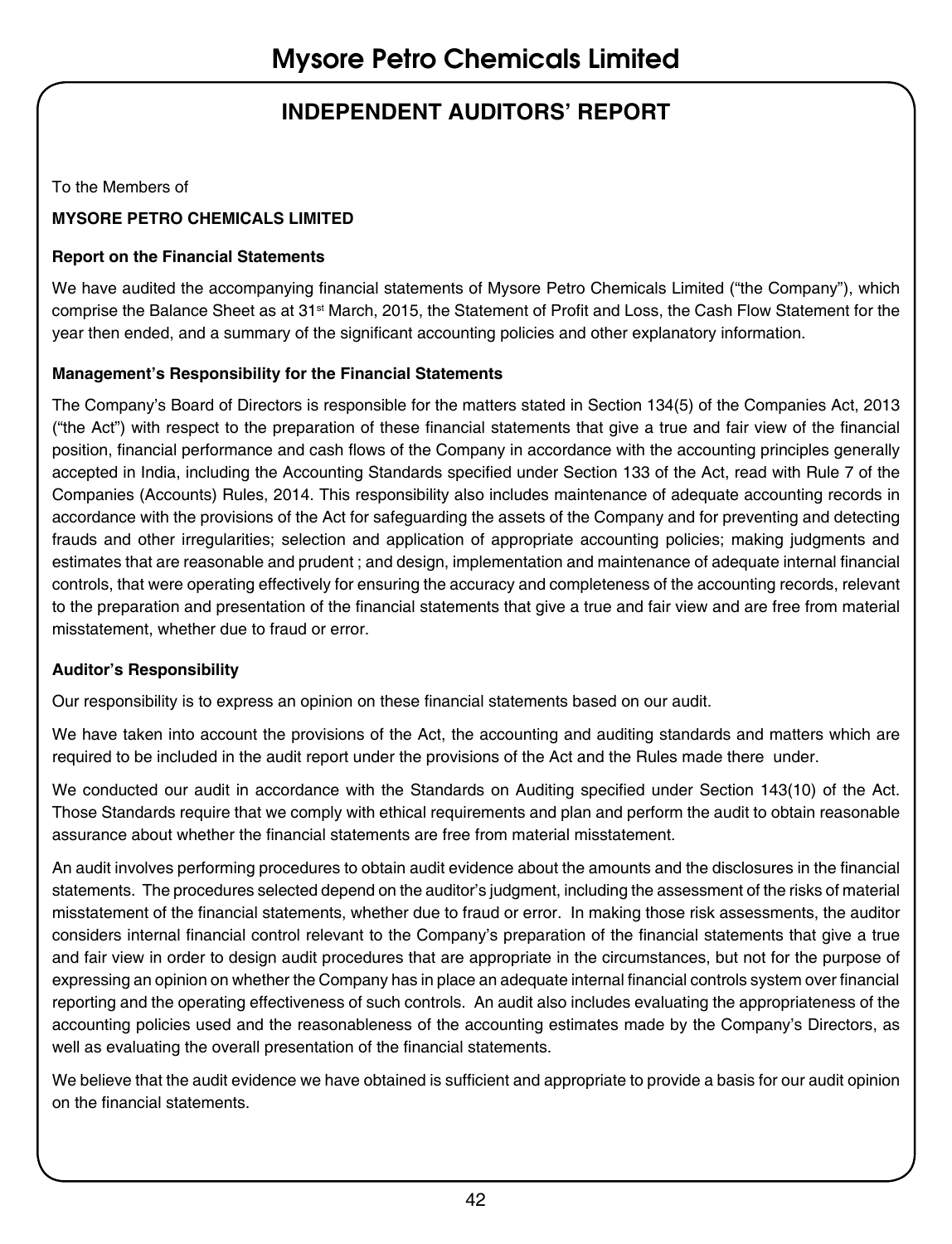# INDEPENDENT AUDITORS' REPORT

To the Members of

**MYSORE PETRO CHEMICALS LIMITED**

### Report on the Financial Statements

We have audited the accompanying financial statements of Mysore Petro Chemicals Limited ("the Company"), which comprise the Balance Sheet as at 31st March, 2015, the Statement of Profit and Loss, the Cash Flow Statement for the year then ended, and a summary of the significant accounting policies and other explanatory information.

### Management's Responsibility for the Financial Statements

The Company's Board of Directors is responsible for the matters stated in Section 134(5) of the Companies Act, 2013 ("the Act") with respect to the preparation of these financial statements that give a true and fair view of the financial position, financial performance and cash flows of the Company in accordance with the accounting principles generally accepted in India, including the Accounting Standards specified under Section 133 of the Act, read with Rule 7 of the Companies (Accounts) Rules, 2014. This responsibility also includes maintenance of adequate accounting records in accordance with the provisions of the Act for safeguarding the assets of the Company and for preventing and detecting frauds and other irregularities; selection and application of appropriate accounting policies; making judgments and estimates that are reasonable and prudent ; and design, implementation and maintenance of adequate internal financial controls, that were operating effectively for ensuring the accuracy and completeness of the accounting records, relevant to the preparation and presentation of the financial statements that give a true and fair view and are free from material misstatement, whether due to fraud or error.

### Auditor's Responsibility

Our responsibility is to express an opinion on these financial statements based on our audit.

We have taken into account the provisions of the Act, the accounting and auditing standards and matters which are required to be included in the audit report under the provisions of the Act and the Rules made there under.

We conducted our audit in accordance with the Standards on Auditing specified under Section 143(10) of the Act. Those Standards require that we comply with ethical requirements and plan and perform the audit to obtain reasonable assurance about whether the financial statements are free from material misstatement.

An audit involves performing procedures to obtain audit evidence about the amounts and the disclosures in the financial statements. The procedures selected depend on the auditor's judgment, including the assessment of the risks of material misstatement of the financial statements, whether due to fraud or error. In making those risk assessments, the auditor considers internal financial control relevant to the Company's preparation of the financial statements that give a true and fair view in order to design audit procedures that are appropriate in the circumstances, but not for the purpose of expressing an opinion on whether the Company has in place an adequate internal financial controls system over financial reporting and the operating effectiveness of such controls. An audit also includes evaluating the appropriateness of the accounting policies used and the reasonableness of the accounting estimates made by the Company's Directors, as well as evaluating the overall presentation of the financial statements.

We believe that the audit evidence we have obtained is sufficient and appropriate to provide a basis for our audit opinion on the financial statements.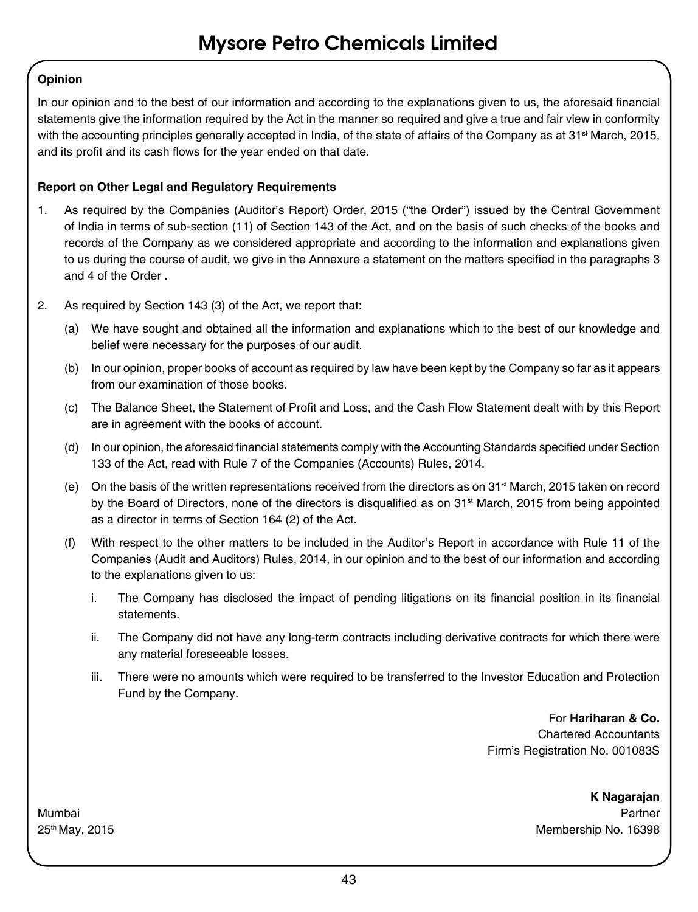**Opinion**

In our opinion and to the best of our information and according to the explanations given to us, the aforesaid financial statements give the information required by the Act in the manner so required and give a true and fair view in conformity with the accounting principles generally accepted in India, of the state of affairs of the Company as at 31st March, 2015, and its profit and its cash flows for the year ended on that date.

**Report on Other Legal and Regulatory Requirements**

1. As required by the Companies (Auditor's Report) Order, 2015 ("the Order") issued by the Central Government of India in terms of sub-section (11) of Section 143 of the Act, and on the basis of such checks of the books and records of the Company as we considered appropriate and according to the information and explanations given to us during the course of audit, we give in the Annexure a statement on the matters specified in the paragraphs 3 and 4 of the Order .

2. As required by Section 143 (3) of the Act, we report that:

   (a) We have sought and obtained all the information and explanations which to the best of our knowledge and belief were necessary for the purposes of our audit.

   (b) In our opinion, proper books of account as required by law have been kept by the Company so far as it appears from our examination of those books.

   (c) The Balance Sheet, the Statement of Profit and Loss, and the Cash Flow Statement dealt with by this Report are in agreement with the books of account.

   (d) In our opinion, the aforesaid financial statements comply with the Accounting Standards specified under Section 133 of the Act, read with Rule 7 of the Companies (Accounts) Rules, 2014.

   (e) On the basis of the written representations received from the directors as on 31st March, 2015 taken on record by the Board of Directors, none of the directors is disqualified as on 31st March, 2015 from being appointed as a director in terms of Section 164 (2) of the Act.

   (f) With respect to the other matters to be included in the Auditor's Report in accordance with Rule 11 of the Companies (Audit and Auditors) Rules, 2014, in our opinion and to the best of our information and according to the explanations given to us:

      i. The Company has disclosed the impact of pending litigations on its financial position in its financial statements.

      ii. The Company did not have any long-term contracts including derivative contracts for which there were any material foreseeable losses.

      iii. There were no amounts which were required to be transferred to the Investor Education and Protection Fund by the Company.

For **Hariharan & Co.**
Chartered Accountants
Firm's Registration No. 001083S

**K Nagarajan**
Partner
Membership No. 16398

Mumbai
25th May, 2015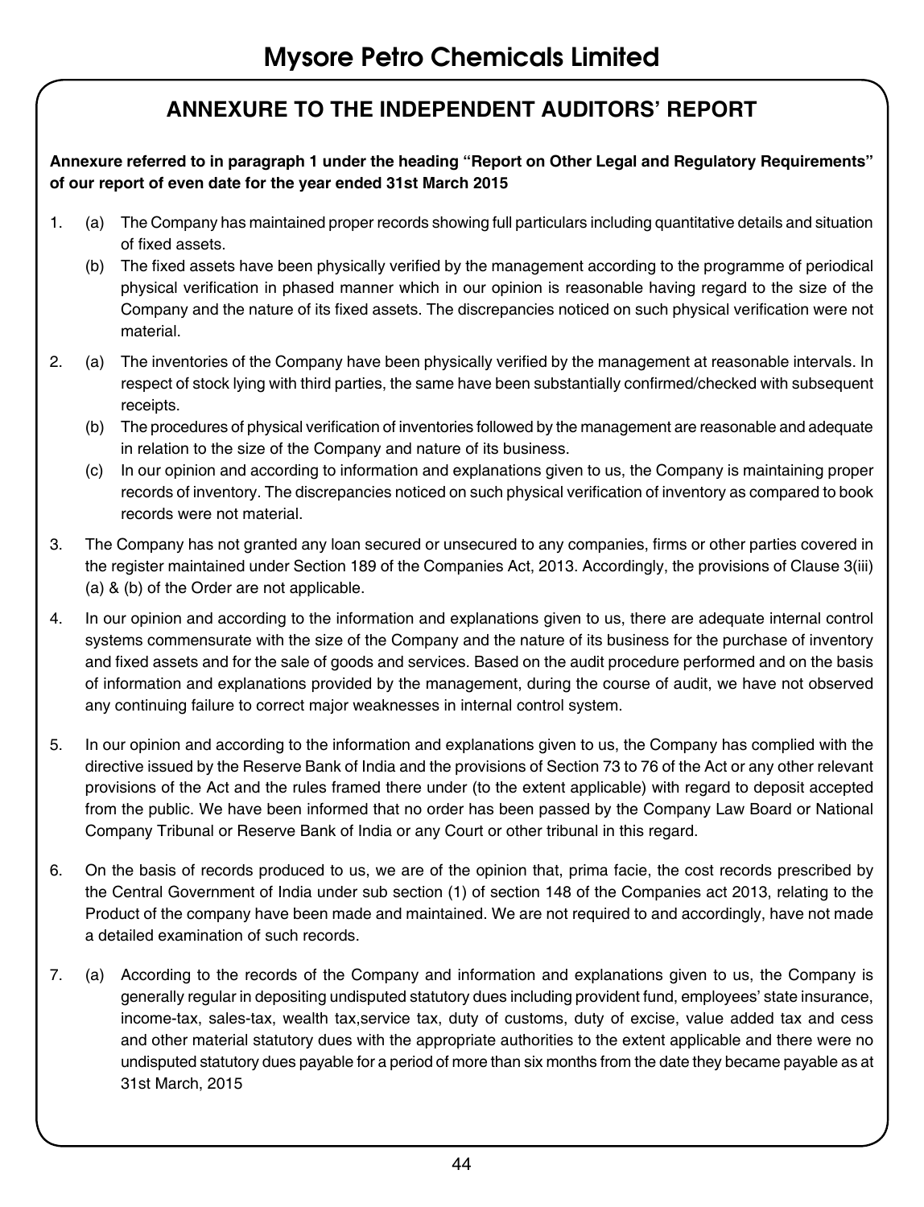## ANNEXURE TO THE INDEPENDENT AUDITORS' REPORT

**Annexure referred to in paragraph 1 under the heading "Report on Other Legal and Regulatory Requirements" of our report of even date for the year ended 31st March 2015**

1. (a) The Company has maintained proper records showing full particulars including quantitative details and situation of fixed assets.

   (b) The fixed assets have been physically verified by the management according to the programme of periodical physical verification in phased manner which in our opinion is reasonable having regard to the size of the Company and the nature of its fixed assets. The discrepancies noticed on such physical verification were not material.

2. (a) The inventories of the Company have been physically verified by the management at reasonable intervals. In respect of stock lying with third parties, the same have been substantially confirmed/checked with subsequent receipts.

   (b) The procedures of physical verification of inventories followed by the management are reasonable and adequate in relation to the size of the Company and nature of its business.

   (c) In our opinion and according to information and explanations given to us, the Company is maintaining proper records of inventory. The discrepancies noticed on such physical verification of inventory as compared to book records were not material.

3. The Company has not granted any loan secured or unsecured to any companies, firms or other parties covered in the register maintained under Section 189 of the Companies Act, 2013. Accordingly, the provisions of Clause 3(iii) (a) & (b) of the Order are not applicable.

4. In our opinion and according to the information and explanations given to us, there are adequate internal control systems commensurate with the size of the Company and the nature of its business for the purchase of inventory and fixed assets and for the sale of goods and services. Based on the audit procedure performed and on the basis of information and explanations provided by the management, during the course of audit, we have not observed any continuing failure to correct major weaknesses in internal control system.

5. In our opinion and according to the information and explanations given to us, the Company has complied with the directive issued by the Reserve Bank of India and the provisions of Section 73 to 76 of the Act or any other relevant provisions of the Act and the rules framed there under (to the extent applicable) with regard to deposit accepted from the public. We have been informed that no order has been passed by the Company Law Board or National Company Tribunal or Reserve Bank of India or any Court or other tribunal in this regard.

6. On the basis of records produced to us, we are of the opinion that, prima facie, the cost records prescribed by the Central Government of India under sub section (1) of section 148 of the Companies act 2013, relating to the Product of the company have been made and maintained. We are not required to and accordingly, have not made a detailed examination of such records.

7. (a) According to the records of the Company and information and explanations given to us, the Company is generally regular in depositing undisputed statutory dues including provident fund, employees' state insurance, income-tax, sales-tax, wealth tax,service tax, duty of customs, duty of excise, value added tax and cess and other material statutory dues with the appropriate authorities to the extent applicable and there were no undisputed statutory dues payable for a period of more than six months from the date they became payable as at 31st March, 2015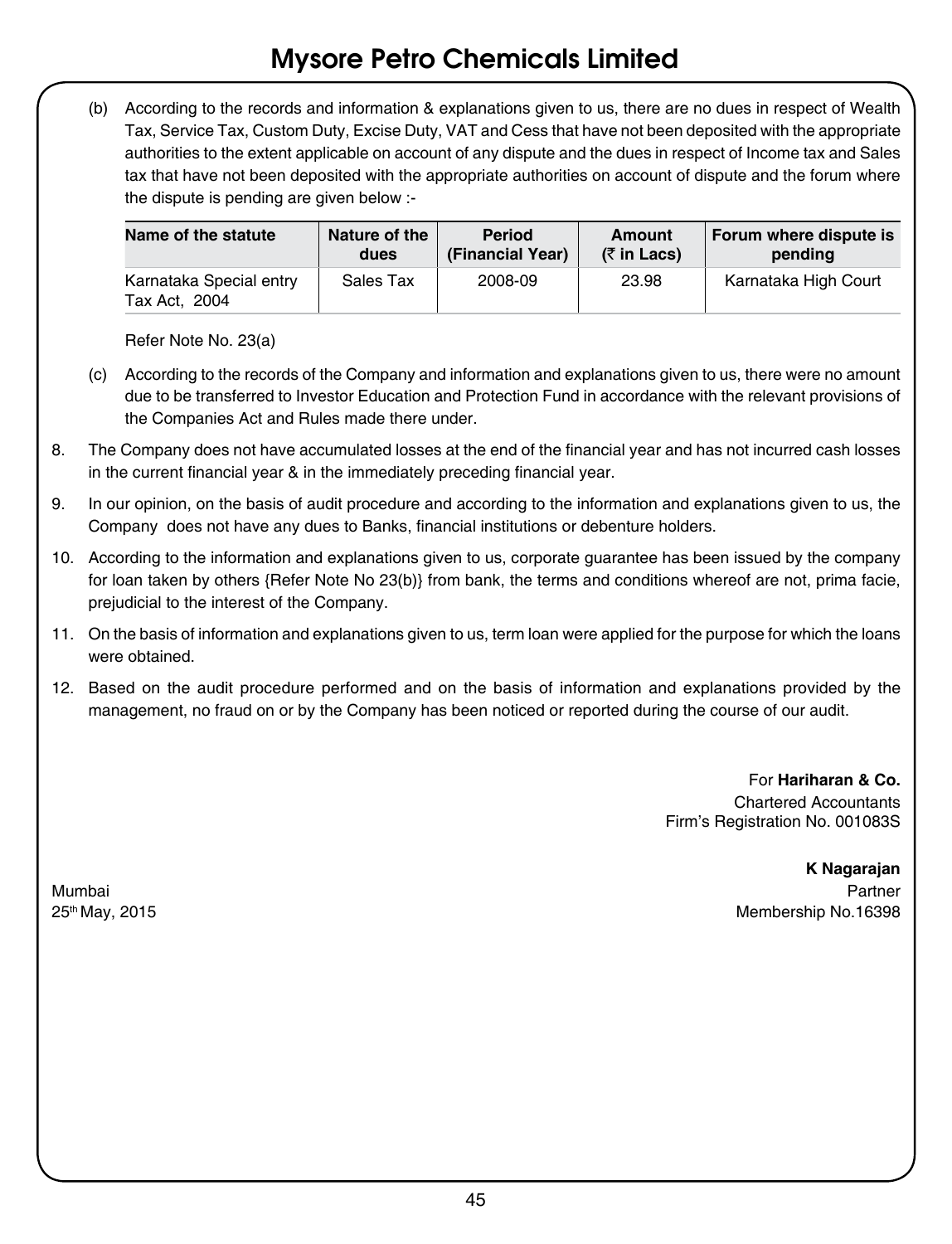(b) According to the records and information & explanations given to us, there are no dues in respect of Wealth Tax, Service Tax, Custom Duty, Excise Duty, VAT and Cess that have not been deposited with the appropriate authorities to the extent applicable on account of any dispute and the dues in respect of Income tax and Sales tax that have not been deposited with the appropriate authorities on account of dispute and the forum where the dispute is pending are given below :-

| Name of the statute | Nature of the dues | Period (Financial Year) | Amount (₹ in Lacs) | Forum where dispute is pending |
|---|---|---|---|---|
| Karnataka Special entry Tax Act, 2004 | Sales Tax | 2008-09 | 23.98 | Karnataka High Court |

Refer Note No. 23(a)

(c) According to the records of the Company and information and explanations given to us, there were no amount due to be transferred to Investor Education and Protection Fund in accordance with the relevant provisions of the Companies Act and Rules made there under.

8. The Company does not have accumulated losses at the end of the financial year and has not incurred cash losses in the current financial year & in the immediately preceding financial year.

9. In our opinion, on the basis of audit procedure and according to the information and explanations given to us, the Company does not have any dues to Banks, financial institutions or debenture holders.

10. According to the information and explanations given to us, corporate guarantee has been issued by the company for loan taken by others {Refer Note No 23(b)} from bank, the terms and conditions whereof are not, prima facie, prejudicial to the interest of the Company.

11. On the basis of information and explanations given to us, term loan were applied for the purpose for which the loans were obtained.

12. Based on the audit procedure performed and on the basis of information and explanations provided by the management, no fraud on or by the Company has been noticed or reported during the course of our audit.

For **Hariharan & Co.**
Chartered Accountants
Firm's Registration No. 001083S

**K Nagarajan**
Partner
Membership No.16398

Mumbai
25th May, 2015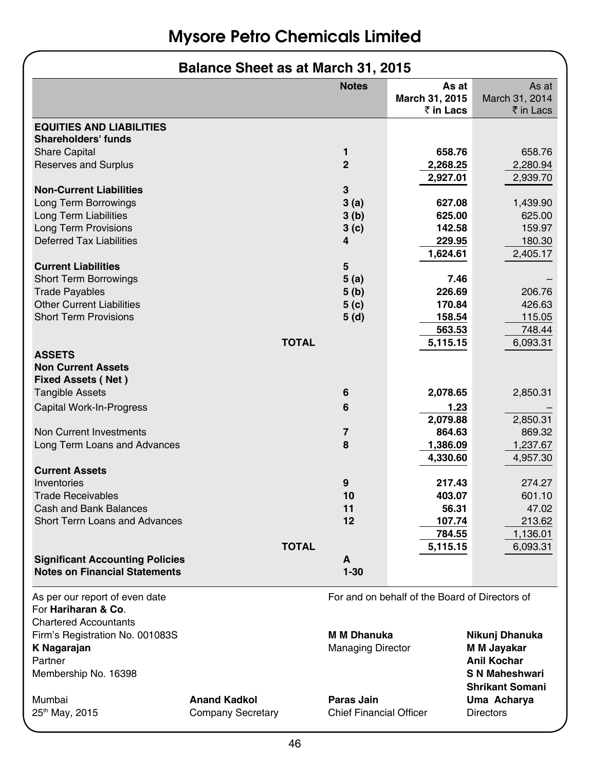# Mysore Petro Chemicals Limited

## Balance Sheet as at March 31, 2015

| | Notes | As at March 31, 2015 ₹ in Lacs | As at March 31, 2014 ₹ in Lacs |
|---|---|---|---|
| **EQUITIES AND LIABILITIES** | | | |
| **Shareholders' funds** | | | |
| Share Capital | 1 | **658.76** | 658.76 |
| Reserves and Surplus | 2 | **2,268.25** | 2,280.94 |
| | | **2,927.01** | 2,939.70 |
| **Non-Current Liabilities** | 3 | | |
| Long Term Borrowings | 3 (a) | **627.08** | 1,439.90 |
| Long Term Liabilities | 3 (b) | **625.00** | 625.00 |
| Long Term Provisions | 3 (c) | **142.58** | 159.97 |
| Deferred Tax Liabilities | 4 | **229.95** | 180.30 |
| | | **1,624.61** | 2,405.17 |
| **Current Liabilities** | 5 | | |
| Short Term Borrowings | 5 (a) | **7.46** | – |
| Trade Payables | 5 (b) | **226.69** | 206.76 |
| Other Current Liabilities | 5 (c) | **170.84** | 426.63 |
| Short Term Provisions | 5 (d) | **158.54** | 115.05 |
| | | **563.53** | 748.44 |
| **TOTAL** | | **5,115.15** | 6,093.31 |
| **ASSETS** | | | |
| **Non Current Assets** | | | |
| **Fixed Assets ( Net )** | | | |
| Tangible Assets | 6 | **2,078.65** | 2,850.31 |
| Capital Work-In-Progress | 6 | **1.23** | – |
| | | **2,079.88** | 2,850.31 |
| Non Current Investments | 7 | **864.63** | 869.32 |
| Long Term Loans and Advances | 8 | **1,386.09** | 1,237.67 |
| | | **4,330.60** | 4,957.30 |
| **Current Assets** | | | |
| Inventories | 9 | **217.43** | 274.27 |
| Trade Receivables | 10 | **403.07** | 601.10 |
| Cash and Bank Balances | 11 | **56.31** | 47.02 |
| Short Terrn Loans and Advances | 12 | **107.74** | 213.62 |
| | | **784.55** | 1,136.01 |
| **TOTAL** | | **5,115.15** | 6,093.31 |
| **Significant Accounting Policies** | **A** | | |
| **Notes on Financial Statements** | **1-30** | | |

As per our report of even date
For **Hariharan & Co.**
Chartered Accountants
Firm's Registration No. 001083S
**K Nagarajan**
Partner
Membership No. 16398

Mumbai
25th May, 2015

**Anand Kadkol**
Company Secretary

For and on behalf of the Board of Directors of

**M M Dhanuka**
Managing Director

**Paras Jain**
Chief Financial Officer

**Nikunj Dhanuka**
**M M Jayakar**
**Anil Kochar**
**S N Maheshwari**
**Shrikant Somani**
**Uma Acharya**
Directors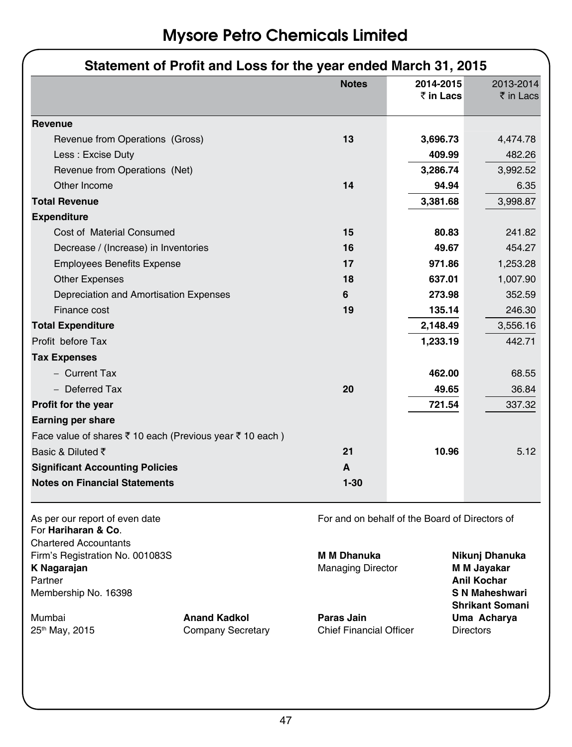# Mysore Petro Chemicals Limited

## Statement of Profit and Loss for the year ended March 31, 2015

| | Notes | 2014-2015 ₹ in Lacs | 2013-2014 ₹ in Lacs |
|---|---|---|---|
| **Revenue** | | | |
| Revenue from Operations (Gross) | 13 | 3,696.73 | 4,474.78 |
| Less : Excise Duty | | 409.99 | 482.26 |
| Revenue from Operations (Net) | | 3,286.74 | 3,992.52 |
| Other Income | 14 | 94.94 | 6.35 |
| **Total Revenue** | | 3,381.68 | 3,998.87 |
| **Expenditure** | | | |
| Cost of Material Consumed | 15 | 80.83 | 241.82 |
| Decrease / (Increase) in Inventories | 16 | 49.67 | 454.27 |
| Employees Benefits Expense | 17 | 971.86 | 1,253.28 |
| Other Expenses | 18 | 637.01 | 1,007.90 |
| Depreciation and Amortisation Expenses | 6 | 273.98 | 352.59 |
| Finance cost | 19 | 135.14 | 246.30 |
| **Total Expenditure** | | 2,148.49 | 3,556.16 |
| Profit before Tax | | 1,233.19 | 442.71 |
| **Tax Expenses** | | | |
| – Current Tax | | 462.00 | 68.55 |
| – Deferred Tax | 20 | 49.65 | 36.84 |
| **Profit for the year** | | 721.54 | 337.32 |
| **Earning per share** | | | |
| Face value of shares ₹ 10 each (Previous year ₹ 10 each ) | | | |
| Basic & Diluted ₹ | 21 | 10.96 | 5.12 |
| **Significant Accounting Policies** | A | | |
| **Notes on Financial Statements** | 1-30 | | |

As per our report of even date
For **Hariharan & Co**.
Chartered Accountants
Firm's Registration No. 001083S
**K Nagarajan**
Partner
Membership No. 16398

Mumbai
25th May, 2015

**Anand Kadkol**
Company Secretary

For and on behalf of the Board of Directors of

**M M Dhanuka**
Managing Director

**Paras Jain**
Chief Financial Officer

**Nikunj Dhanuka**
**M M Jayakar**
**Anil Kochar**
**S N Maheshwari**
**Shrikant Somani**
**Uma Acharya**
Directors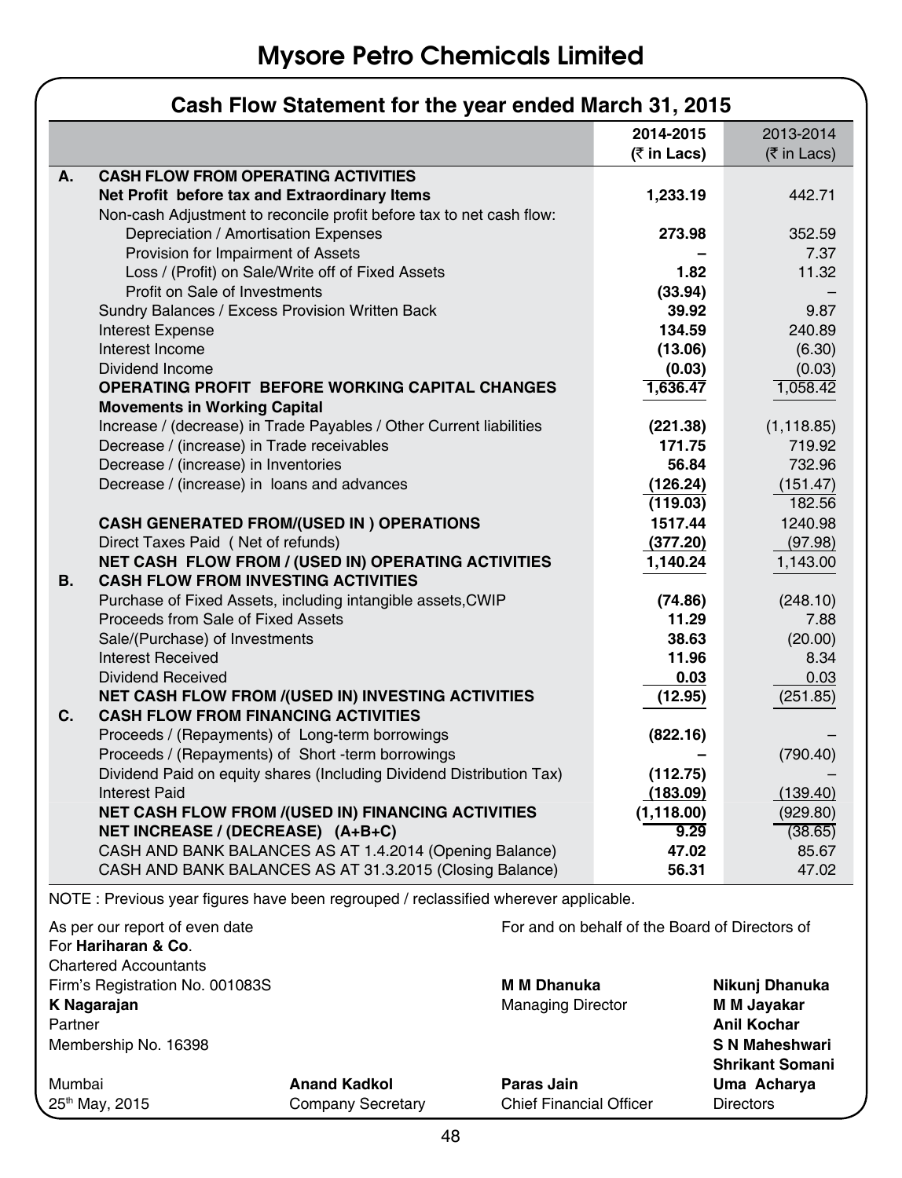# Mysore Petro Chemicals Limited

## Cash Flow Statement for the year ended March 31, 2015

| | | 2014-2015 (₹ in Lacs) | 2013-2014 (₹ in Lacs) |
|---|---|---|---|
| **A.** | **CASH FLOW FROM OPERATING ACTIVITIES** | | |
| | **Net Profit before tax and Extraordinary Items** | **1,233.19** | 442.71 |
| | Non-cash Adjustment to reconcile profit before tax to net cash flow: | | |
| | Depreciation / Amortisation Expenses | **273.98** | 352.59 |
| | Provision for Impairment of Assets | **–** | 7.37 |
| | Loss / (Profit) on Sale/Write off of Fixed Assets | **1.82** | 11.32 |
| | Profit on Sale of Investments | **(33.94)** | – |
| | Sundry Balances / Excess Provision Written Back | **39.92** | 9.87 |
| | Interest Expense | **134.59** | 240.89 |
| | Interest Income | **(13.06)** | (6.30) |
| | Dividend Income | **(0.03)** | (0.03) |
| | **OPERATING PROFIT BEFORE WORKING CAPITAL CHANGES** | **1,636.47** | 1,058.42 |
| | **Movements in Working Capital** | | |
| | Increase / (decrease) in Trade Payables / Other Current liabilities | **(221.38)** | (1,118.85) |
| | Decrease / (increase) in Trade receivables | **171.75** | 719.92 |
| | Decrease / (increase) in Inventories | **56.84** | 732.96 |
| | Decrease / (increase) in loans and advances | **(126.24)** | (151.47) |
| | | **(119.03)** | 182.56 |
| | **CASH GENERATED FROM/(USED IN ) OPERATIONS** | **1517.44** | 1240.98 |
| | Direct Taxes Paid ( Net of refunds) | **(377.20)** | (97.98) |
| | **NET CASH FLOW FROM / (USED IN) OPERATING ACTIVITIES** | **1,140.24** | 1,143.00 |
| **B.** | **CASH FLOW FROM INVESTING ACTIVITIES** | | |
| | Purchase of Fixed Assets, including intangible assets,CWIP | **(74.86)** | (248.10) |
| | Proceeds from Sale of Fixed Assets | **11.29** | 7.88 |
| | Sale/(Purchase) of Investments | **38.63** | (20.00) |
| | Interest Received | **11.96** | 8.34 |
| | Dividend Received | **0.03** | 0.03 |
| | **NET CASH FLOW FROM /(USED IN) INVESTING ACTIVITIES** | **(12.95)** | (251.85) |
| **C.** | **CASH FLOW FROM FINANCING ACTIVITIES** | | |
| | Proceeds / (Repayments) of Long-term borrowings | **(822.16)** | – |
| | Proceeds / (Repayments) of Short -term borrowings | **–** | (790.40) |
| | Dividend Paid on equity shares (Including Dividend Distribution Tax) | **(112.75)** | – |
| | Interest Paid | **(183.09)** | (139.40) |
| | **NET CASH FLOW FROM /(USED IN) FINANCING ACTIVITIES** | **(1,118.00)** | (929.80) |
| | **NET INCREASE / (DECREASE) (A+B+C)** | **9.29** | (38.65) |
| | CASH AND BANK BALANCES AS AT 1.4.2014 (Opening Balance) | **47.02** | 85.67 |
| | CASH AND BANK BALANCES AS AT 31.3.2015 (Closing Balance) | **56.31** | 47.02 |

NOTE : Previous year figures have been regrouped / reclassified wherever applicable.

As per our report of even date
For **Hariharan & Co**.
Chartered Accountants
Firm's Registration No. 001083S
**K Nagarajan**
Partner
Membership No. 16398

Mumbai
25th May, 2015

**Anand Kadkol**
Company Secretary

For and on behalf of the Board of Directors of

**M M Dhanuka**
Managing Director

**Paras Jain**
Chief Financial Officer

**Nikunj Dhanuka**
**M M Jayakar**
**Anil Kochar**
**S N Maheshwari**
**Shrikant Somani**
**Uma Acharya**
Directors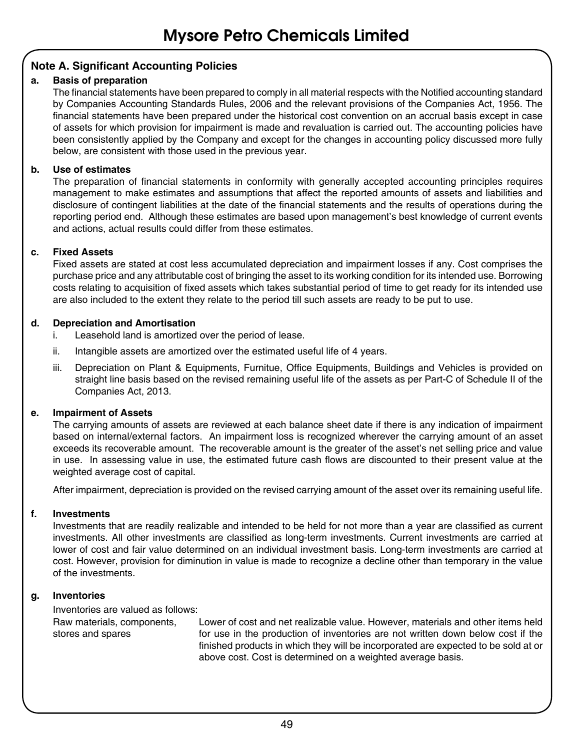## Note A. Significant Accounting Policies

**a. Basis of preparation**

The financial statements have been prepared to comply in all material respects with the Notified accounting standard by Companies Accounting Standards Rules, 2006 and the relevant provisions of the Companies Act, 1956. The financial statements have been prepared under the historical cost convention on an accrual basis except in case of assets for which provision for impairment is made and revaluation is carried out. The accounting policies have been consistently applied by the Company and except for the changes in accounting policy discussed more fully below, are consistent with those used in the previous year.

**b. Use of estimates**

The preparation of financial statements in conformity with generally accepted accounting principles requires management to make estimates and assumptions that affect the reported amounts of assets and liabilities and disclosure of contingent liabilities at the date of the financial statements and the results of operations during the reporting period end. Although these estimates are based upon management's best knowledge of current events and actions, actual results could differ from these estimates.

**c. Fixed Assets**

Fixed assets are stated at cost less accumulated depreciation and impairment losses if any. Cost comprises the purchase price and any attributable cost of bringing the asset to its working condition for its intended use. Borrowing costs relating to acquisition of fixed assets which takes substantial period of time to get ready for its intended use are also included to the extent they relate to the period till such assets are ready to be put to use.

**d. Depreciation and Amortisation**

i. Leasehold land is amortized over the period of lease.

ii. Intangible assets are amortized over the estimated useful life of 4 years.

iii. Depreciation on Plant & Equipments, Furnitue, Office Equipments, Buildings and Vehicles is provided on straight line basis based on the revised remaining useful life of the assets as per Part-C of Schedule II of the Companies Act, 2013.

**e. Impairment of Assets**

The carrying amounts of assets are reviewed at each balance sheet date if there is any indication of impairment based on internal/external factors. An impairment loss is recognized wherever the carrying amount of an asset exceeds its recoverable amount. The recoverable amount is the greater of the asset's net selling price and value in use. In assessing value in use, the estimated future cash flows are discounted to their present value at the weighted average cost of capital.

After impairment, depreciation is provided on the revised carrying amount of the asset over its remaining useful life.

**f. Investments**

Investments that are readily realizable and intended to be held for not more than a year are classified as current investments. All other investments are classified as long-term investments. Current investments are carried at lower of cost and fair value determined on an individual investment basis. Long-term investments are carried at cost. However, provision for diminution in value is made to recognize a decline other than temporary in the value of the investments.

**g. Inventories**

Inventories are valued as follows:

| | |
|---|---|
| Raw materials, components, stores and spares | Lower of cost and net realizable value. However, materials and other items held for use in the production of inventories are not written down below cost if the finished products in which they will be incorporated are expected to be sold at or above cost. Cost is determined on a weighted average basis. |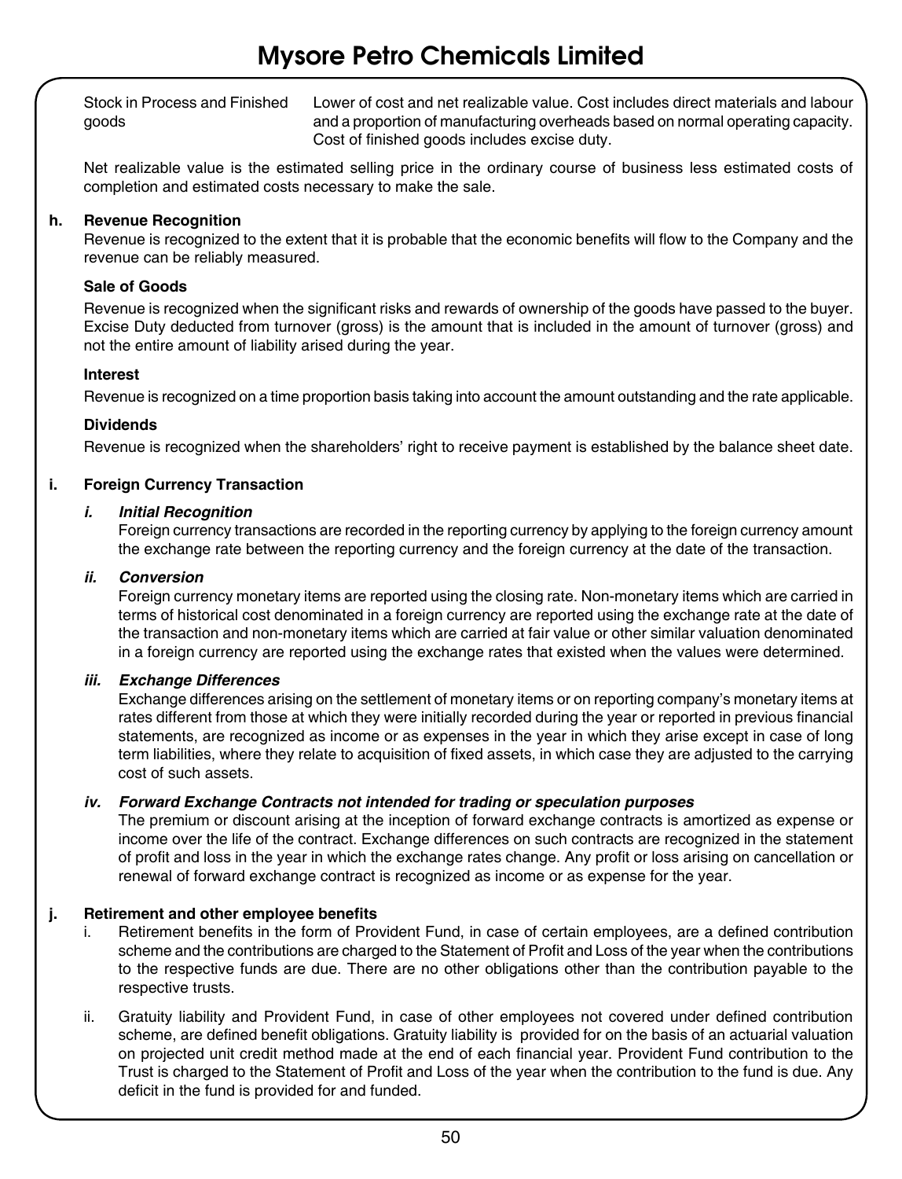| | |
|---|---|
| Stock in Process and Finished goods | Lower of cost and net realizable value. Cost includes direct materials and labour and a proportion of manufacturing overheads based on normal operating capacity. Cost of finished goods includes excise duty. |

Net realizable value is the estimated selling price in the ordinary course of business less estimated costs of completion and estimated costs necessary to make the sale.

**h. Revenue Recognition**

Revenue is recognized to the extent that it is probable that the economic benefits will flow to the Company and the revenue can be reliably measured.

**Sale of Goods**

Revenue is recognized when the significant risks and rewards of ownership of the goods have passed to the buyer. Excise Duty deducted from turnover (gross) is the amount that is included in the amount of turnover (gross) and not the entire amount of liability arised during the year.

**Interest**

Revenue is recognized on a time proportion basis taking into account the amount outstanding and the rate applicable.

**Dividends**

Revenue is recognized when the shareholders' right to receive payment is established by the balance sheet date.

**i. Foreign Currency Transaction**

***i. Initial Recognition***

Foreign currency transactions are recorded in the reporting currency by applying to the foreign currency amount the exchange rate between the reporting currency and the foreign currency at the date of the transaction.

***ii. Conversion***

Foreign currency monetary items are reported using the closing rate. Non-monetary items which are carried in terms of historical cost denominated in a foreign currency are reported using the exchange rate at the date of the transaction and non-monetary items which are carried at fair value or other similar valuation denominated in a foreign currency are reported using the exchange rates that existed when the values were determined.

***iii. Exchange Differences***

Exchange differences arising on the settlement of monetary items or on reporting company's monetary items at rates different from those at which they were initially recorded during the year or reported in previous financial statements, are recognized as income or as expenses in the year in which they arise except in case of long term liabilities, where they relate to acquisition of fixed assets, in which case they are adjusted to the carrying cost of such assets.

***iv. Forward Exchange Contracts not intended for trading or speculation purposes***

The premium or discount arising at the inception of forward exchange contracts is amortized as expense or income over the life of the contract. Exchange differences on such contracts are recognized in the statement of profit and loss in the year in which the exchange rates change. Any profit or loss arising on cancellation or renewal of forward exchange contract is recognized as income or as expense for the year.

**j. Retirement and other employee benefits**

i. Retirement benefits in the form of Provident Fund, in case of certain employees, are a defined contribution scheme and the contributions are charged to the Statement of Profit and Loss of the year when the contributions to the respective funds are due. There are no other obligations other than the contribution payable to the respective trusts.

ii. Gratuity liability and Provident Fund, in case of other employees not covered under defined contribution scheme, are defined benefit obligations. Gratuity liability is provided for on the basis of an actuarial valuation on projected unit credit method made at the end of each financial year. Provident Fund contribution to the Trust is charged to the Statement of Profit and Loss of the year when the contribution to the fund is due. Any deficit in the fund is provided for and funded.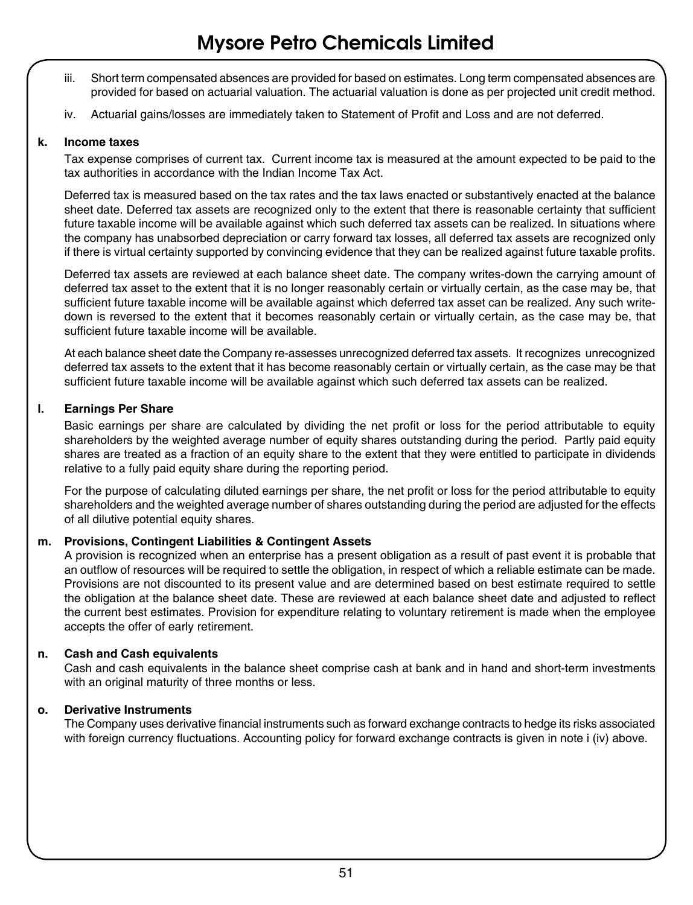iii. Short term compensated absences are provided for based on estimates. Long term compensated absences are provided for based on actuarial valuation. The actuarial valuation is done as per projected unit credit method.

iv. Actuarial gains/losses are immediately taken to Statement of Profit and Loss and are not deferred.

**k. Income taxes**

Tax expense comprises of current tax. Current income tax is measured at the amount expected to be paid to the tax authorities in accordance with the Indian Income Tax Act.

Deferred tax is measured based on the tax rates and the tax laws enacted or substantively enacted at the balance sheet date. Deferred tax assets are recognized only to the extent that there is reasonable certainty that sufficient future taxable income will be available against which such deferred tax assets can be realized. In situations where the company has unabsorbed depreciation or carry forward tax losses, all deferred tax assets are recognized only if there is virtual certainty supported by convincing evidence that they can be realized against future taxable profits.

Deferred tax assets are reviewed at each balance sheet date. The company writes-down the carrying amount of deferred tax asset to the extent that it is no longer reasonably certain or virtually certain, as the case may be, that sufficient future taxable income will be available against which deferred tax asset can be realized. Any such write-down is reversed to the extent that it becomes reasonably certain or virtually certain, as the case may be, that sufficient future taxable income will be available.

At each balance sheet date the Company re-assesses unrecognized deferred tax assets. It recognizes unrecognized deferred tax assets to the extent that it has become reasonably certain or virtually certain, as the case may be that sufficient future taxable income will be available against which such deferred tax assets can be realized.

**l. Earnings Per Share**

Basic earnings per share are calculated by dividing the net profit or loss for the period attributable to equity shareholders by the weighted average number of equity shares outstanding during the period. Partly paid equity shares are treated as a fraction of an equity share to the extent that they were entitled to participate in dividends relative to a fully paid equity share during the reporting period.

For the purpose of calculating diluted earnings per share, the net profit or loss for the period attributable to equity shareholders and the weighted average number of shares outstanding during the period are adjusted for the effects of all dilutive potential equity shares.

**m. Provisions, Contingent Liabilities & Contingent Assets**

A provision is recognized when an enterprise has a present obligation as a result of past event it is probable that an outflow of resources will be required to settle the obligation, in respect of which a reliable estimate can be made. Provisions are not discounted to its present value and are determined based on best estimate required to settle the obligation at the balance sheet date. These are reviewed at each balance sheet date and adjusted to reflect the current best estimates. Provision for expenditure relating to voluntary retirement is made when the employee accepts the offer of early retirement.

**n. Cash and Cash equivalents**

Cash and cash equivalents in the balance sheet comprise cash at bank and in hand and short-term investments with an original maturity of three months or less.

**o. Derivative Instruments**

The Company uses derivative financial instruments such as forward exchange contracts to hedge its risks associated with foreign currency fluctuations. Accounting policy for forward exchange contracts is given in note i (iv) above.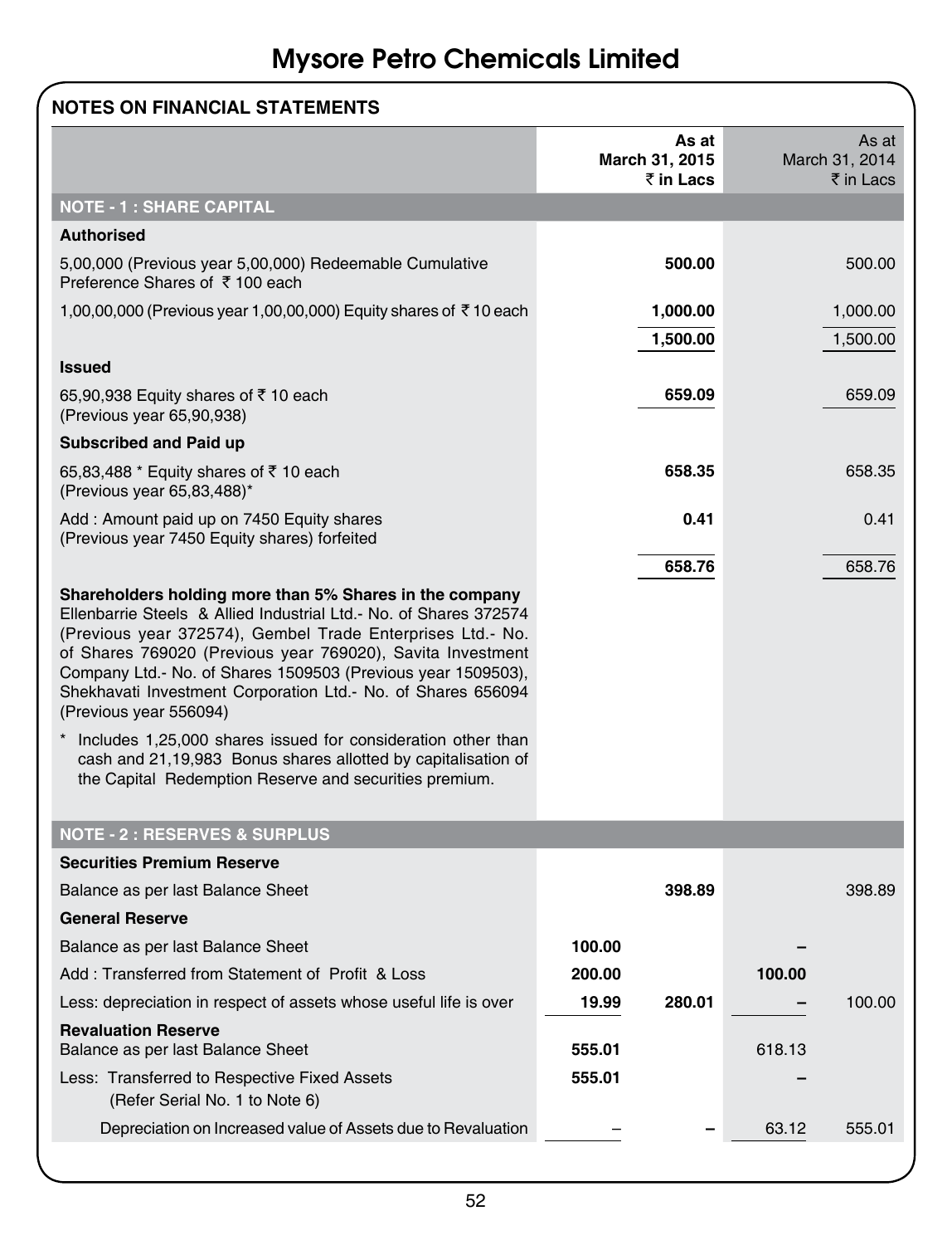## NOTES ON FINANCIAL STATEMENTS

| | | As at March 31, 2015 ₹ in Lacs | | As at March 31, 2014 ₹ in Lacs |
|---|---|---|---|---|
| **NOTE - 1 : SHARE CAPITAL** | | | | |
| **Authorised** | | | | |
| 5,00,000 (Previous year 5,00,000) Redeemable Cumulative Preference Shares of ₹ 100 each | | **500.00** | | 500.00 |
| 1,00,00,000 (Previous year 1,00,00,000) Equity shares of ₹ 10 each | | **1,000.00** | | 1,000.00 |
| | | **1,500.00** | | 1,500.00 |
| **Issued** | | | | |
| 65,90,938 Equity shares of ₹ 10 each (Previous year 65,90,938) | | **659.09** | | 659.09 |
| **Subscribed and Paid up** | | | | |
| 65,83,488 * Equity shares of ₹ 10 each (Previous year 65,83,488)* | | **658.35** | | 658.35 |
| Add : Amount paid up on 7450 Equity shares (Previous year 7450 Equity shares) forfeited | | **0.41** | | 0.41 |
| | | **658.76** | | 658.76 |

**Shareholders holding more than 5% Shares in the company**
Ellenbarrie Steels & Allied Industrial Ltd.- No. of Shares 372574 (Previous year 372574), Gembel Trade Enterprises Ltd.- No. of Shares 769020 (Previous year 769020), Savita Investment Company Ltd.- No. of Shares 1509503 (Previous year 1509503), Shekhavati Investment Corporation Ltd.- No. of Shares 656094 (Previous year 556094)

\* Includes 1,25,000 shares issued for consideration other than cash and 21,19,983 Bonus shares allotted by capitalisation of the Capital Redemption Reserve and securities premium.

| | | As at March 31, 2015 ₹ in Lacs | | As at March 31, 2014 ₹ in Lacs |
|---|---|---|---|---|
| **NOTE - 2 : RESERVES & SURPLUS** | | | | |
| **Securities Premium Reserve** | | | | |
| Balance as per last Balance Sheet | | **398.89** | | 398.89 |
| **General Reserve** | | | | |
| Balance as per last Balance Sheet | **100.00** | | – | |
| Add : Transferred from Statement of Profit & Loss | **200.00** | | **100.00** | |
| Less: depreciation in respect of assets whose useful life is over | **19.99** | **280.01** | – | 100.00 |
| **Revaluation Reserve** | | | | |
| Balance as per last Balance Sheet | **555.01** | | 618.13 | |
| Less: Transferred to Respective Fixed Assets (Refer Serial No. 1 to Note 6) | **555.01** | | – | |
| Depreciation on Increased value of Assets due to Revaluation | – | **–** | 63.12 | 555.01 |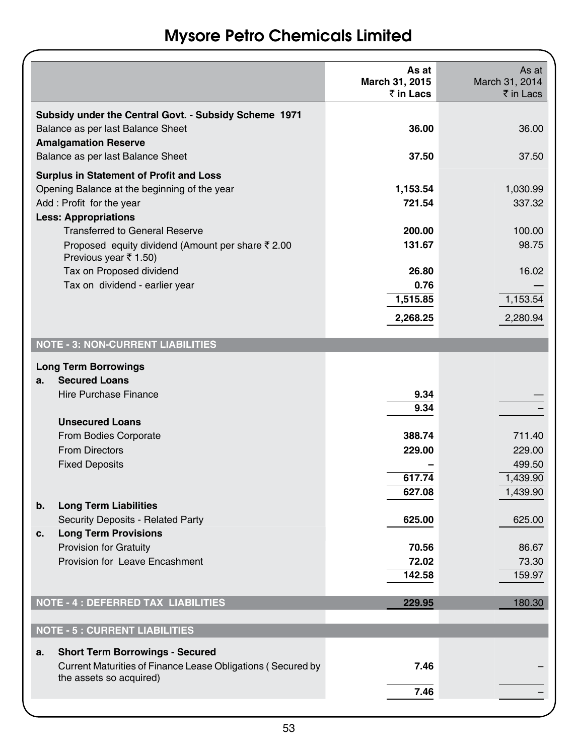# Mysore Petro Chemicals Limited

| | As at March 31, 2015 ₹ in Lacs | As at March 31, 2014 ₹ in Lacs |
|---|---|---|
| **Subsidy under the Central Govt. - Subsidy Scheme 1971** | | |
| Balance as per last Balance Sheet | **36.00** | 36.00 |
| **Amalgamation Reserve** | | |
| Balance as per last Balance Sheet | **37.50** | 37.50 |
| **Surplus in Statement of Profit and Loss** | | |
| Opening Balance at the beginning of the year | **1,153.54** | 1,030.99 |
| Add : Profit for the year | **721.54** | 337.32 |
| **Less: Appropriations** | | |
| Transferred to General Reserve | **200.00** | 100.00 |
| Proposed equity dividend (Amount per share ₹ 2.00 Previous year ₹ 1.50) | **131.67** | 98.75 |
| Tax on Proposed dividend | **26.80** | 16.02 |
| Tax on dividend - earlier year | **0.76** | — |
| | **1,515.85** | 1,153.54 |
| | **2,268.25** | 2,280.94 |
| **NOTE - 3: NON-CURRENT LIABILITIES** | | |
| **Long Term Borrowings** | | |
| **a. Secured Loans** | | |
| Hire Purchase Finance | **9.34** | — |
| | **9.34** | – |
| **Unsecured Loans** | | |
| From Bodies Corporate | **388.74** | 711.40 |
| From Directors | **229.00** | 229.00 |
| Fixed Deposits | **–** | 499.50 |
| | **617.74** | 1,439.90 |
| | **627.08** | 1,439.90 |
| **b. Long Term Liabilities** | | |
| Security Deposits - Related Party | **625.00** | 625.00 |
| **c. Long Term Provisions** | | |
| Provision for Gratuity | **70.56** | 86.67 |
| Provision for Leave Encashment | **72.02** | 73.30 |
| | **142.58** | 159.97 |
| **NOTE - 4 : DEFERRED TAX LIABILITIES** | **229.95** | 180.30 |
| **NOTE - 5 : CURRENT LIABILITIES** | | |
| **a. Short Term Borrowings - Secured** | | |
| Current Maturities of Finance Lease Obligations ( Secured by the assets so acquired) | **7.46** | – |
| | **7.46** | – |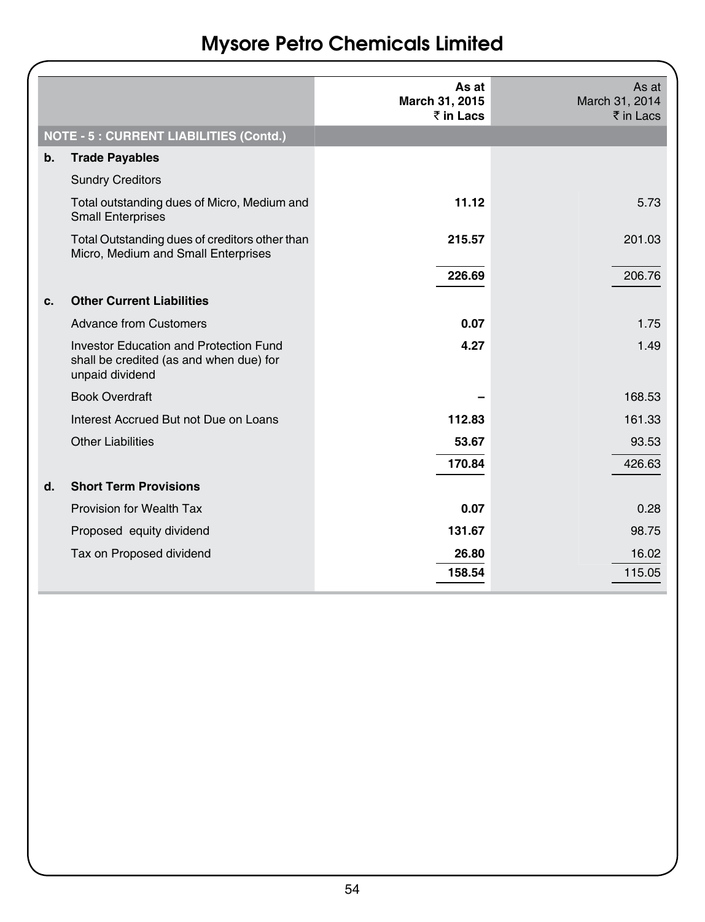# Mysore Petro Chemicals Limited

| | | As at March 31, 2015 ₹ in Lacs | As at March 31, 2014 ₹ in Lacs |
|---|---|---|---|
| **NOTE - 5 : CURRENT LIABILITIES (Contd.)** | | | |
| **b.** | **Trade Payables** | | |
| | Sundry Creditors | | |
| | Total outstanding dues of Micro, Medium and Small Enterprises | **11.12** | 5.73 |
| | Total Outstanding dues of creditors other than Micro, Medium and Small Enterprises | **215.57** | 201.03 |
| | | **226.69** | 206.76 |
| **c.** | **Other Current Liabilities** | | |
| | Advance from Customers | **0.07** | 1.75 |
| | Investor Education and Protection Fund shall be credited (as and when due) for unpaid dividend | **4.27** | 1.49 |
| | Book Overdraft | **–** | 168.53 |
| | Interest Accrued But not Due on Loans | **112.83** | 161.33 |
| | Other Liabilities | **53.67** | 93.53 |
| | | **170.84** | 426.63 |
| **d.** | **Short Term Provisions** | | |
| | Provision for Wealth Tax | **0.07** | 0.28 |
| | Proposed equity dividend | **131.67** | 98.75 |
| | Tax on Proposed dividend | **26.80** | 16.02 |
| | | **158.54** | 115.05 |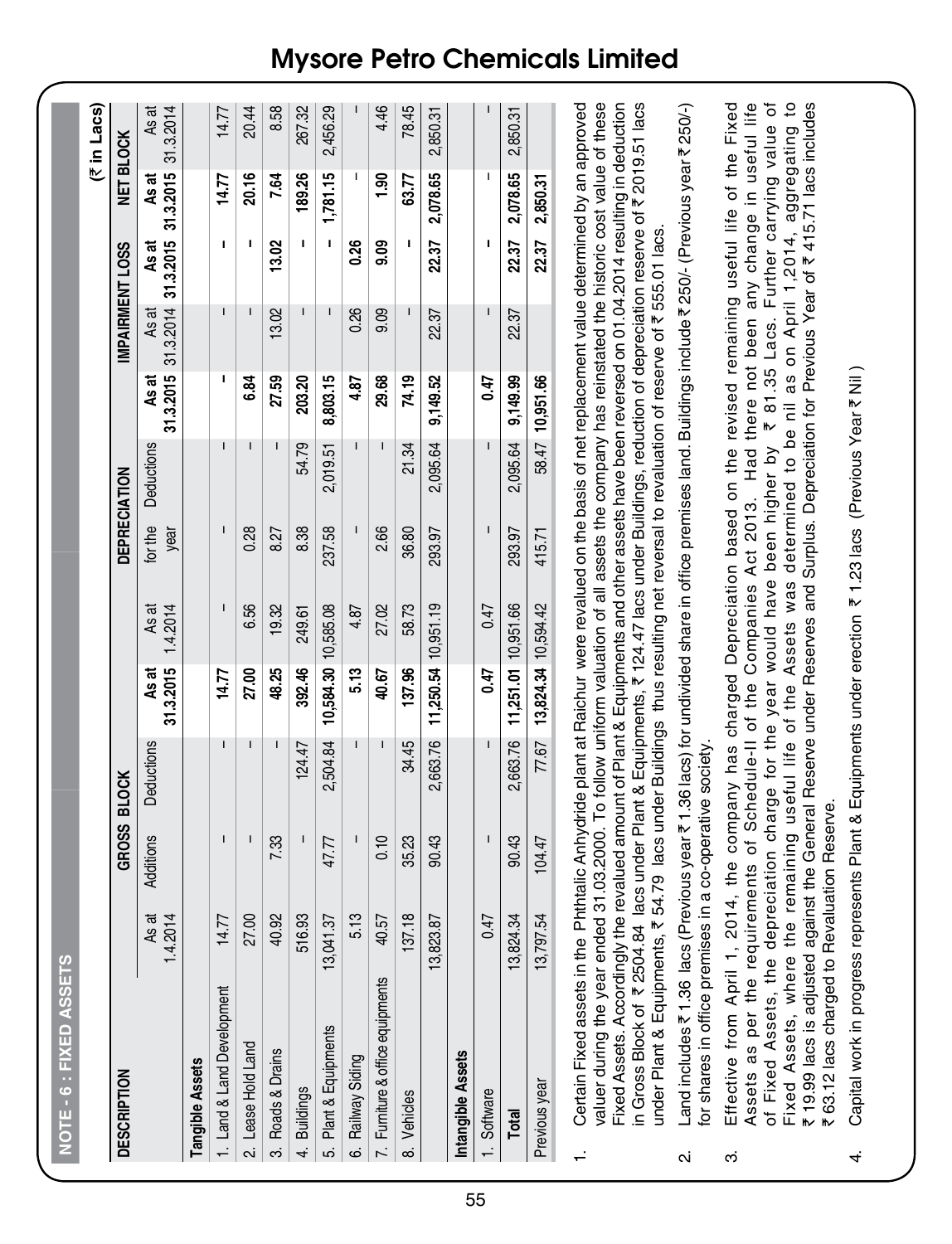## NOTE - 6 : FIXED ASSETS

(₹ in Lacs)

| DESCRIPTION | GROSS BLOCK | | | | DEPRECIATION | | | | IMPAIRMENT LOSS | | NET BLOCK | |
|---|---|---|---|---|---|---|---|---|---|---|---|---|
| | As at 1.4.2014 | Additions | Deductions | As at 31.3.2015 | As at 1.4.2014 | for the year | Deductions | As at 31.3.2015 | As at 31.3.2014 | As at 31.3.2015 | As at 31.3.2015 | As at 31.3.2014 |
| **Tangible Assets** | | | | | | | | | | | | |
| 1. Land & Land Development | 14.77 | - | - | **14.77** | - | - | - | - | - | **-** | **14.77** | 14.77 |
| 2. Lease Hold Land | 27.00 | - | - | **27.00** | 6.56 | 0.28 | - | **6.84** | - | **-** | **20.16** | 20.44 |
| 3. Roads & Drains | 40.92 | 7.33 | - | **48.25** | 19.32 | 8.27 | - | **27.59** | 13.02 | **13.02** | **7.64** | 8.58 |
| 4. Buildings | 516.93 | - | 124.47 | **392.46** | 249.61 | 8.38 | 54.79 | **203.20** | - | **-** | **189.26** | 267.32 |
| 5. Plant & Equipments | 13,041.37 | 47.77 | 2,504.84 | **10,584.30** | 10,585.08 | 237.58 | 2,019.51 | **8,803.15** | - | **-** | **1,781.15** | 2,456.29 |
| 6. Railway Siding | 5.13 | - | - | **5.13** | 4.87 | - | - | **4.87** | 0.26 | **0.26** | **-** | - |
| 7. Furniture & office equipments | 40.57 | 0.10 | - | **40.67** | 27.02 | 2.66 | - | **29.68** | 9.09 | **9.09** | **1.90** | 4.46 |
| 8. Vehicles | 137.18 | 35.23 | 34.45 | **137.96** | 58.73 | 36.80 | 21.34 | **74.19** | - | **-** | **63.77** | 78.45 |
| | 13,823.87 | 90.43 | 2,663.76 | **11,250.54** | 10,951.19 | 293.97 | 2,095.64 | **9,149.52** | 22.37 | **22.37** | **2,078.65** | 2,850.31 |
| **Intangible Assets** | | | | | | | | | | | | |
| 1. Software | 0.47 | - | - | **0.47** | 0.47 | - | - | **0.47** | - | **-** | **-** | - |
| **Total** | 13,824.34 | 90.43 | 2,663.76 | **11,251.01** | 10,951.66 | 293.97 | 2,095.64 | **9,149.99** | 22.37 | **22.37** | **2,078.65** | 2,850.31 |
| Previous year | 13,797.54 | 104.47 | 77.67 | **13,824.34** | 10,594.42 | 415.71 | 58.47 | **10,951.66** | | **22.37** | **2,850.31** | |

1. Certain Fixed assets in the Phthtalic Anhydride plant at Raichur were revalued on the basis of net replacement value determined by an approved valuer during the year ended 31.03.2000. To follow uniform valuation of all assets the company has reinstated the historic cost value of these Fixed Assets. Accordingly the revalued amount of Plant & Equipments and other assets have been reversed on 01.04.2014 resulting in deduction in Gross Block of ₹ 2504.84 lacs under Plant & Equipments, ₹ 124.47 lacs under Buildings, reduction of depreciation reserve of ₹ 2019.51 lacs under Plant & Equipments, ₹ 54.79 lacs under Buildings thus resulting net reversal to revaluation of reserve of ₹ 555.01 lacs.

2. Land includes ₹ 1.36 lacs (Previous year ₹ 1.36 lacs) for undivided share in office premises land. Buildings include ₹ 250/- (Previous year ₹ 250/-) for shares in office premises in a co-operative society.

3. Effective from April 1, 2014, the company has charged Depreciation based on the revised remaining useful life of the Fixed Assets as per the requirements of Schedule-II of the Companies Act 2013. Had there not been any change in useful life of Fixed Assets, the depreciation charge for the year would have been higher by ₹ 81.35 Lacs. Further carrying value of Fixed Assets, where the remaining useful life of the Assets was determined to be nil as on April 1,2014, aggregating to ₹ 19.99 lacs is adjusted against the General Reserve under Reserves and Surplus. Depreciation for Previous Year of ₹ 415.71 lacs includes ₹ 63.12 lacs charged to Revaluation Reserve.

4. Capital work in progress represents Plant & Equipments under erection ₹ 1.23 lacs (Previous Year ₹ Nil )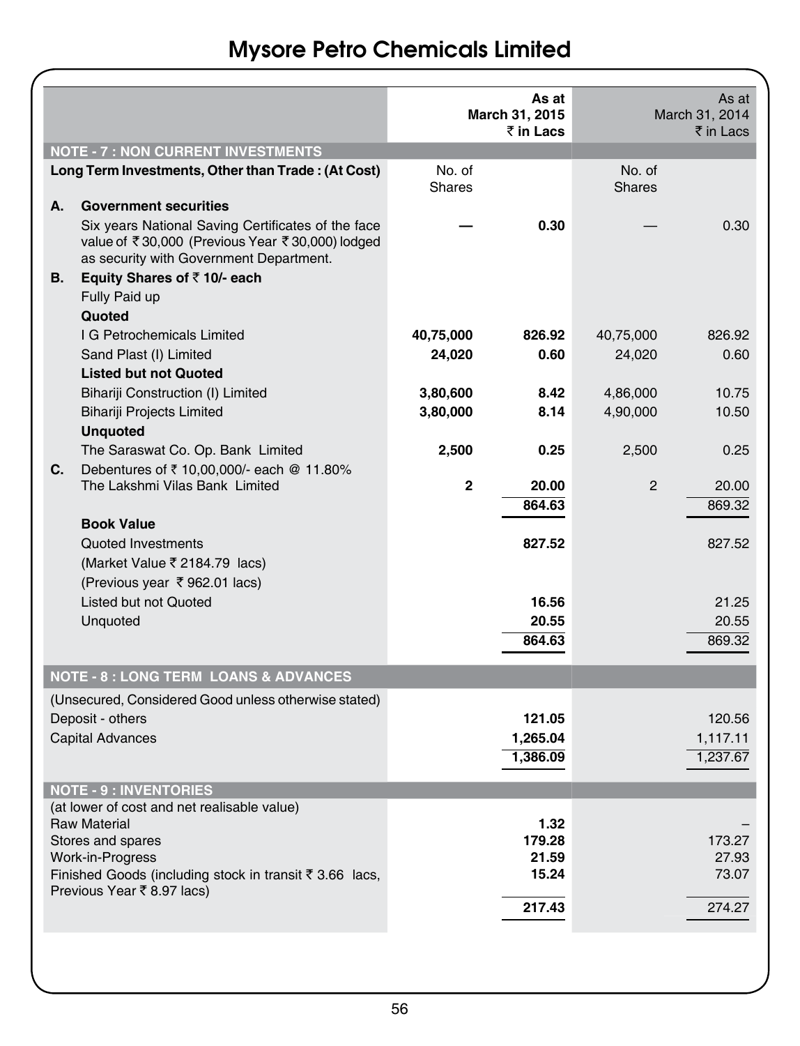## Mysore Petro Chemicals Limited

| | | As at March 31, 2015 ₹ in Lacs | | As at March 31, 2014 ₹ in Lacs |
|---|---|---|---|---|
| **NOTE - 7 : NON CURRENT INVESTMENTS** | | | | |
| **Long Term Investments, Other than Trade : (At Cost)** | No. of Shares | | No. of Shares | |
| **A. Government securities** | | | | |
| Six years National Saving Certificates of the face value of ₹ 30,000 (Previous Year ₹ 30,000) lodged as security with Government Department. | — | **0.30** | — | 0.30 |
| **B. Equity Shares of ₹ 10/- each** | | | | |
| Fully Paid up | | | | |
| **Quoted** | | | | |
| I G Petrochemicals Limited | **40,75,000** | **826.92** | 40,75,000 | 826.92 |
| Sand Plast (I) Limited | **24,020** | **0.60** | 24,020 | 0.60 |
| **Listed but not Quoted** | | | | |
| Bihariji Construction (I) Limited | **3,80,600** | **8.42** | 4,86,000 | 10.75 |
| Bihariji Projects Limited | **3,80,000** | **8.14** | 4,90,000 | 10.50 |
| **Unquoted** | | | | |
| The Saraswat Co. Op. Bank Limited | **2,500** | **0.25** | 2,500 | 0.25 |
| **C.** Debentures of ₹ 10,00,000/- each @ 11.80% The Lakshmi Vilas Bank Limited | **2** | **20.00** | 2 | 20.00 |
| | | **864.63** | | 869.32 |
| **Book Value** | | | | |
| Quoted Investments | | **827.52** | | 827.52 |
| (Market Value ₹ 2184.79 lacs) | | | | |
| (Previous year ₹ 962.01 lacs) | | | | |
| Listed but not Quoted | | **16.56** | | 21.25 |
| Unquoted | | **20.55** | | 20.55 |
| | | **864.63** | | 869.32 |
| **NOTE - 8 : LONG TERM LOANS & ADVANCES** | | | | |
| (Unsecured, Considered Good unless otherwise stated) | | | | |
| Deposit - others | | **121.05** | | 120.56 |
| Capital Advances | | **1,265.04** | | 1,117.11 |
| | | **1,386.09** | | 1,237.67 |
| **NOTE - 9 : INVENTORIES** | | | | |
| (at lower of cost and net realisable value) | | | | |
| Raw Material | | **1.32** | | – |
| Stores and spares | | **179.28** | | 173.27 |
| Work-in-Progress | | **21.59** | | 27.93 |
| Finished Goods (including stock in transit ₹ 3.66 lacs, Previous Year ₹ 8.97 lacs) | | **15.24** | | 73.07 |
| | | **217.43** | | 274.27 |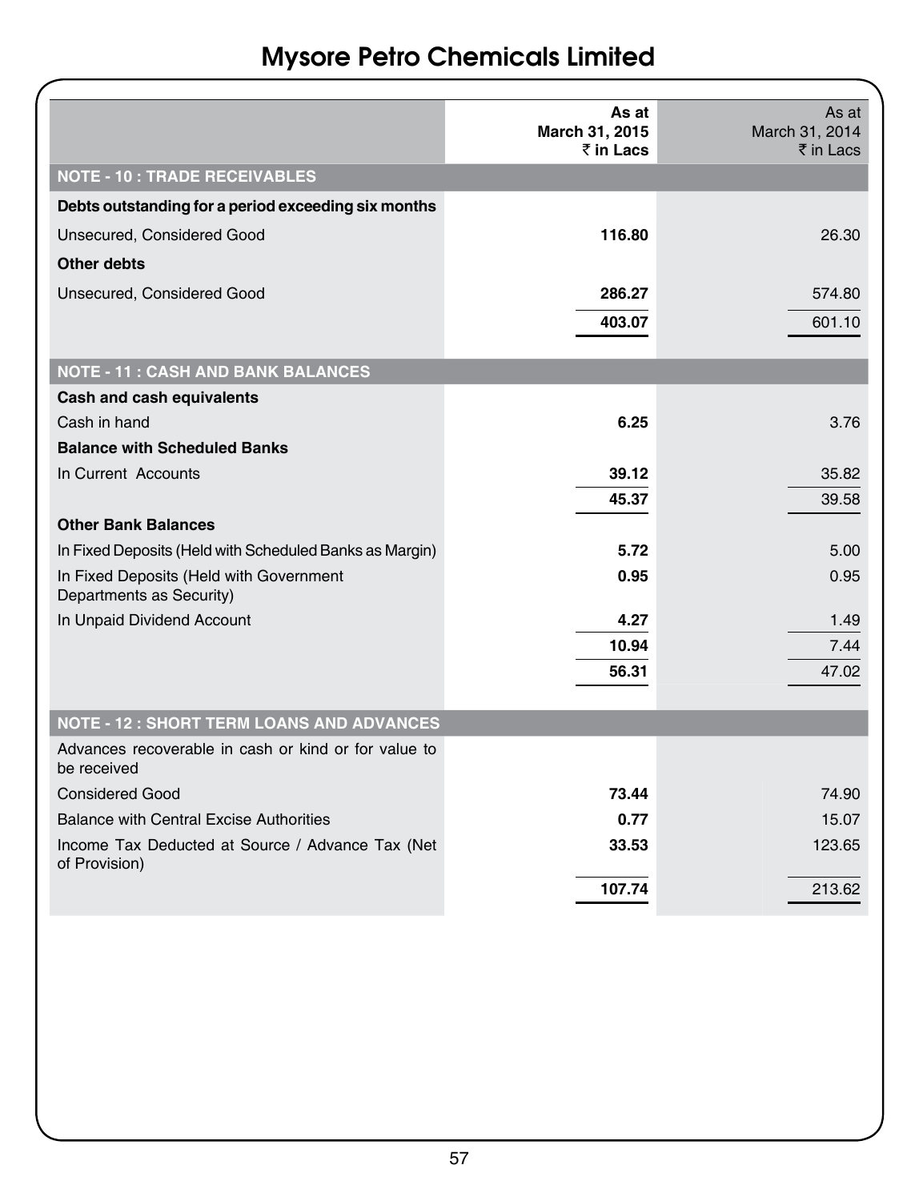# Mysore Petro Chemicals Limited

| | As at March 31, 2015 ₹ in Lacs | As at March 31, 2014 ₹ in Lacs |
|---|---|---|
| **NOTE - 10 : TRADE RECEIVABLES** | | |
| **Debts outstanding for a period exceeding six months** | | |
| Unsecured, Considered Good | **116.80** | 26.30 |
| **Other debts** | | |
| Unsecured, Considered Good | **286.27** | 574.80 |
| | **403.07** | 601.10 |
| **NOTE - 11 : CASH AND BANK BALANCES** | | |
| **Cash and cash equivalents** | | |
| Cash in hand | **6.25** | 3.76 |
| **Balance with Scheduled Banks** | | |
| In Current Accounts | **39.12** | 35.82 |
| | **45.37** | 39.58 |
| **Other Bank Balances** | | |
| In Fixed Deposits (Held with Scheduled Banks as Margin) | **5.72** | 5.00 |
| In Fixed Deposits (Held with Government Departments as Security) | **0.95** | 0.95 |
| In Unpaid Dividend Account | **4.27** | 1.49 |
| | **10.94** | 7.44 |
| | **56.31** | 47.02 |
| **NOTE - 12 : SHORT TERM LOANS AND ADVANCES** | | |
| Advances recoverable in cash or kind or for value to be received | | |
| Considered Good | **73.44** | 74.90 |
| Balance with Central Excise Authorities | **0.77** | 15.07 |
| Income Tax Deducted at Source / Advance Tax (Net of Provision) | **33.53** | 123.65 |
| | **107.74** | 213.62 |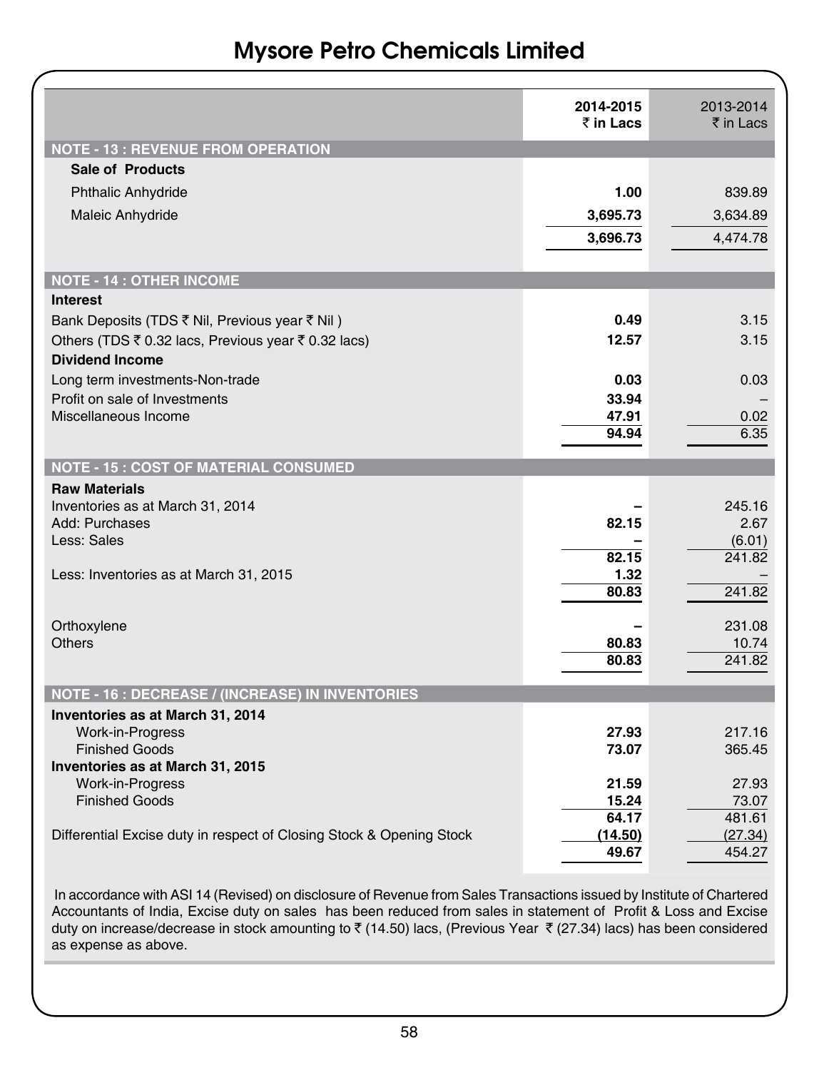# Mysore Petro Chemicals Limited

| | 2014-2015 ₹ in Lacs | 2013-2014 ₹ in Lacs |
|---|---|---|
| **NOTE - 13 : REVENUE FROM OPERATION** | | |
| **Sale of Products** | | |
| Phthalic Anhydride | **1.00** | 839.89 |
| Maleic Anhydride | **3,695.73** | 3,634.89 |
| | **3,696.73** | 4,474.78 |
| **NOTE - 14 : OTHER INCOME** | | |
| **Interest** | | |
| Bank Deposits (TDS ₹ Nil, Previous year ₹ Nil ) | **0.49** | 3.15 |
| Others (TDS ₹ 0.32 lacs, Previous year ₹ 0.32 lacs) | **12.57** | 3.15 |
| **Dividend Income** | | |
| Long term investments-Non-trade | **0.03** | 0.03 |
| Profit on sale of Investments | **33.94** | – |
| Miscellaneous Income | **47.91** | 0.02 |
| | **94.94** | 6.35 |
| **NOTE - 15 : COST OF MATERIAL CONSUMED** | | |
| **Raw Materials** | | |
| Inventories as at March 31, 2014 | **–** | 245.16 |
| Add: Purchases | **82.15** | 2.67 |
| Less: Sales | **–** | (6.01) |
| | **82.15** | 241.82 |
| Less: Inventories as at March 31, 2015 | **1.32** | – |
| | **80.83** | 241.82 |
| Orthoxylene | **–** | 231.08 |
| Others | **80.83** | 10.74 |
| | **80.83** | 241.82 |
| **NOTE - 16 : DECREASE / (INCREASE) IN INVENTORIES** | | |
| **Inventories as at March 31, 2014** | | |
| Work-in-Progress | **27.93** | 217.16 |
| Finished Goods | **73.07** | 365.45 |
| **Inventories as at March 31, 2015** | | |
| Work-in-Progress | **21.59** | 27.93 |
| Finished Goods | **15.24** | 73.07 |
| | **64.17** | 481.61 |
| Differential Excise duty in respect of Closing Stock & Opening Stock | **(14.50)** | (27.34) |
| | **49.67** | 454.27 |

In accordance with ASI 14 (Revised) on disclosure of Revenue from Sales Transactions issued by Institute of Chartered Accountants of India, Excise duty on sales has been reduced from sales in statement of Profit & Loss and Excise duty on increase/decrease in stock amounting to ₹ (14.50) lacs, (Previous Year ₹ (27.34) lacs) has been considered as expense as above.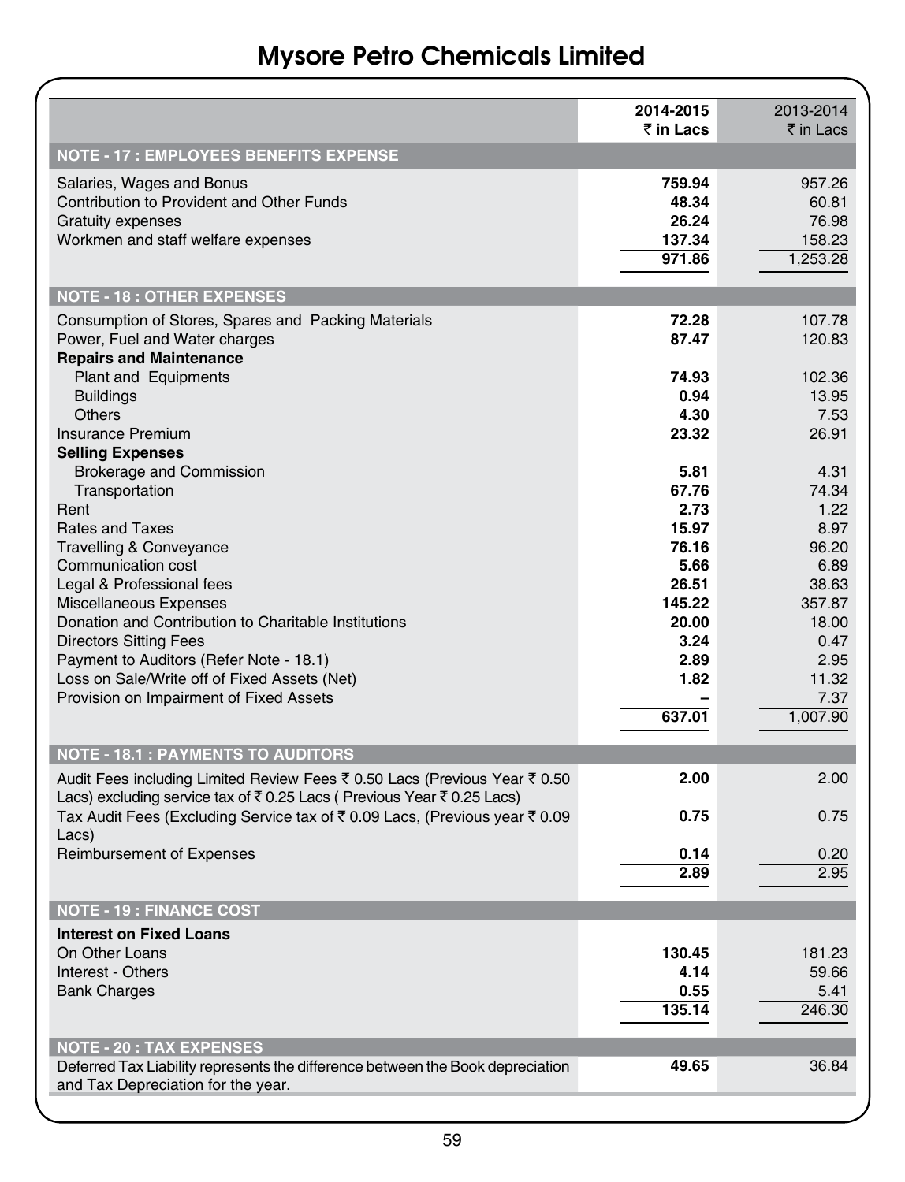# Mysore Petro Chemicals Limited

| | 2014-2015 ₹ in Lacs | 2013-2014 ₹ in Lacs |
|---|---|---|
| **NOTE - 17 : EMPLOYEES BENEFITS EXPENSE** | | |
| Salaries, Wages and Bonus | **759.94** | 957.26 |
| Contribution to Provident and Other Funds | **48.34** | 60.81 |
| Gratuity expenses | **26.24** | 76.98 |
| Workmen and staff welfare expenses | **137.34** | 158.23 |
| | **971.86** | 1,253.28 |
| **NOTE - 18 : OTHER EXPENSES** | | |
| Consumption of Stores, Spares and Packing Materials | **72.28** | 107.78 |
| Power, Fuel and Water charges | **87.47** | 120.83 |
| **Repairs and Maintenance** | | |
| Plant and Equipments | **74.93** | 102.36 |
| Buildings | **0.94** | 13.95 |
| Others | **4.30** | 7.53 |
| Insurance Premium | **23.32** | 26.91 |
| **Selling Expenses** | | |
| Brokerage and Commission | **5.81** | 4.31 |
| Transportation | **67.76** | 74.34 |
| Rent | **2.73** | 1.22 |
| Rates and Taxes | **15.97** | 8.97 |
| Travelling & Conveyance | **76.16** | 96.20 |
| Communication cost | **5.66** | 6.89 |
| Legal & Professional fees | **26.51** | 38.63 |
| Miscellaneous Expenses | **145.22** | 357.87 |
| Donation and Contribution to Charitable Institutions | **20.00** | 18.00 |
| Directors Sitting Fees | **3.24** | 0.47 |
| Payment to Auditors (Refer Note - 18.1) | **2.89** | 2.95 |
| Loss on Sale/Write off of Fixed Assets (Net) | **1.82** | 11.32 |
| Provision on Impairment of Fixed Assets | **–** | 7.37 |
| | **637.01** | 1,007.90 |
| **NOTE - 18.1 : PAYMENTS TO AUDITORS** | | |
| Audit Fees including Limited Review Fees ₹ 0.50 Lacs (Previous Year ₹ 0.50 Lacs) excluding service tax of ₹ 0.25 Lacs ( Previous Year ₹ 0.25 Lacs) | **2.00** | 2.00 |
| Tax Audit Fees (Excluding Service tax of ₹ 0.09 Lacs, (Previous year ₹ 0.09 Lacs) | **0.75** | 0.75 |
| Reimbursement of Expenses | **0.14** | 0.20 |
| | **2.89** | 2.95 |
| **NOTE - 19 : FINANCE COST** | | |
| **Interest on Fixed Loans** | | |
| On Other Loans | **130.45** | 181.23 |
| Interest - Others | **4.14** | 59.66 |
| Bank Charges | **0.55** | 5.41 |
| | **135.14** | 246.30 |
| **NOTE - 20 : TAX EXPENSES** | | |
| Deferred Tax Liability represents the difference between the Book depreciation and Tax Depreciation for the year. | **49.65** | 36.84 |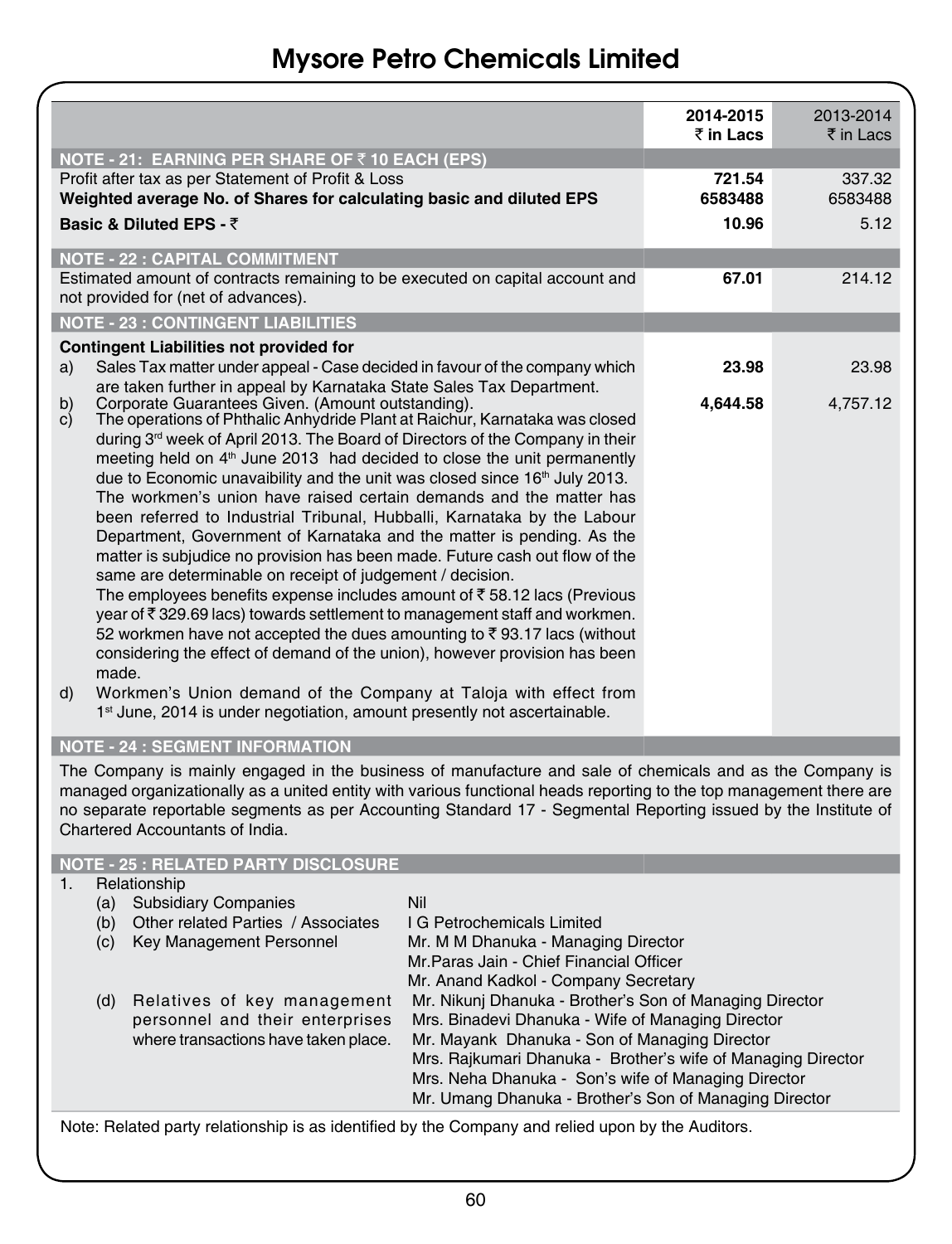# Mysore Petro Chemicals Limited

| | 2014-2015 ₹ in Lacs | 2013-2014 ₹ in Lacs |
|---|---|---|
| **NOTE - 21: EARNING PER SHARE OF ₹ 10 EACH (EPS)** | | |
| Profit after tax as per Statement of Profit & Loss | **721.54** | 337.32 |
| **Weighted average No. of Shares for calculating basic and diluted EPS** | **6583488** | 6583488 |
| **Basic & Diluted EPS - ₹** | **10.96** | 5.12 |
| **NOTE - 22 : CAPITAL COMMITMENT** | | |
| Estimated amount of contracts remaining to be executed on capital account and not provided for (net of advances). | **67.01** | 214.12 |
| **NOTE - 23 : CONTINGENT LIABILITIES** | | |
| **Contingent Liabilities not provided for** | | |
| a) Sales Tax matter under appeal - Case decided in favour of the company which are taken further in appeal by Karnataka State Sales Tax Department. | **23.98** | 23.98 |
| b) Corporate Guarantees Given. (Amount outstanding). | **4,644.58** | 4,757.12 |
| c) The operations of Phthalic Anhydride Plant at Raichur, Karnataka was closed during 3rd week of April 2013. The Board of Directors of the Company in their meeting held on 4th June 2013 had decided to close the unit permanently due to Economic unavaibility and the unit was closed since 16th July 2013. The workmen's union have raised certain demands and the matter has been referred to Industrial Tribunal, Hubballi, Karnataka by the Labour Department, Government of Karnataka and the matter is pending. As the matter is subjudice no provision has been made. Future cash out flow of the same are determinable on receipt of judgement / decision. The employees benefits expense includes amount of ₹ 58.12 lacs (Previous year of ₹ 329.69 lacs) towards settlement to management staff and workmen. 52 workmen have not accepted the dues amounting to ₹ 93.17 lacs (without considering the effect of demand of the union), however provision has been made. | | |
| d) Workmen's Union demand of the Company at Taloja with effect from 1st June, 2014 is under negotiation, amount presently not ascertainable. | | |

## NOTE - 24 : SEGMENT INFORMATION

The Company is mainly engaged in the business of manufacture and sale of chemicals and as the Company is managed organizationally as a united entity with various functional heads reporting to the top management there are no separate reportable segments as per Accounting Standard 17 - Segmental Reporting issued by the Institute of Chartered Accountants of India.

## NOTE - 25 : RELATED PARTY DISCLOSURE

1. Relationship

| | |
|---|---|
| (a) Subsidiary Companies | Nil |
| (b) Other related Parties / Associates | I G Petrochemicals Limited |
| (c) Key Management Personnel | Mr. M M Dhanuka - Managing Director<br>Mr.Paras Jain - Chief Financial Officer<br>Mr. Anand Kadkol - Company Secretary |
| (d) Relatives of key management personnel and their enterprises where transactions have taken place. | Mr. Nikunj Dhanuka - Brother's Son of Managing Director<br>Mrs. Binadevi Dhanuka - Wife of Managing Director<br>Mr. Mayank Dhanuka - Son of Managing Director<br>Mrs. Rajkumari Dhanuka - Brother's wife of Managing Director<br>Mrs. Neha Dhanuka - Son's wife of Managing Director<br>Mr. Umang Dhanuka - Brother's Son of Managing Director |

Note: Related party relationship is as identified by the Company and relied upon by the Auditors.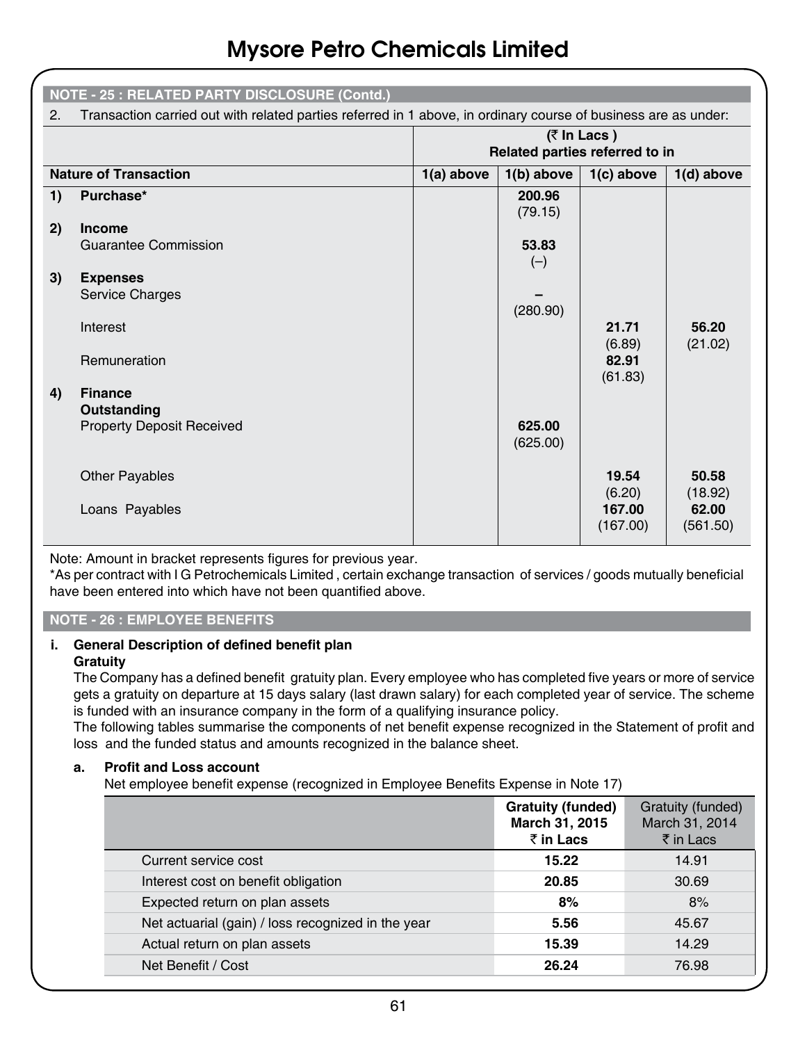## NOTE - 25 : RELATED PARTY DISCLOSURE (Contd.)

2. Transaction carried out with related parties referred in 1 above, in ordinary course of business are as under:

| | (₹ In Lacs ) Related parties referred to in | | | |
|---|---|---|---|---|
| **Nature of Transaction** | **1(a) above** | **1(b) above** | **1(c) above** | **1(d) above** |
| **1) Purchase*** | | **200.96** (79.15) | | |
| **2) Income** | | | | |
| Guarantee Commission | | **53.83** (–) | | |
| **3) Expenses** | | | | |
| Service Charges | | **–** (280.90) | | |
| Interest | | | **21.71** (6.89) | **56.20** (21.02) |
| Remuneration | | | **82.91** (61.83) | |
| **4) Finance** | | | | |
| **Outstanding** | | | | |
| Property Deposit Received | | **625.00** (625.00) | | |
| Other Payables | | | **19.54** (6.20) | **50.58** (18.92) |
| Loans Payables | | | **167.00** (167.00) | **62.00** (561.50) |

Note: Amount in bracket represents figures for previous year.

*As per contract with I G Petrochemicals Limited , certain exchange transaction of services / goods mutually beneficial have been entered into which have not been quantified above.

## NOTE - 26 : EMPLOYEE BENEFITS

**i. General Description of defined benefit plan**

**Gratuity**

The Company has a defined benefit gratuity plan. Every employee who has completed five years or more of service gets a gratuity on departure at 15 days salary (last drawn salary) for each completed year of service. The scheme is funded with an insurance company in the form of a qualifying insurance policy.

The following tables summarise the components of net benefit expense recognized in the Statement of profit and loss and the funded status and amounts recognized in the balance sheet.

**a. Profit and Loss account**

Net employee benefit expense (recognized in Employee Benefits Expense in Note 17)

| | **Gratuity (funded) March 31, 2015 ₹ in Lacs** | Gratuity (funded) March 31, 2014 ₹ in Lacs |
|---|---|---|
| Current service cost | **15.22** | 14.91 |
| Interest cost on benefit obligation | **20.85** | 30.69 |
| Expected return on plan assets | **8%** | 8% |
| Net actuarial (gain) / loss recognized in the year | **5.56** | 45.67 |
| Actual return on plan assets | **15.39** | 14.29 |
| Net Benefit / Cost | **26.24** | 76.98 |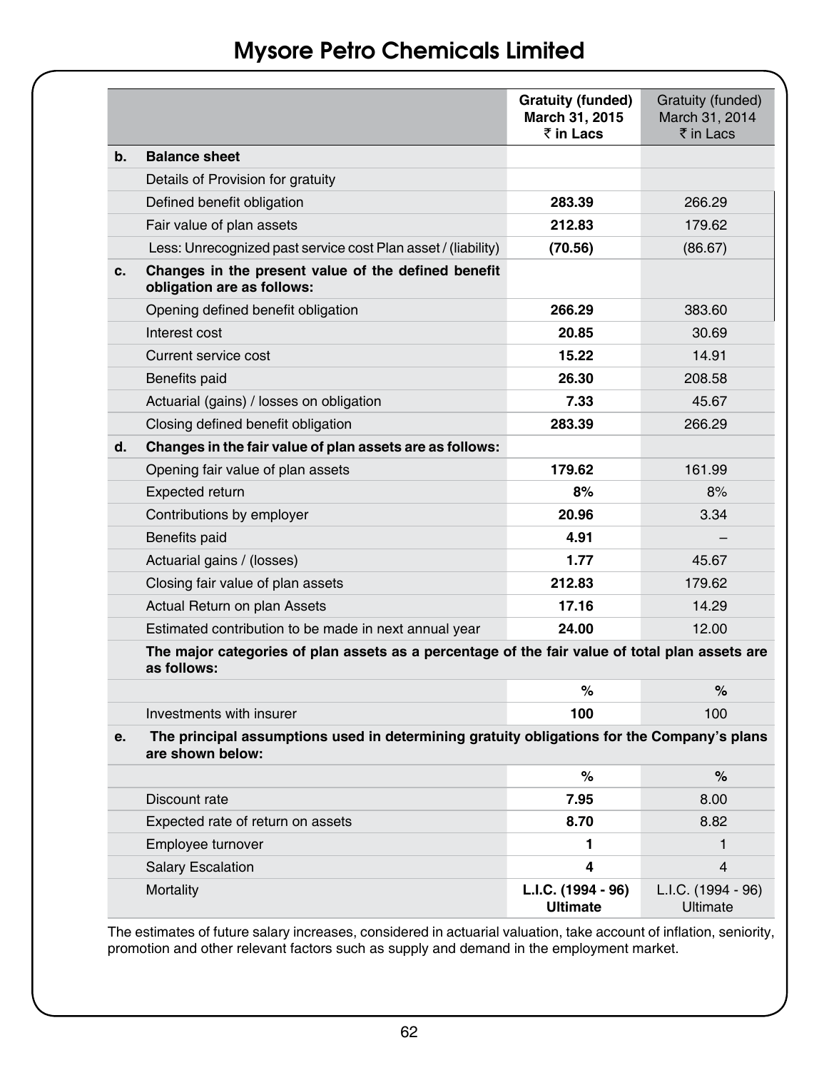| | | Gratuity (funded) March 31, 2015 ₹ in Lacs | Gratuity (funded) March 31, 2014 ₹ in Lacs |
|---|---|---|---|
| **b.** | **Balance sheet** | | |
| | Details of Provision for gratuity | | |
| | Defined benefit obligation | **283.39** | 266.29 |
| | Fair value of plan assets | **212.83** | 179.62 |
| | Less: Unrecognized past service cost Plan asset / (liability) | **(70.56)** | (86.67) |
| **c.** | **Changes in the present value of the defined benefit obligation are as follows:** | | |
| | Opening defined benefit obligation | **266.29** | 383.60 |
| | Interest cost | **20.85** | 30.69 |
| | Current service cost | **15.22** | 14.91 |
| | Benefits paid | **26.30** | 208.58 |
| | Actuarial (gains) / losses on obligation | **7.33** | 45.67 |
| | Closing defined benefit obligation | **283.39** | 266.29 |
| **d.** | **Changes in the fair value of plan assets are as follows:** | | |
| | Opening fair value of plan assets | **179.62** | 161.99 |
| | Expected return | **8%** | 8% |
| | Contributions by employer | **20.96** | 3.34 |
| | Benefits paid | **4.91** | – |
| | Actuarial gains / (losses) | **1.77** | 45.67 |
| | Closing fair value of plan assets | **212.83** | 179.62 |
| | Actual Return on plan Assets | **17.16** | 14.29 |
| | Estimated contribution to be made in next annual year | **24.00** | 12.00 |
| | **The major categories of plan assets as a percentage of the fair value of total plan assets are as follows:** | | |
| | | **%** | **%** |
| | Investments with insurer | **100** | 100 |
| **e.** | **The principal assumptions used in determining gratuity obligations for the Company's plans are shown below:** | | |
| | | **%** | **%** |
| | Discount rate | **7.95** | 8.00 |
| | Expected rate of return on assets | **8.70** | 8.82 |
| | Employee turnover | **1** | 1 |
| | Salary Escalation | **4** | 4 |
| | Mortality | **L.I.C. (1994 - 96) Ultimate** | L.I.C. (1994 - 96) Ultimate |

The estimates of future salary increases, considered in actuarial valuation, take account of inflation, seniority, promotion and other relevant factors such as supply and demand in the employment market.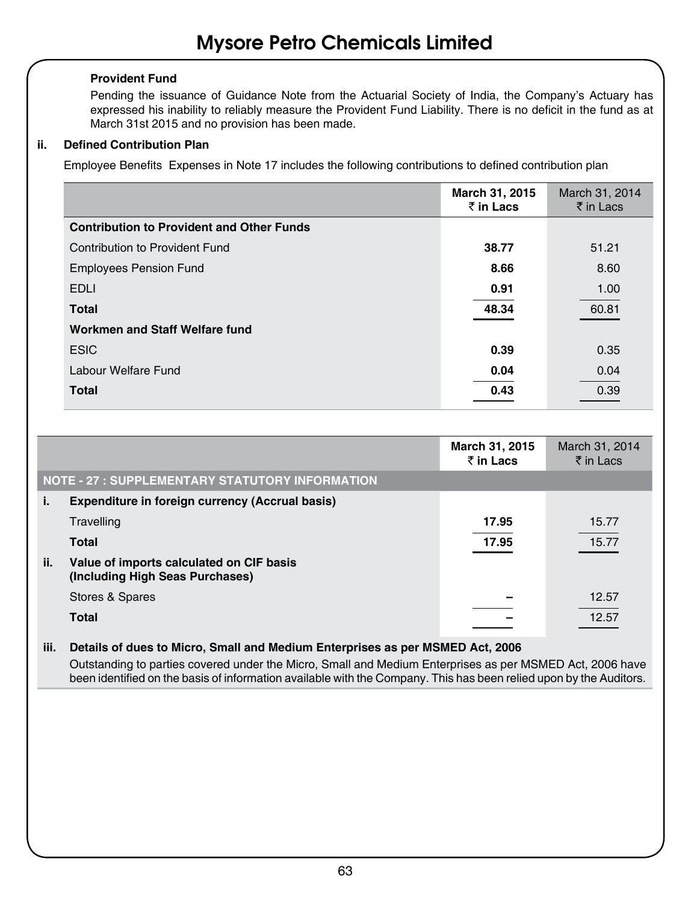**Provident Fund**

Pending the issuance of Guidance Note from the Actuarial Society of India, the Company's Actuary has expressed his inability to reliably measure the Provident Fund Liability. There is no deficit in the fund as at March 31st 2015 and no provision has been made.

**ii. Defined Contribution Plan**

Employee Benefits Expenses in Note 17 includes the following contributions to defined contribution plan

| | March 31, 2015 ₹ in Lacs | March 31, 2014 ₹ in Lacs |
|---|---|---|
| **Contribution to Provident and Other Funds** | | |
| Contribution to Provident Fund | **38.77** | 51.21 |
| Employees Pension Fund | **8.66** | 8.60 |
| EDLI | **0.91** | 1.00 |
| **Total** | **48.34** | 60.81 |
| **Workmen and Staff Welfare fund** | | |
| ESIC | **0.39** | 0.35 |
| Labour Welfare Fund | **0.04** | 0.04 |
| **Total** | **0.43** | 0.39 |

| | | March 31, 2015 ₹ in Lacs | March 31, 2014 ₹ in Lacs |
|---|---|---|---|
| **NOTE - 27 : SUPPLEMENTARY STATUTORY INFORMATION** | | | |
| **i.** | **Expenditure in foreign currency (Accrual basis)** | | |
| | Travelling | **17.95** | 15.77 |
| | **Total** | **17.95** | 15.77 |
| **ii.** | **Value of imports calculated on CIF basis (Including High Seas Purchases)** | | |
| | Stores & Spares | – | 12.57 |
| | **Total** | – | 12.57 |

**iii. Details of dues to Micro, Small and Medium Enterprises as per MSMED Act, 2006**

Outstanding to parties covered under the Micro, Small and Medium Enterprises as per MSMED Act, 2006 have been identified on the basis of information available with the Company. This has been relied upon by the Auditors.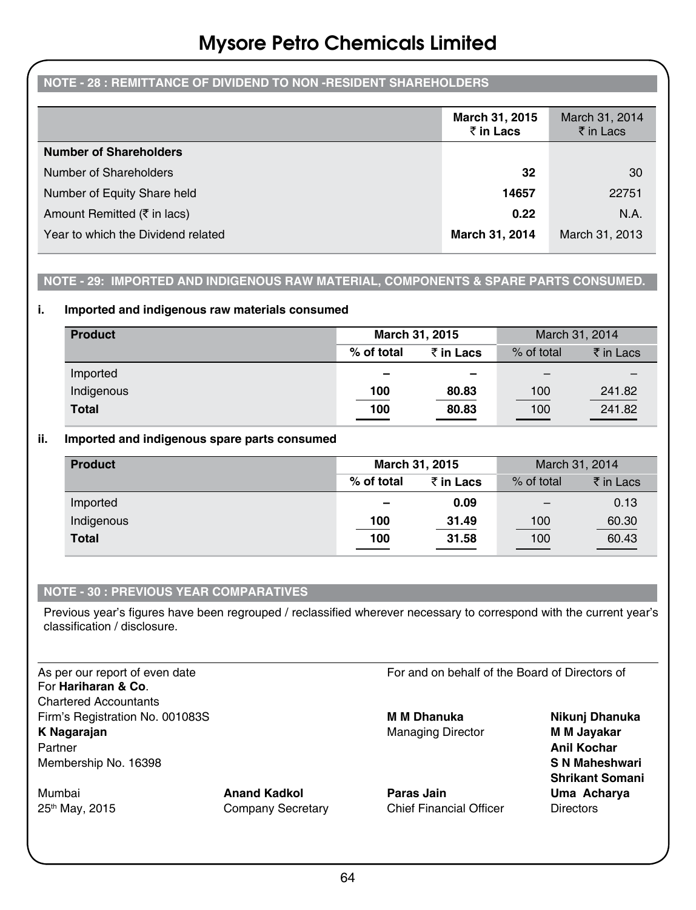# Mysore Petro Chemicals Limited

## NOTE - 28 : REMITTANCE OF DIVIDEND TO NON -RESIDENT SHAREHOLDERS

| | March 31, 2015 ₹ in Lacs | March 31, 2014 ₹ in Lacs |
|---|---|---|
| **Number of Shareholders** | | |
| Number of Shareholders | **32** | 30 |
| Number of Equity Share held | **14657** | 22751 |
| Amount Remitted (₹ in lacs) | **0.22** | N.A. |
| Year to which the Dividend related | **March 31, 2014** | March 31, 2013 |

## NOTE - 29: IMPORTED AND INDIGENOUS RAW MATERIAL, COMPONENTS & SPARE PARTS CONSUMED.

**i. Imported and indigenous raw materials consumed**

| Product | March 31, 2015 | | March 31, 2014 | |
|---|---|---|---|---|
| | % of total | ₹ in Lacs | % of total | ₹ in Lacs |
| Imported | – | – | – | – |
| Indigenous | **100** | **80.83** | 100 | 241.82 |
| **Total** | **100** | **80.83** | 100 | 241.82 |

**ii. Imported and indigenous spare parts consumed**

| Product | March 31, 2015 | | March 31, 2014 | |
|---|---|---|---|---|
| | % of total | ₹ in Lacs | % of total | ₹ in Lacs |
| Imported | – | **0.09** | – | 0.13 |
| Indigenous | **100** | **31.49** | 100 | 60.30 |
| **Total** | **100** | **31.58** | 100 | 60.43 |

## NOTE - 30 : PREVIOUS YEAR COMPARATIVES

Previous year's figures have been regrouped / reclassified wherever necessary to correspond with the current year's classification / disclosure.

As per our report of even date
For **Hariharan & Co**.
Chartered Accountants
Firm's Registration No. 001083S
**K Nagarajan**
Partner
Membership No. 16398

Mumbai
25th May, 2015

**Anand Kadkol**
Company Secretary

For and on behalf of the Board of Directors of

**M M Dhanuka**
Managing Director

**Paras Jain**
Chief Financial Officer

**Nikunj Dhanuka**
**M M Jayakar**
**Anil Kochar**
**S N Maheshwari**
**Shrikant Somani**
**Uma Acharya**
Directors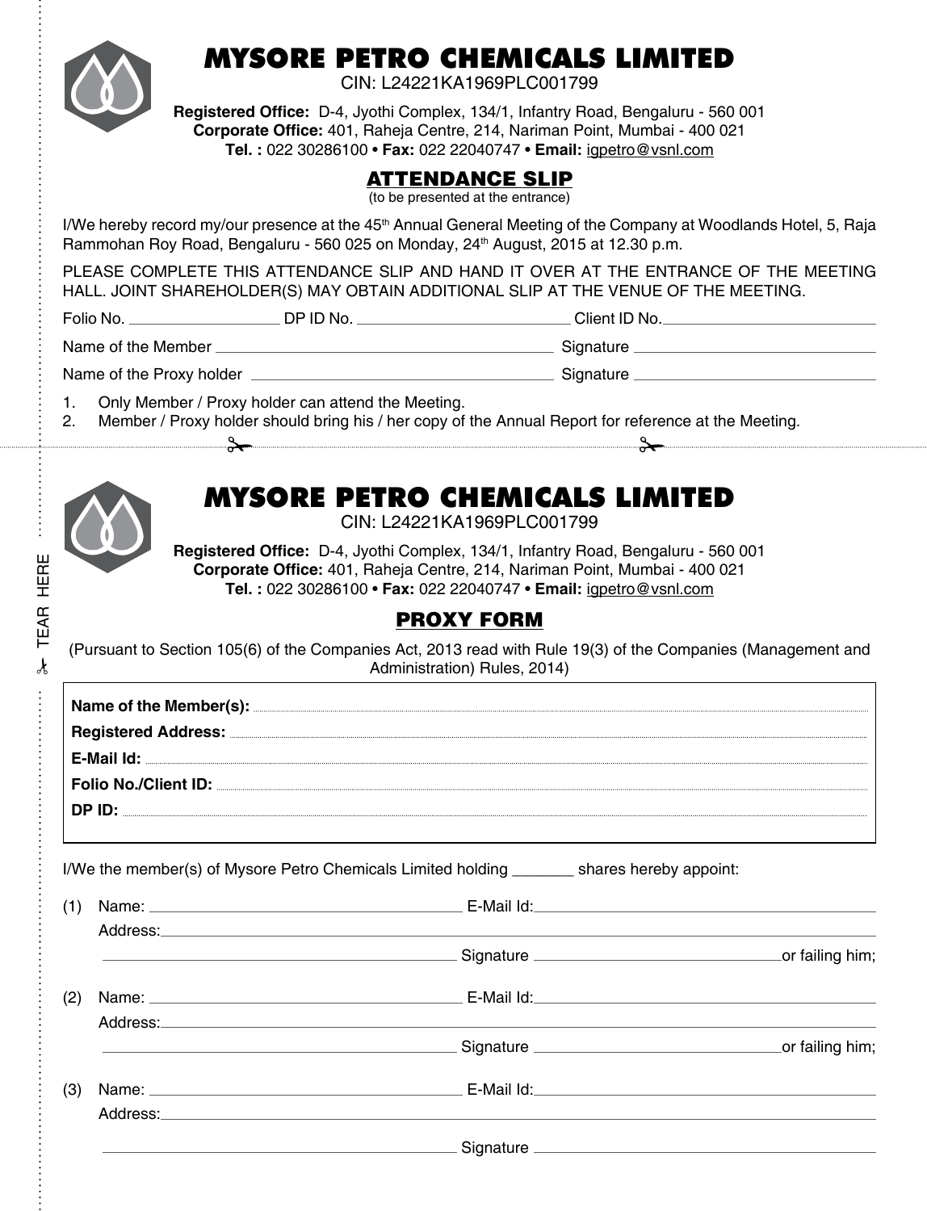# MYSORE PETRO CHEMICALS LIMITED

CIN: L24221KA1969PLC001799

**Registered Office:** D-4, Jyothi Complex, 134/1, Infantry Road, Bengaluru - 560 001
**Corporate Office:** 401, Raheja Centre, 214, Nariman Point, Mumbai - 400 021
**Tel. :** 022 30286100 • **Fax:** 022 22040747 • **Email:** igpetro@vsnl.com

## ATTENDANCE SLIP

(to be presented at the entrance)

I/We hereby record my/our presence at the 45th Annual General Meeting of the Company at Woodlands Hotel, 5, Raja Rammohan Roy Road, Bengaluru - 560 025 on Monday, 24th August, 2015 at 12.30 p.m.

PLEASE COMPLETE THIS ATTENDANCE SLIP AND HAND IT OVER AT THE ENTRANCE OF THE MEETING HALL. JOINT SHAREHOLDER(S) MAY OBTAIN ADDITIONAL SLIP AT THE VENUE OF THE MEETING.

Folio No. ________________ DP ID No. ________________________ Client ID No.________________________

Name of the Member ______________________________________ Signature ____________________________

Name of the Proxy holder __________________________________ Signature ____________________________

1. Only Member / Proxy holder can attend the Meeting.
2. Member / Proxy holder should bring his / her copy of the Annual Report for reference at the Meeting.

TEAR HERE

# MYSORE PETRO CHEMICALS LIMITED

CIN: L24221KA1969PLC001799

**Registered Office:** D-4, Jyothi Complex, 134/1, Infantry Road, Bengaluru - 560 001
**Corporate Office:** 401, Raheja Centre, 214, Nariman Point, Mumbai - 400 021
**Tel. :** 022 30286100 • **Fax:** 022 22040747 • **Email:** igpetro@vsnl.com

## PROXY FORM

(Pursuant to Section 105(6) of the Companies Act, 2013 read with Rule 19(3) of the Companies (Management and Administration) Rules, 2014)

**Name of the Member(s):** ________________________________________

**Registered Address:** ________________________________________

**E-Mail Id:** ________________________________________

**Folio No./Client ID:** ________________________________________

**DP ID:** ________________________________________

I/We the member(s) of Mysore Petro Chemicals Limited holding _______ shares hereby appoint:

(1) Name: ____________________________ E-Mail Id:____________________________
Address:________________________________________________________________
________________________________ Signature ____________________________or failing him;

(2) Name: ____________________________ E-Mail Id:____________________________
Address:________________________________________________________________
________________________________ Signature ____________________________or failing him;

(3) Name: ____________________________ E-Mail Id:____________________________
Address:________________________________________________________________
________________________________ Signature ____________________________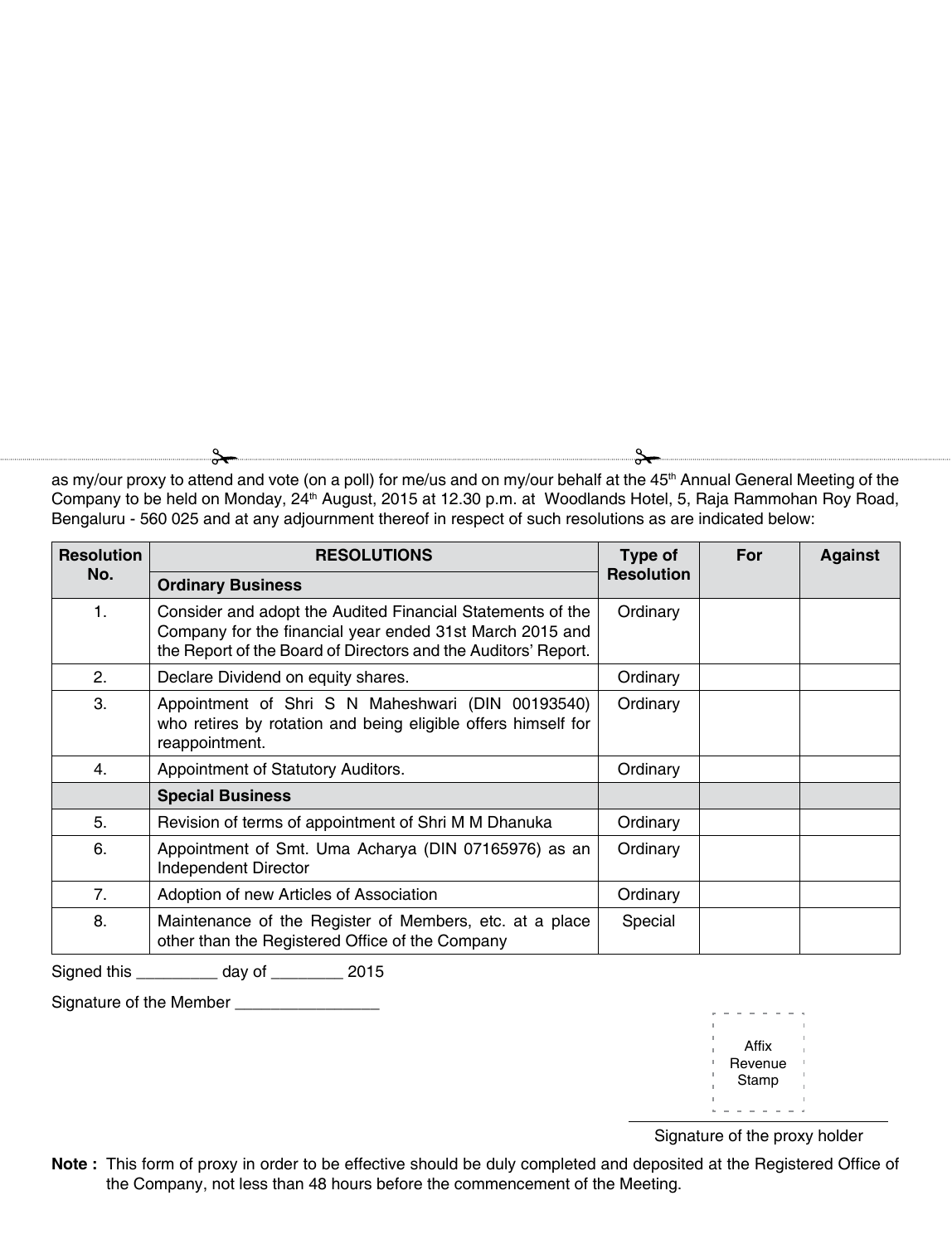as my/our proxy to attend and vote (on a poll) for me/us and on my/our behalf at the 45th Annual General Meeting of the Company to be held on Monday, 24th August, 2015 at 12.30 p.m. at Woodlands Hotel, 5, Raja Rammohan Roy Road, Bengaluru - 560 025 and at any adjournment thereof in respect of such resolutions as are indicated below:

| Resolution No. | RESOLUTIONS | Type of Resolution | For | Against |
|---|---|---|---|---|
| | **Ordinary Business** | | | |
| 1. | Consider and adopt the Audited Financial Statements of the Company for the financial year ended 31st March 2015 and the Report of the Board of Directors and the Auditors' Report. | Ordinary | | |
| 2. | Declare Dividend on equity shares. | Ordinary | | |
| 3. | Appointment of Shri S N Maheshwari (DIN 00193540) who retires by rotation and being eligible offers himself for reappointment. | Ordinary | | |
| 4. | Appointment of Statutory Auditors. | Ordinary | | |
| | **Special Business** | | | |
| 5. | Revision of terms of appointment of Shri M M Dhanuka | Ordinary | | |
| 6. | Appointment of Smt. Uma Acharya (DIN 07165976) as an Independent Director | Ordinary | | |
| 7. | Adoption of new Articles of Association | Ordinary | | |
| 8. | Maintenance of the Register of Members, etc. at a place other than the Registered Office of the Company | Special | | |

Signed this _________ day of ________ 2015

Signature of the Member ________________

Affix Revenue Stamp

Signature of the proxy holder

**Note :** This form of proxy in order to be effective should be duly completed and deposited at the Registered Office of the Company, not less than 48 hours before the commencement of the Meeting.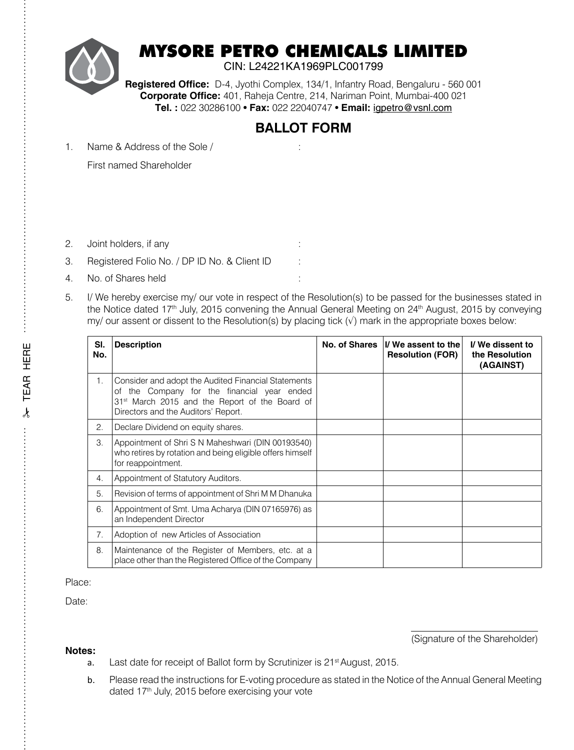# MYSORE PETRO CHEMICALS LIMITED

CIN: L24221KA1969PLC001799

**Registered Office:** D-4, Jyothi Complex, 134/1, Infantry Road, Bengaluru - 560 001
**Corporate Office:** 401, Raheja Centre, 214, Nariman Point, Mumbai-400 021
**Tel. :** 022 30286100 • **Fax:** 022 22040747 • **Email:** igpetro@vsnl.com

## BALLOT FORM

1. Name & Address of the Sole / First named Shareholder :

2. Joint holders, if any :
3. Registered Folio No. / DP ID No. & Client ID :
4. No. of Shares held :
5. I/ We hereby exercise my/ our vote in respect of the Resolution(s) to be passed for the businesses stated in the Notice dated 17th July, 2015 convening the Annual General Meeting on 24th August, 2015 by conveying my/ our assent or dissent to the Resolution(s) by placing tick (√) mark in the appropriate boxes below:

| Sl. No. | Description | No. of Shares | I/ We assent to the Resolution (FOR) | I/ We dissent to the Resolution (AGAINST) |
|---|---|---|---|---|
| 1. | Consider and adopt the Audited Financial Statements of the Company for the financial year ended 31st March 2015 and the Report of the Board of Directors and the Auditors' Report. | | | |
| 2. | Declare Dividend on equity shares. | | | |
| 3. | Appointment of Shri S N Maheshwari (DIN 00193540) who retires by rotation and being eligible offers himself for reappointment. | | | |
| 4. | Appointment of Statutory Auditors. | | | |
| 5. | Revision of terms of appointment of Shri M M Dhanuka | | | |
| 6. | Appointment of Smt. Uma Acharya (DIN 07165976) as an Independent Director | | | |
| 7. | Adoption of new Articles of Association | | | |
| 8. | Maintenance of the Register of Members, etc. at a place other than the Registered Office of the Company | | | |

Place:

Date:

(Signature of the Shareholder)

**Notes:**

a. Last date for receipt of Ballot form by Scrutinizer is 21st August, 2015.

b. Please read the instructions for E-voting procedure as stated in the Notice of the Annual General Meeting dated 17th July, 2015 before exercising your vote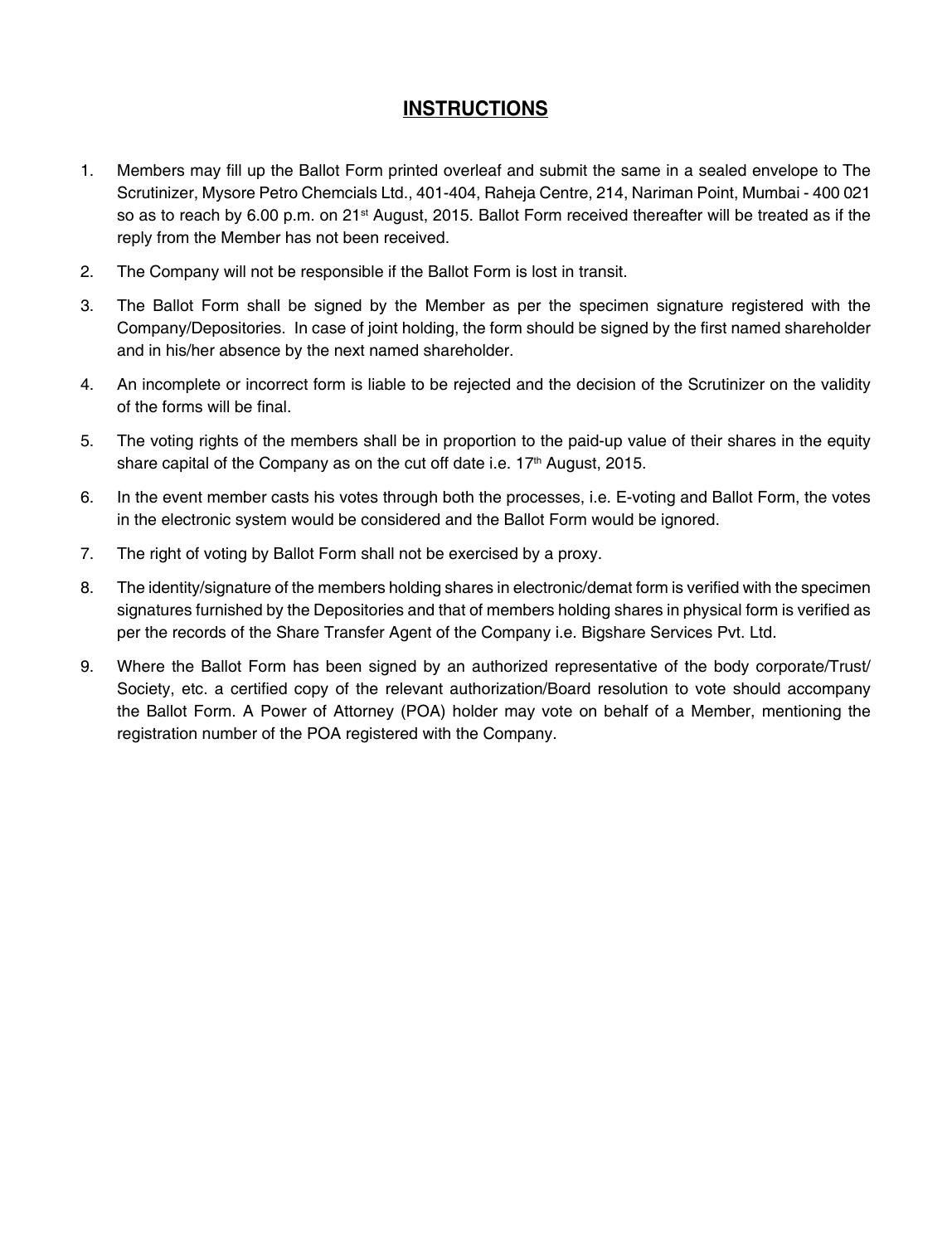## INSTRUCTIONS

1. Members may fill up the Ballot Form printed overleaf and submit the same in a sealed envelope to The Scrutinizer, Mysore Petro Chemcials Ltd., 401-404, Raheja Centre, 214, Nariman Point, Mumbai - 400 021 so as to reach by 6.00 p.m. on 21st August, 2015. Ballot Form received thereafter will be treated as if the reply from the Member has not been received.
2. The Company will not be responsible if the Ballot Form is lost in transit.
3. The Ballot Form shall be signed by the Member as per the specimen signature registered with the Company/Depositories. In case of joint holding, the form should be signed by the first named shareholder and in his/her absence by the next named shareholder.
4. An incomplete or incorrect form is liable to be rejected and the decision of the Scrutinizer on the validity of the forms will be final.
5. The voting rights of the members shall be in proportion to the paid-up value of their shares in the equity share capital of the Company as on the cut off date i.e. 17th August, 2015.
6. In the event member casts his votes through both the processes, i.e. E-voting and Ballot Form, the votes in the electronic system would be considered and the Ballot Form would be ignored.
7. The right of voting by Ballot Form shall not be exercised by a proxy.
8. The identity/signature of the members holding shares in electronic/demat form is verified with the specimen signatures furnished by the Depositories and that of members holding shares in physical form is verified as per the records of the Share Transfer Agent of the Company i.e. Bigshare Services Pvt. Ltd.
9. Where the Ballot Form has been signed by an authorized representative of the body corporate/Trust/ Society, etc. a certified copy of the relevant authorization/Board resolution to vote should accompany the Ballot Form. A Power of Attorney (POA) holder may vote on behalf of a Member, mentioning the registration number of the POA registered with the Company.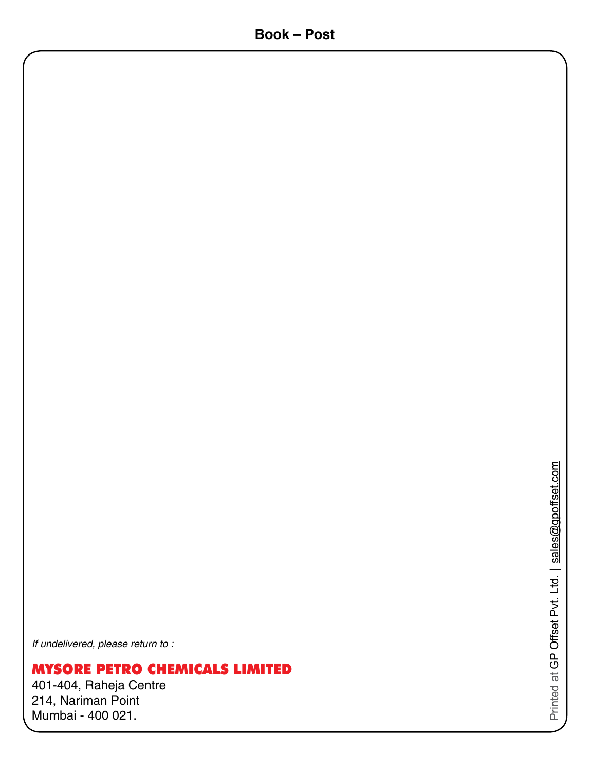**Book – Post**

*If undelivered, please return to :*

**MYSORE PETRO CHEMICALS LIMITED**
401-404, Raheja Centre
214, Nariman Point
Mumbai - 400 021.

Printed at GP Offset Pvt. Ltd. | sales@gpoffset.com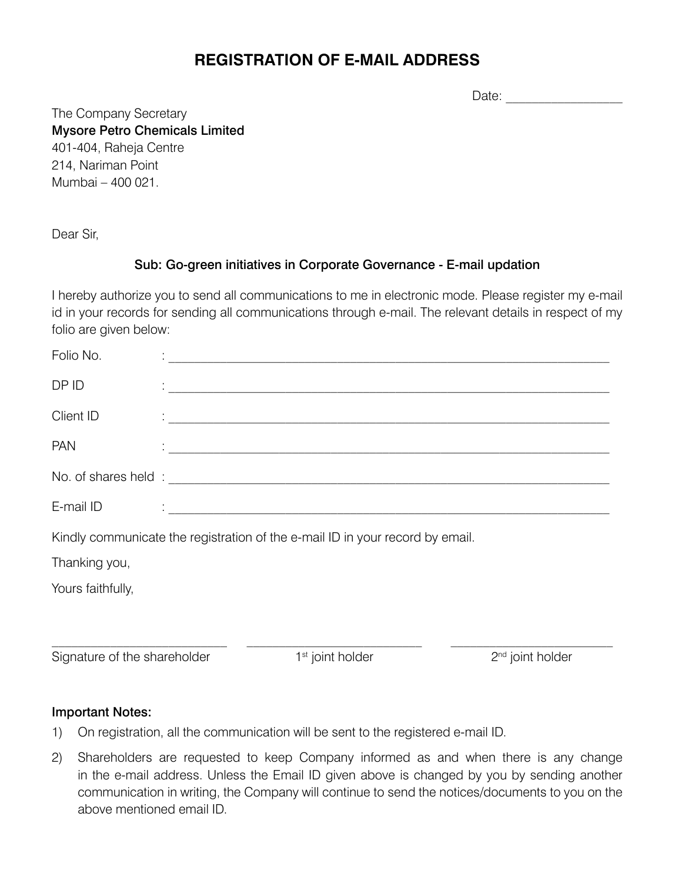# REGISTRATION OF E-MAIL ADDRESS

Date: ________________

The Company Secretary
**Mysore Petro Chemicals Limited**
401-404, Raheja Centre
214, Nariman Point
Mumbai – 400 021.

Dear Sir,

**Sub: Go-green initiatives in Corporate Governance - E-mail updation**

I hereby authorize you to send all communications to me in electronic mode. Please register my e-mail id in your records for sending all communications through e-mail. The relevant details in respect of my folio are given below:

Folio No. : ____________________________________________

DP ID : ____________________________________________

Client ID : ____________________________________________

PAN : ____________________________________________

No. of shares held : ____________________________________________

E-mail ID : ____________________________________________

Kindly communicate the registration of the e-mail ID in your record by email.

Thanking you,

Yours faithfully,

| | | |
|---|---|---|
| ________________________ | ________________________ | ________________________ |
| Signature of the shareholder | 1st joint holder | 2nd joint holder |

**Important Notes:**

1) On registration, all the communication will be sent to the registered e-mail ID.
2) Shareholders are requested to keep Company informed as and when there is any change in the e-mail address. Unless the Email ID given above is changed by you by sending another communication in writing, the Company will continue to send the notices/documents to you on the above mentioned email ID.